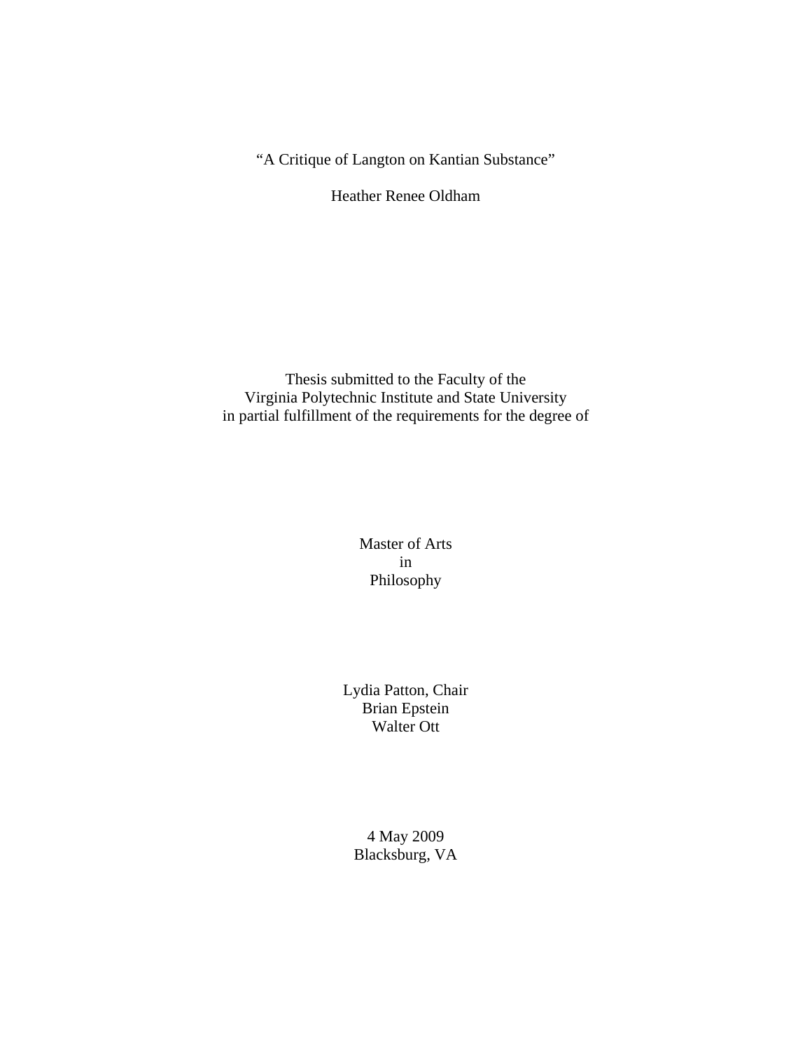"A Critique of Langton on Kantian Substance"

Heather Renee Oldham

Thesis submitted to the Faculty of the
Virginia Polytechnic Institute and State University
in partial fulfillment of the requirements for the degree of

Master of Arts
in
Philosophy

Lydia Patton, Chair
Brian Epstein
Walter Ott

4 May 2009
Blacksburg, VA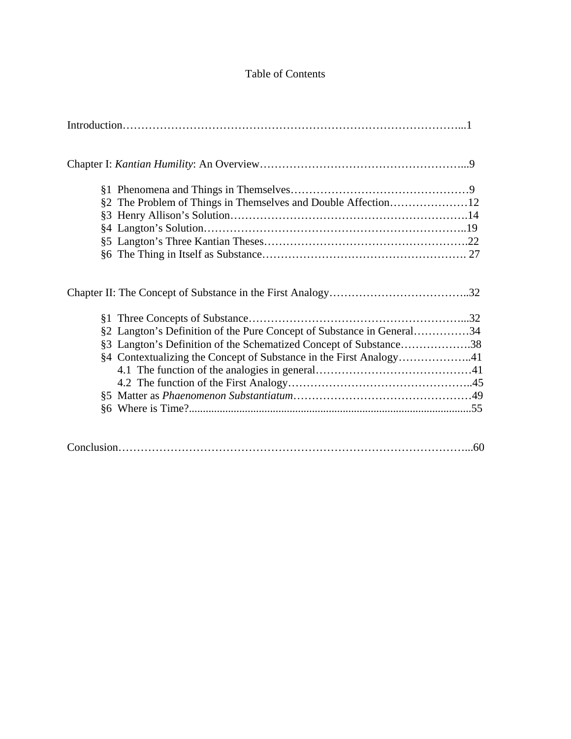# Table of Contents

Introduction……………………………………………………………………………...1

Chapter I: *Kantian Humility*: An Overview………………………………………………...9

- §1 Phenomena and Things in Themselves…………………………………………9
- §2 The Problem of Things in Themselves and Double Affection…………………12
- §3 Henry Allison's Solution……………………………………………………….14
- §4 Langton's Solution……………………………………………………………..19
- §5 Langton's Three Kantian Theses……………………………………………….22
- §6 The Thing in Itself as Substance………………………………………………. 27

Chapter II: The Concept of Substance in the First Analogy………………………………..32

- §1 Three Concepts of Substance…………………………………………………...32
- §2 Langton's Definition of the Pure Concept of Substance in General……………34
- §3 Langton's Definition of the Schematized Concept of Substance……………….38
- §4 Contextualizing the Concept of Substance in the First Analogy………………..41
  - 4.1 The function of the analogies in general……………………………………41
  - 4.2 The function of the First Analogy…………………………………………..45
- §5 Matter as *Phaenomenon Substantiatum*…………………………………………49
- §6 Where is Time?.....................................................................................................55

Conclusion………………………………………………………………………………...60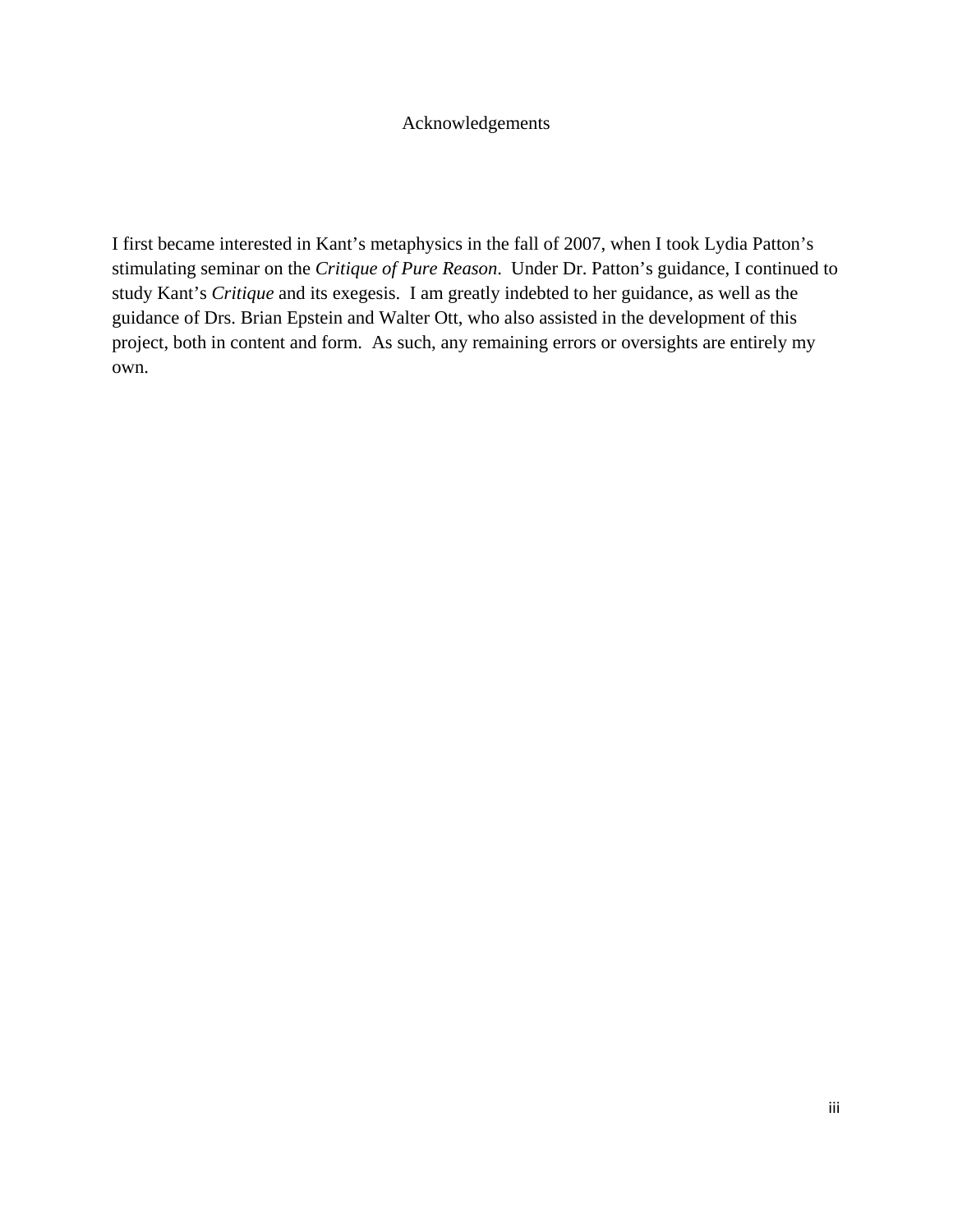# Acknowledgements

I first became interested in Kant's metaphysics in the fall of 2007, when I took Lydia Patton's stimulating seminar on the *Critique of Pure Reason*. Under Dr. Patton's guidance, I continued to study Kant's *Critique* and its exegesis. I am greatly indebted to her guidance, as well as the guidance of Drs. Brian Epstein and Walter Ott, who also assisted in the development of this project, both in content and form. As such, any remaining errors or oversights are entirely my own.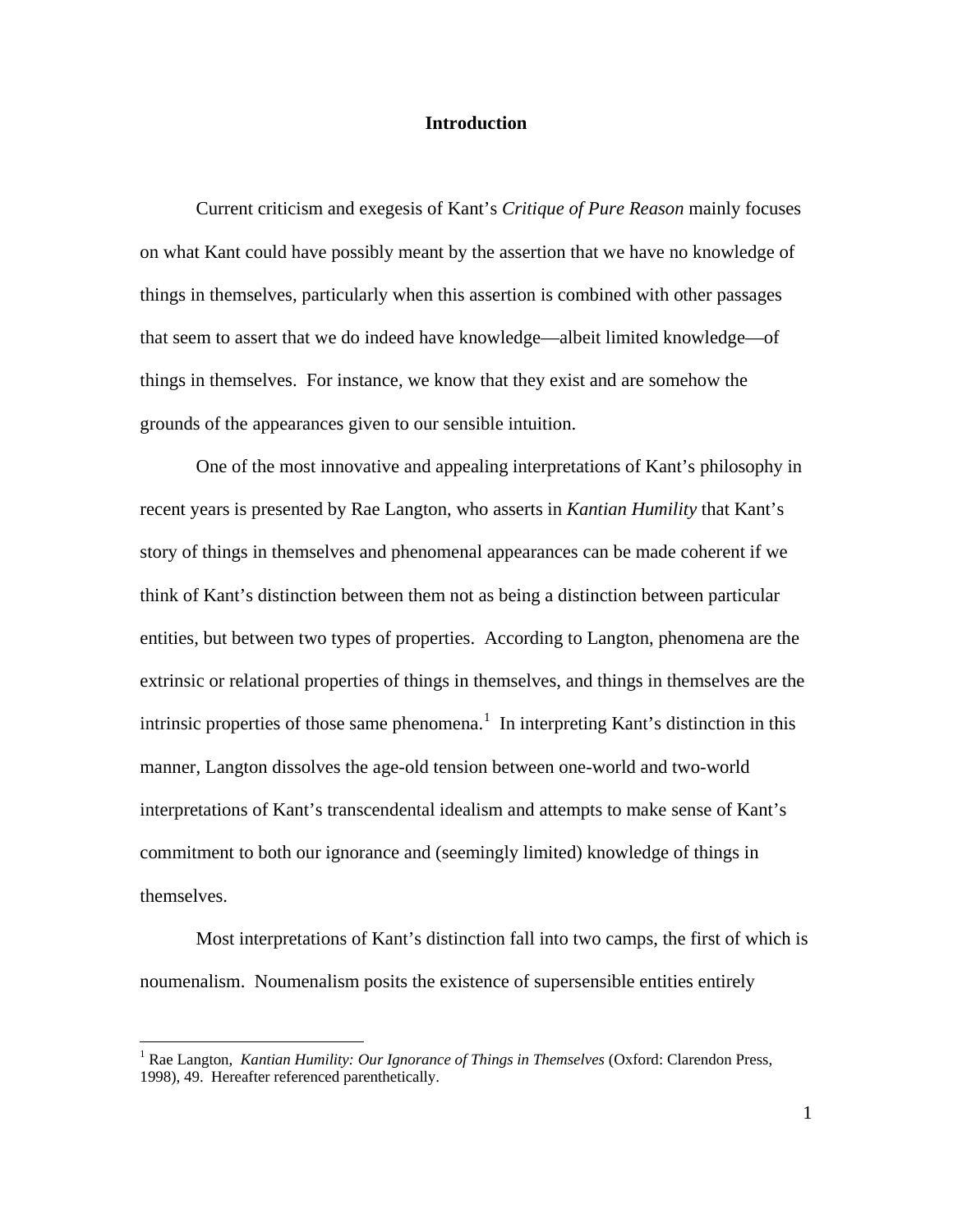# Introduction

Current criticism and exegesis of Kant's *Critique of Pure Reason* mainly focuses on what Kant could have possibly meant by the assertion that we have no knowledge of things in themselves, particularly when this assertion is combined with other passages that seem to assert that we do indeed have knowledge—albeit limited knowledge—of things in themselves. For instance, we know that they exist and are somehow the grounds of the appearances given to our sensible intuition.

One of the most innovative and appealing interpretations of Kant's philosophy in recent years is presented by Rae Langton, who asserts in *Kantian Humility* that Kant's story of things in themselves and phenomenal appearances can be made coherent if we think of Kant's distinction between them not as being a distinction between particular entities, but between two types of properties. According to Langton, phenomena are the extrinsic or relational properties of things in themselves, and things in themselves are the intrinsic properties of those same phenomena.[1] In interpreting Kant's distinction in this manner, Langton dissolves the age-old tension between one-world and two-world interpretations of Kant's transcendental idealism and attempts to make sense of Kant's commitment to both our ignorance and (seemingly limited) knowledge of things in themselves.

Most interpretations of Kant's distinction fall into two camps, the first of which is noumenalism. Noumenalism posits the existence of supersensible entities entirely

---

[1] Rae Langton, *Kantian Humility: Our Ignorance of Things in Themselves* (Oxford: Clarendon Press, 1998), 49. Hereafter referenced parenthetically.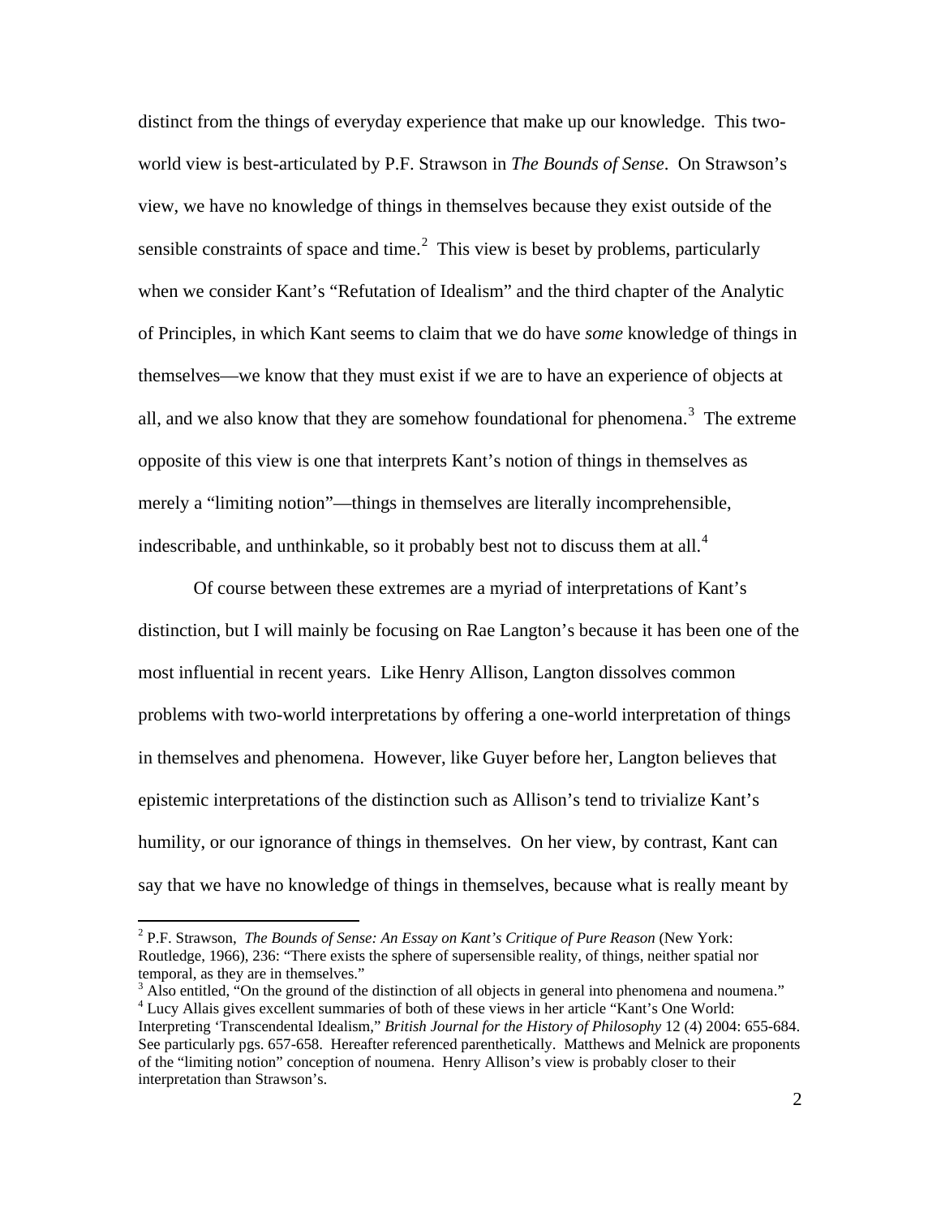distinct from the things of everyday experience that make up our knowledge. This two-world view is best-articulated by P.F. Strawson in *The Bounds of Sense*. On Strawson's view, we have no knowledge of things in themselves because they exist outside of the sensible constraints of space and time.[2] This view is beset by problems, particularly when we consider Kant's "Refutation of Idealism" and the third chapter of the Analytic of Principles, in which Kant seems to claim that we do have *some* knowledge of things in themselves—we know that they must exist if we are to have an experience of objects at all, and we also know that they are somehow foundational for phenomena.[3] The extreme opposite of this view is one that interprets Kant's notion of things in themselves as merely a "limiting notion"—things in themselves are literally incomprehensible, indescribable, and unthinkable, so it probably best not to discuss them at all.[4]

Of course between these extremes are a myriad of interpretations of Kant's distinction, but I will mainly be focusing on Rae Langton's because it has been one of the most influential in recent years. Like Henry Allison, Langton dissolves common problems with two-world interpretations by offering a one-world interpretation of things in themselves and phenomena. However, like Guyer before her, Langton believes that epistemic interpretations of the distinction such as Allison's tend to trivialize Kant's humility, or our ignorance of things in themselves. On her view, by contrast, Kant can say that we have no knowledge of things in themselves, because what is really meant by

---

[2] P.F. Strawson, *The Bounds of Sense: An Essay on Kant's Critique of Pure Reason* (New York: Routledge, 1966), 236: "There exists the sphere of supersensible reality, of things, neither spatial nor temporal, as they are in themselves."

[3] Also entitled, "On the ground of the distinction of all objects in general into phenomena and noumena."

[4] Lucy Allais gives excellent summaries of both of these views in her article "Kant's One World: Interpreting 'Transcendental Idealism,'" *British Journal for the History of Philosophy* 12 (4) 2004: 655-684. See particularly pgs. 657-658. Hereafter referenced parenthetically. Matthews and Melnick are proponents of the "limiting notion" conception of noumena. Henry Allison's view is probably closer to their interpretation than Strawson's.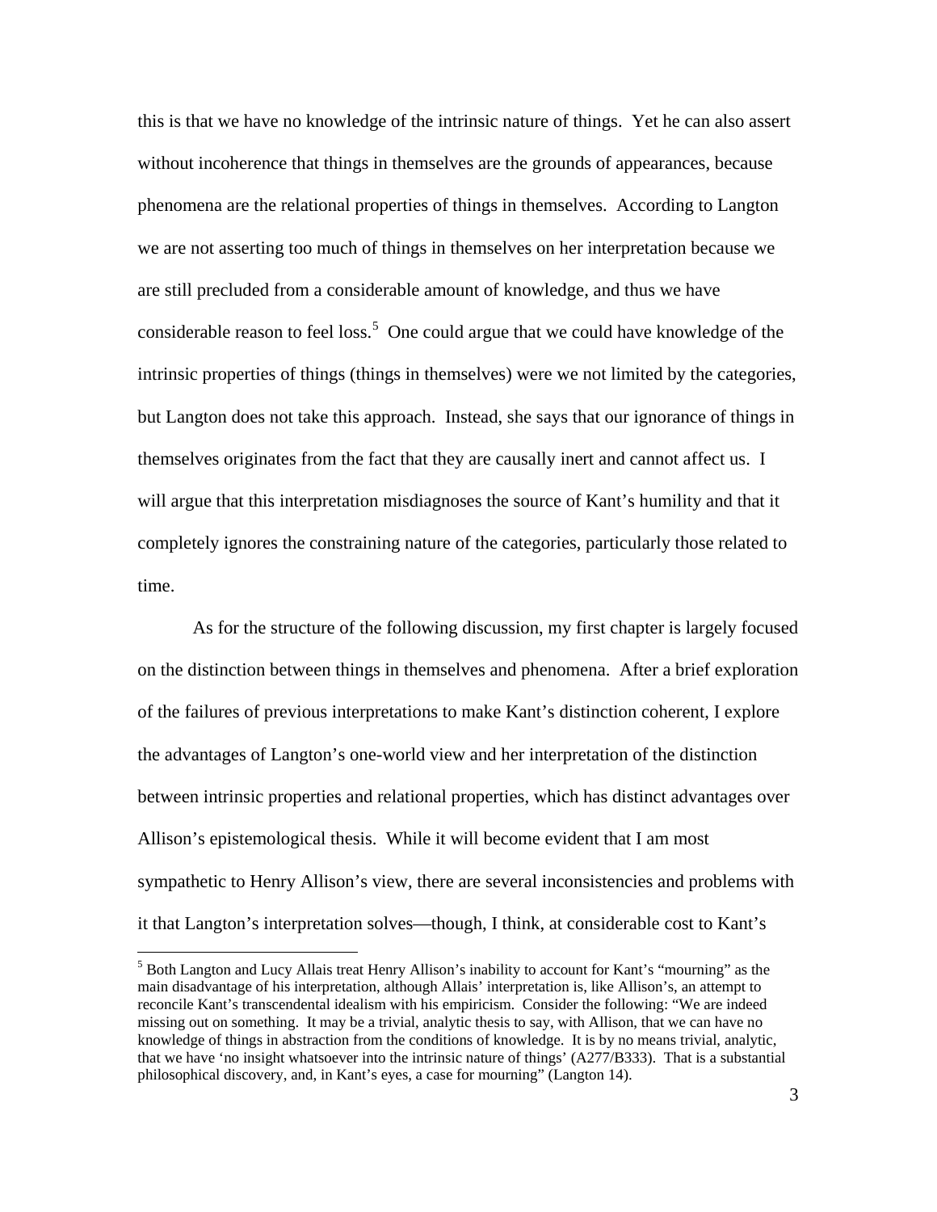this is that we have no knowledge of the intrinsic nature of things. Yet he can also assert without incoherence that things in themselves are the grounds of appearances, because phenomena are the relational properties of things in themselves. According to Langton we are not asserting too much of things in themselves on her interpretation because we are still precluded from a considerable amount of knowledge, and thus we have considerable reason to feel loss.[5] One could argue that we could have knowledge of the intrinsic properties of things (things in themselves) were we not limited by the categories, but Langton does not take this approach. Instead, she says that our ignorance of things in themselves originates from the fact that they are causally inert and cannot affect us. I will argue that this interpretation misdiagnoses the source of Kant's humility and that it completely ignores the constraining nature of the categories, particularly those related to time.

As for the structure of the following discussion, my first chapter is largely focused on the distinction between things in themselves and phenomena. After a brief exploration of the failures of previous interpretations to make Kant's distinction coherent, I explore the advantages of Langton's one-world view and her interpretation of the distinction between intrinsic properties and relational properties, which has distinct advantages over Allison's epistemological thesis. While it will become evident that I am most sympathetic to Henry Allison's view, there are several inconsistencies and problems with it that Langton's interpretation solves—though, I think, at considerable cost to Kant's

[5] Both Langton and Lucy Allais treat Henry Allison's inability to account for Kant's "mourning" as the main disadvantage of his interpretation, although Allais' interpretation is, like Allison's, an attempt to reconcile Kant's transcendental idealism with his empiricism. Consider the following: "We are indeed missing out on something. It may be a trivial, analytic thesis to say, with Allison, that we can have no knowledge of things in abstraction from the conditions of knowledge. It is by no means trivial, analytic, that we have 'no insight whatsoever into the intrinsic nature of things' (A277/B333). That is a substantial philosophical discovery, and, in Kant's eyes, a case for mourning" (Langton 14).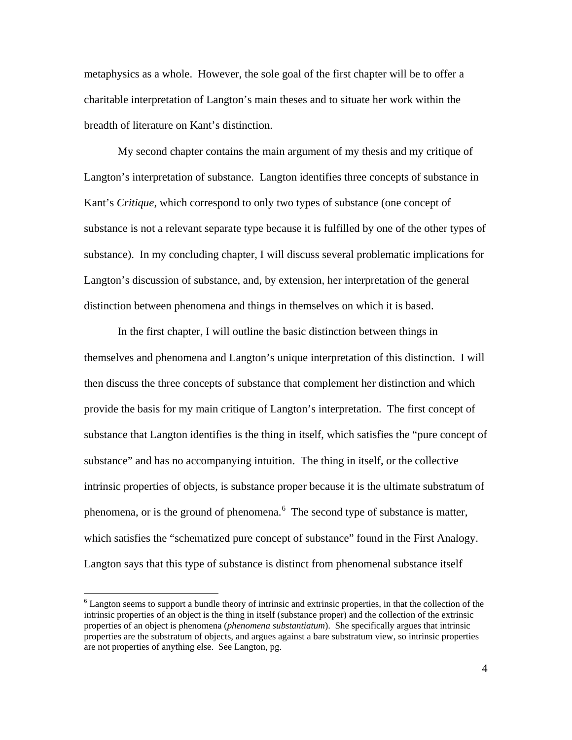metaphysics as a whole. However, the sole goal of the first chapter will be to offer a charitable interpretation of Langton's main theses and to situate her work within the breadth of literature on Kant's distinction.

My second chapter contains the main argument of my thesis and my critique of Langton's interpretation of substance. Langton identifies three concepts of substance in Kant's *Critique*, which correspond to only two types of substance (one concept of substance is not a relevant separate type because it is fulfilled by one of the other types of substance). In my concluding chapter, I will discuss several problematic implications for Langton's discussion of substance, and, by extension, her interpretation of the general distinction between phenomena and things in themselves on which it is based.

In the first chapter, I will outline the basic distinction between things in themselves and phenomena and Langton's unique interpretation of this distinction. I will then discuss the three concepts of substance that complement her distinction and which provide the basis for my main critique of Langton's interpretation. The first concept of substance that Langton identifies is the thing in itself, which satisfies the "pure concept of substance" and has no accompanying intuition. The thing in itself, or the collective intrinsic properties of objects, is substance proper because it is the ultimate substratum of phenomena, or is the ground of phenomena.[6] The second type of substance is matter, which satisfies the "schematized pure concept of substance" found in the First Analogy. Langton says that this type of substance is distinct from phenomenal substance itself

---

[6] Langton seems to support a bundle theory of intrinsic and extrinsic properties, in that the collection of the intrinsic properties of an object is the thing in itself (substance proper) and the collection of the extrinsic properties of an object is phenomena (*phenomena substantiatum*). She specifically argues that intrinsic properties are the substratum of objects, and argues against a bare substratum view, so intrinsic properties are not properties of anything else. See Langton, pg.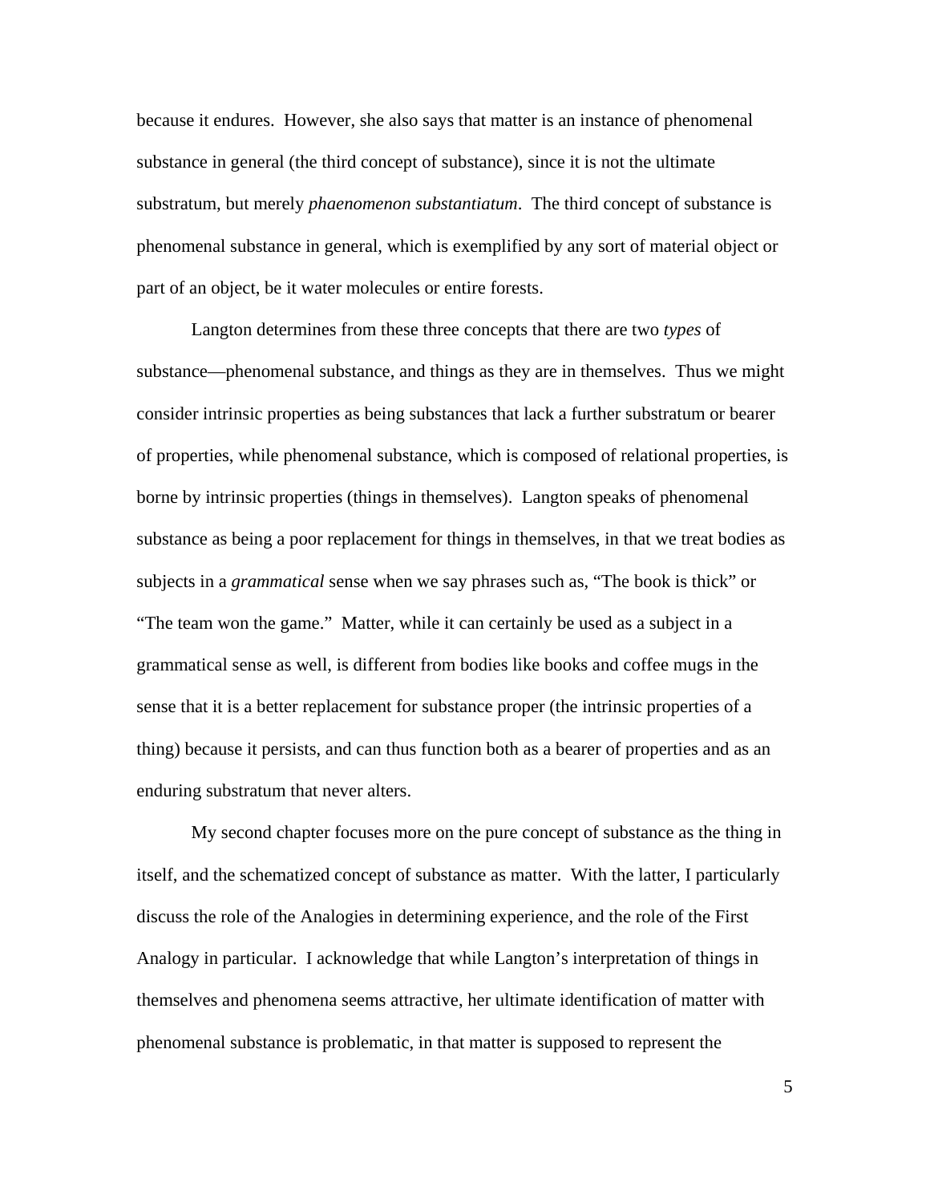because it endures. However, she also says that matter is an instance of phenomenal substance in general (the third concept of substance), since it is not the ultimate substratum, but merely *phaenomenon substantiatum*. The third concept of substance is phenomenal substance in general, which is exemplified by any sort of material object or part of an object, be it water molecules or entire forests.

Langton determines from these three concepts that there are two *types* of substance—phenomenal substance, and things as they are in themselves. Thus we might consider intrinsic properties as being substances that lack a further substratum or bearer of properties, while phenomenal substance, which is composed of relational properties, is borne by intrinsic properties (things in themselves). Langton speaks of phenomenal substance as being a poor replacement for things in themselves, in that we treat bodies as subjects in a *grammatical* sense when we say phrases such as, "The book is thick" or "The team won the game." Matter, while it can certainly be used as a subject in a grammatical sense as well, is different from bodies like books and coffee mugs in the sense that it is a better replacement for substance proper (the intrinsic properties of a thing) because it persists, and can thus function both as a bearer of properties and as an enduring substratum that never alters.

My second chapter focuses more on the pure concept of substance as the thing in itself, and the schematized concept of substance as matter. With the latter, I particularly discuss the role of the Analogies in determining experience, and the role of the First Analogy in particular. I acknowledge that while Langton's interpretation of things in themselves and phenomena seems attractive, her ultimate identification of matter with phenomenal substance is problematic, in that matter is supposed to represent the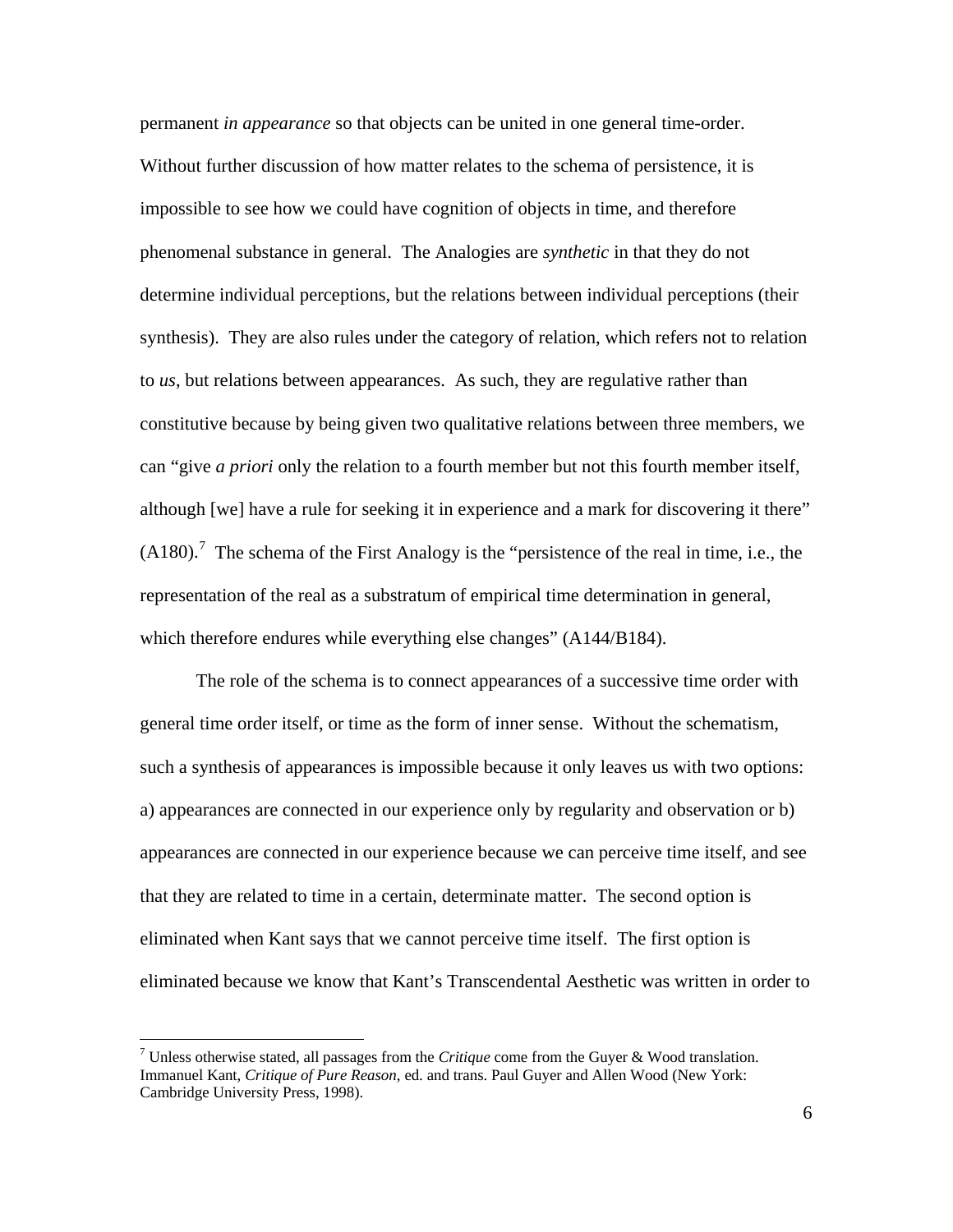permanent *in appearance* so that objects can be united in one general time-order. Without further discussion of how matter relates to the schema of persistence, it is impossible to see how we could have cognition of objects in time, and therefore phenomenal substance in general. The Analogies are *synthetic* in that they do not determine individual perceptions, but the relations between individual perceptions (their synthesis). They are also rules under the category of relation, which refers not to relation to *us*, but relations between appearances. As such, they are regulative rather than constitutive because by being given two qualitative relations between three members, we can "give *a priori* only the relation to a fourth member but not this fourth member itself, although [we] have a rule for seeking it in experience and a mark for discovering it there" (A180).[7] The schema of the First Analogy is the "persistence of the real in time, i.e., the representation of the real as a substratum of empirical time determination in general, which therefore endures while everything else changes" (A144/B184).

The role of the schema is to connect appearances of a successive time order with general time order itself, or time as the form of inner sense. Without the schematism, such a synthesis of appearances is impossible because it only leaves us with two options: a) appearances are connected in our experience only by regularity and observation or b) appearances are connected in our experience because we can perceive time itself, and see that they are related to time in a certain, determinate matter. The second option is eliminated when Kant says that we cannot perceive time itself. The first option is eliminated because we know that Kant's Transcendental Aesthetic was written in order to

---

[7] Unless otherwise stated, all passages from the *Critique* come from the Guyer & Wood translation. Immanuel Kant, *Critique of Pure Reason*, ed. and trans. Paul Guyer and Allen Wood (New York: Cambridge University Press, 1998).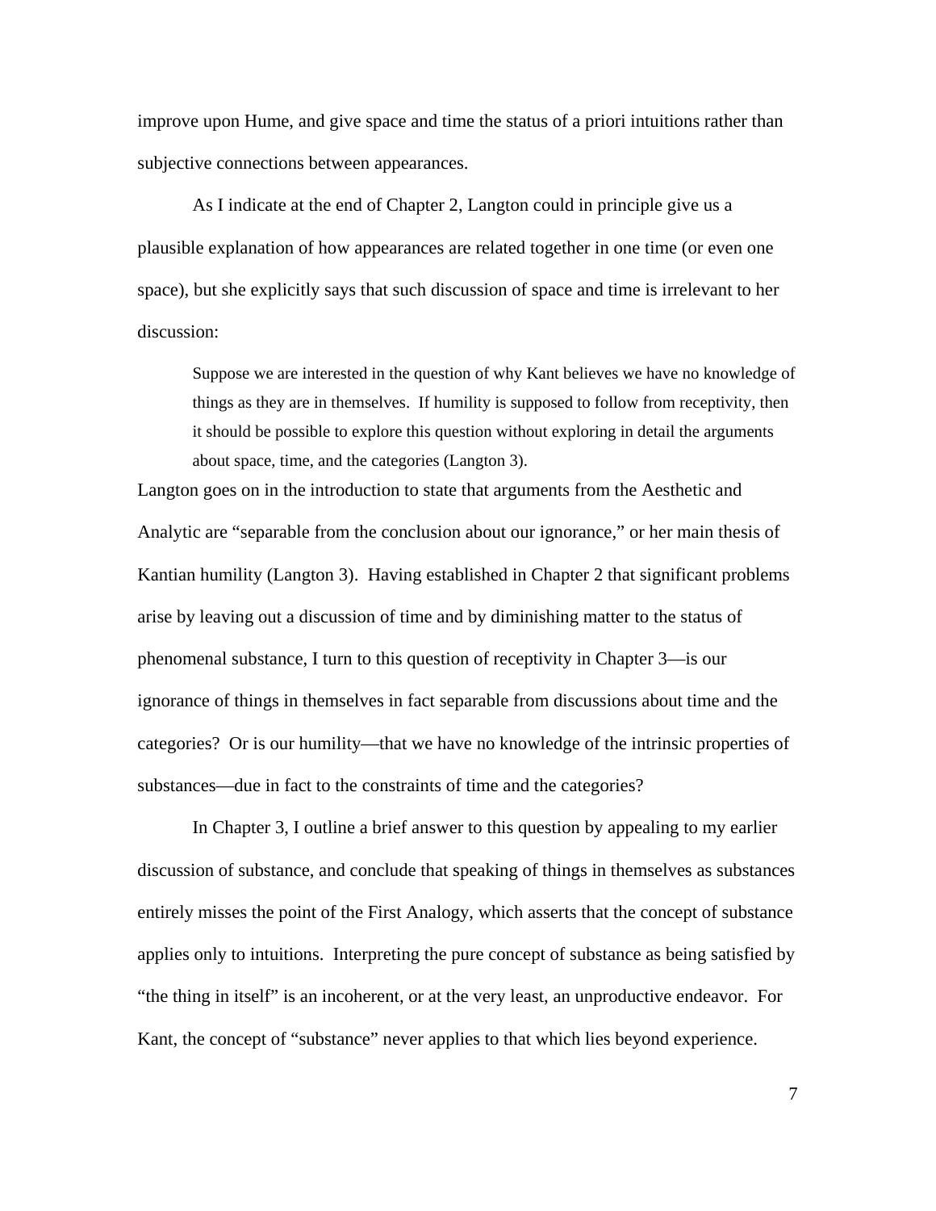improve upon Hume, and give space and time the status of a priori intuitions rather than subjective connections between appearances.

As I indicate at the end of Chapter 2, Langton could in principle give us a plausible explanation of how appearances are related together in one time (or even one space), but she explicitly says that such discussion of space and time is irrelevant to her discussion:

> Suppose we are interested in the question of why Kant believes we have no knowledge of things as they are in themselves. If humility is supposed to follow from receptivity, then it should be possible to explore this question without exploring in detail the arguments about space, time, and the categories (Langton 3).

Langton goes on in the introduction to state that arguments from the Aesthetic and Analytic are "separable from the conclusion about our ignorance," or her main thesis of Kantian humility (Langton 3). Having established in Chapter 2 that significant problems arise by leaving out a discussion of time and by diminishing matter to the status of phenomenal substance, I turn to this question of receptivity in Chapter 3—is our ignorance of things in themselves in fact separable from discussions about time and the categories? Or is our humility—that we have no knowledge of the intrinsic properties of substances—due in fact to the constraints of time and the categories?

In Chapter 3, I outline a brief answer to this question by appealing to my earlier discussion of substance, and conclude that speaking of things in themselves as substances entirely misses the point of the First Analogy, which asserts that the concept of substance applies only to intuitions. Interpreting the pure concept of substance as being satisfied by "the thing in itself" is an incoherent, or at the very least, an unproductive endeavor. For Kant, the concept of "substance" never applies to that which lies beyond experience.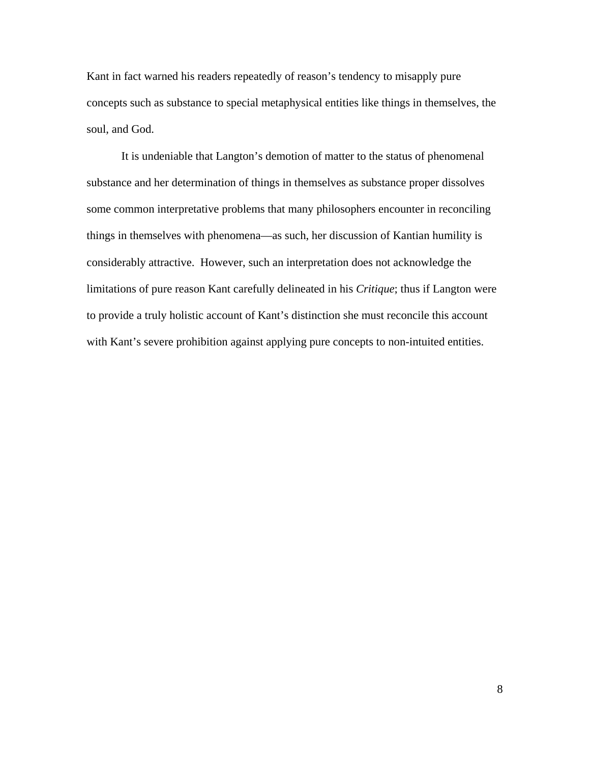Kant in fact warned his readers repeatedly of reason's tendency to misapply pure concepts such as substance to special metaphysical entities like things in themselves, the soul, and God.

It is undeniable that Langton's demotion of matter to the status of phenomenal substance and her determination of things in themselves as substance proper dissolves some common interpretative problems that many philosophers encounter in reconciling things in themselves with phenomena—as such, her discussion of Kantian humility is considerably attractive. However, such an interpretation does not acknowledge the limitations of pure reason Kant carefully delineated in his *Critique*; thus if Langton were to provide a truly holistic account of Kant's distinction she must reconcile this account with Kant's severe prohibition against applying pure concepts to non-intuited entities.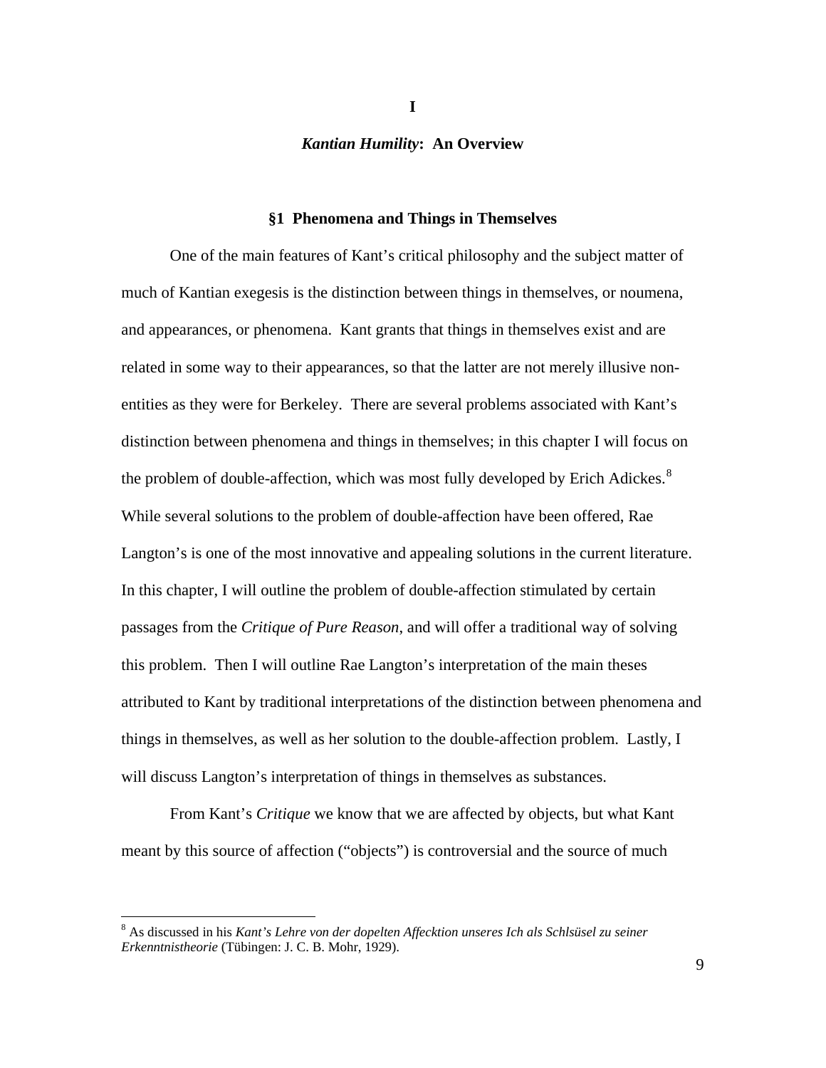# I

## *Kantian Humility*: An Overview

### §1 Phenomena and Things in Themselves

One of the main features of Kant's critical philosophy and the subject matter of much of Kantian exegesis is the distinction between things in themselves, or noumena, and appearances, or phenomena. Kant grants that things in themselves exist and are related in some way to their appearances, so that the latter are not merely illusive non-entities as they were for Berkeley. There are several problems associated with Kant's distinction between phenomena and things in themselves; in this chapter I will focus on the problem of double-affection, which was most fully developed by Erich Adickes.[8] While several solutions to the problem of double-affection have been offered, Rae Langton's is one of the most innovative and appealing solutions in the current literature. In this chapter, I will outline the problem of double-affection stimulated by certain passages from the *Critique of Pure Reason*, and will offer a traditional way of solving this problem. Then I will outline Rae Langton's interpretation of the main theses attributed to Kant by traditional interpretations of the distinction between phenomena and things in themselves, as well as her solution to the double-affection problem. Lastly, I will discuss Langton's interpretation of things in themselves as substances.

From Kant's *Critique* we know that we are affected by objects, but what Kant meant by this source of affection ("objects") is controversial and the source of much

---

[8] As discussed in his *Kant's Lehre von der dopelten Affecktion unseres Ich als Schlsüsel zu seiner Erkenntnistheorie* (Tübingen: J. C. B. Mohr, 1929).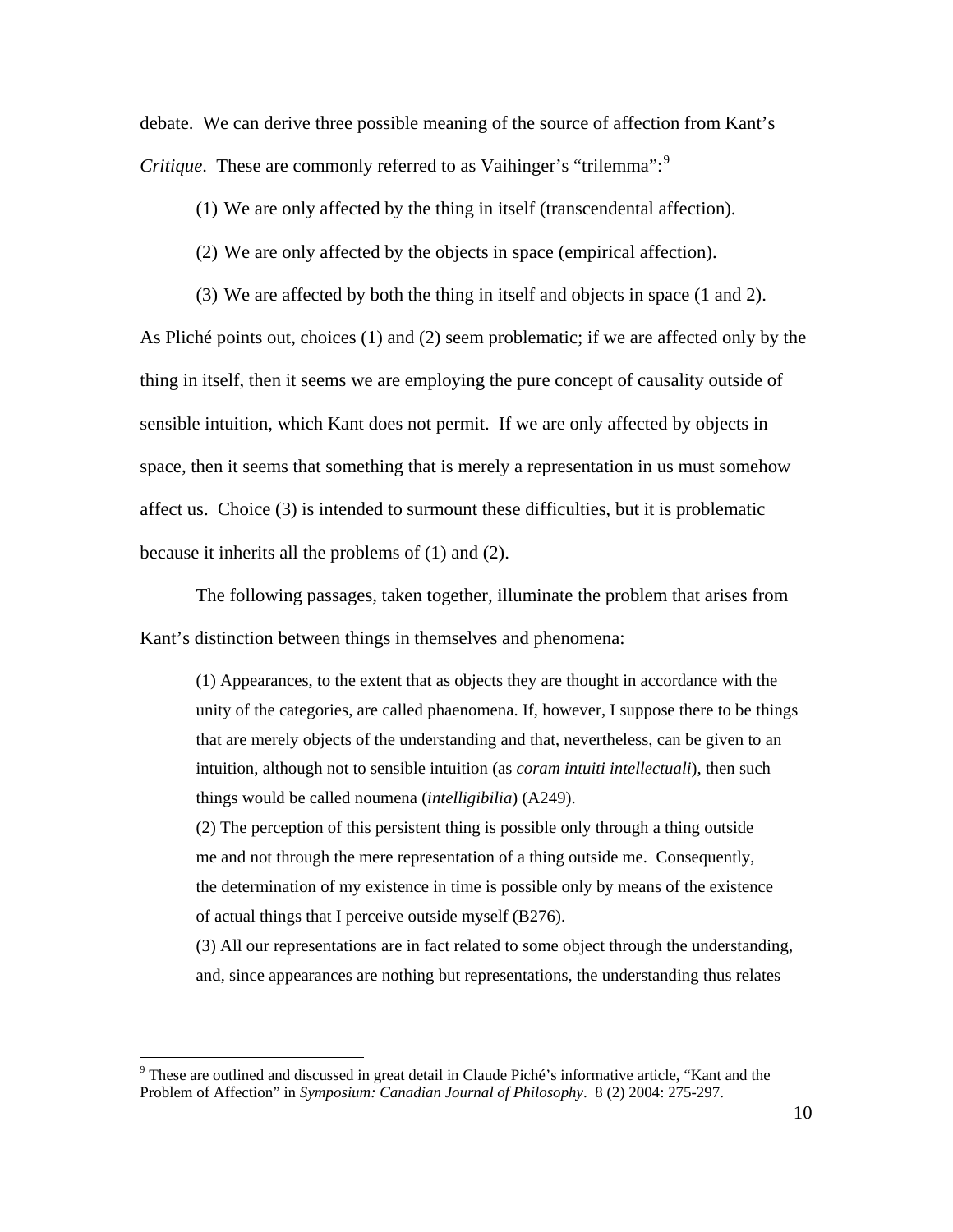debate. We can derive three possible meaning of the source of affection from Kant's *Critique*. These are commonly referred to as Vaihinger's "trilemma":[9]

(1) We are only affected by the thing in itself (transcendental affection).

(2) We are only affected by the objects in space (empirical affection).

(3) We are affected by both the thing in itself and objects in space (1 and 2).

As Pliché points out, choices (1) and (2) seem problematic; if we are affected only by the thing in itself, then it seems we are employing the pure concept of causality outside of sensible intuition, which Kant does not permit. If we are only affected by objects in space, then it seems that something that is merely a representation in us must somehow affect us. Choice (3) is intended to surmount these difficulties, but it is problematic because it inherits all the problems of (1) and (2).

The following passages, taken together, illuminate the problem that arises from Kant's distinction between things in themselves and phenomena:

> (1) Appearances, to the extent that as objects they are thought in accordance with the unity of the categories, are called phaenomena. If, however, I suppose there to be things that are merely objects of the understanding and that, nevertheless, can be given to an intuition, although not to sensible intuition (as *coram intuiti intellectuali*), then such things would be called noumena (*intelligibilia*) (A249).
>
> (2) The perception of this persistent thing is possible only through a thing outside me and not through the mere representation of a thing outside me. Consequently, the determination of my existence in time is possible only by means of the existence of actual things that I perceive outside myself (B276).
>
> (3) All our representations are in fact related to some object through the understanding, and, since appearances are nothing but representations, the understanding thus relates

[9] These are outlined and discussed in great detail in Claude Piché's informative article, "Kant and the Problem of Affection" in *Symposium: Canadian Journal of Philosophy*. 8 (2) 2004: 275-297.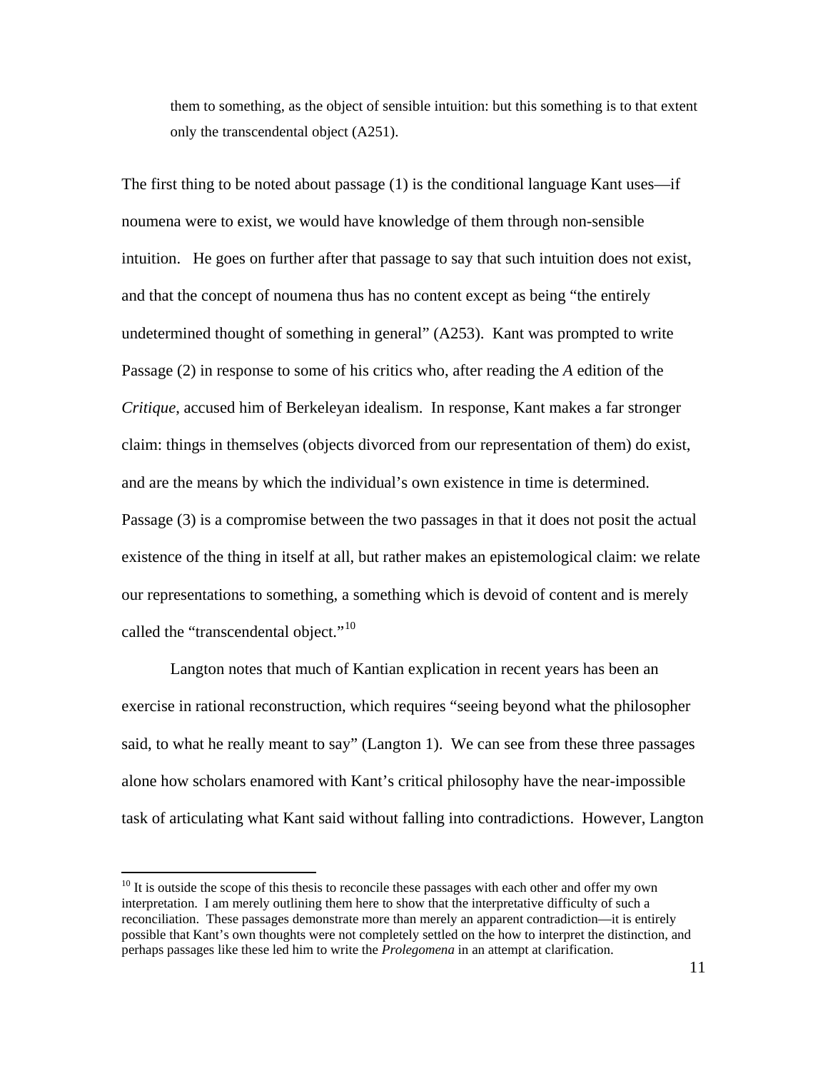> them to something, as the object of sensible intuition: but this something is to that extent only the transcendental object (A251).

The first thing to be noted about passage (1) is the conditional language Kant uses—if noumena were to exist, we would have knowledge of them through non-sensible intuition.  He goes on further after that passage to say that such intuition does not exist, and that the concept of noumena thus has no content except as being "the entirely undetermined thought of something in general" (A253). Kant was prompted to write Passage (2) in response to some of his critics who, after reading the *A* edition of the *Critique*, accused him of Berkeleyan idealism. In response, Kant makes a far stronger claim: things in themselves (objects divorced from our representation of them) do exist, and are the means by which the individual's own existence in time is determined. Passage (3) is a compromise between the two passages in that it does not posit the actual existence of the thing in itself at all, but rather makes an epistemological claim: we relate our representations to something, a something which is devoid of content and is merely called the "transcendental object."[10]

Langton notes that much of Kantian explication in recent years has been an exercise in rational reconstruction, which requires "seeing beyond what the philosopher said, to what he really meant to say" (Langton 1). We can see from these three passages alone how scholars enamored with Kant's critical philosophy have the near-impossible task of articulating what Kant said without falling into contradictions. However, Langton

---

[10] It is outside the scope of this thesis to reconcile these passages with each other and offer my own interpretation. I am merely outlining them here to show that the interpretative difficulty of such a reconciliation. These passages demonstrate more than merely an apparent contradiction—it is entirely possible that Kant's own thoughts were not completely settled on the how to interpret the distinction, and perhaps passages like these led him to write the *Prolegomena* in an attempt at clarification.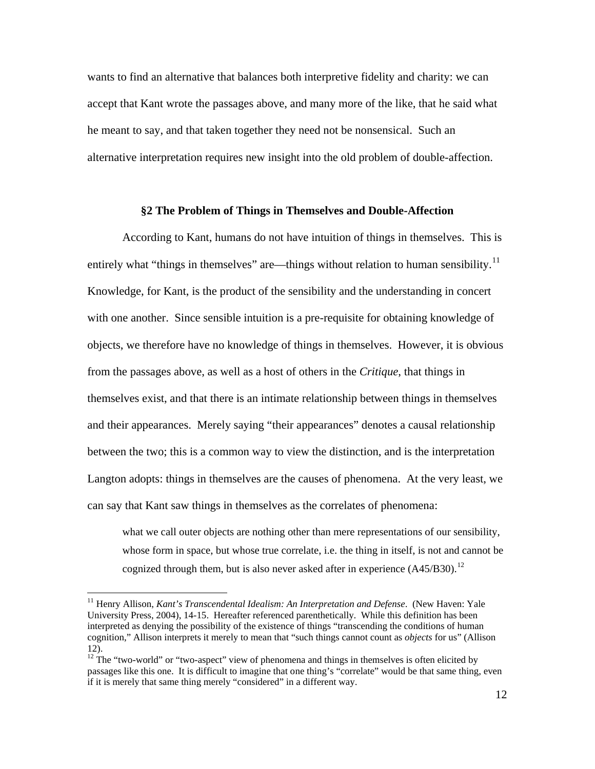wants to find an alternative that balances both interpretive fidelity and charity: we can accept that Kant wrote the passages above, and many more of the like, that he said what he meant to say, and that taken together they need not be nonsensical. Such an alternative interpretation requires new insight into the old problem of double-affection.

## §2 The Problem of Things in Themselves and Double-Affection

According to Kant, humans do not have intuition of things in themselves. This is entirely what "things in themselves" are—things without relation to human sensibility.[11] Knowledge, for Kant, is the product of the sensibility and the understanding in concert with one another. Since sensible intuition is a pre-requisite for obtaining knowledge of objects, we therefore have no knowledge of things in themselves. However, it is obvious from the passages above, as well as a host of others in the *Critique*, that things in themselves exist, and that there is an intimate relationship between things in themselves and their appearances. Merely saying "their appearances" denotes a causal relationship between the two; this is a common way to view the distinction, and is the interpretation Langton adopts: things in themselves are the causes of phenomena. At the very least, we can say that Kant saw things in themselves as the correlates of phenomena:

> what we call outer objects are nothing other than mere representations of our sensibility, whose form in space, but whose true correlate, i.e. the thing in itself, is not and cannot be cognized through them, but is also never asked after in experience (A45/B30).[12]

[11] Henry Allison, *Kant's Transcendental Idealism: An Interpretation and Defense*. (New Haven: Yale University Press, 2004), 14-15. Hereafter referenced parenthetically. While this definition has been interpreted as denying the possibility of the existence of things "transcending the conditions of human cognition," Allison interprets it merely to mean that "such things cannot count as *objects* for us" (Allison 12).

[12] The "two-world" or "two-aspect" view of phenomena and things in themselves is often elicited by passages like this one. It is difficult to imagine that one thing's "correlate" would be that same thing, even if it is merely that same thing merely "considered" in a different way.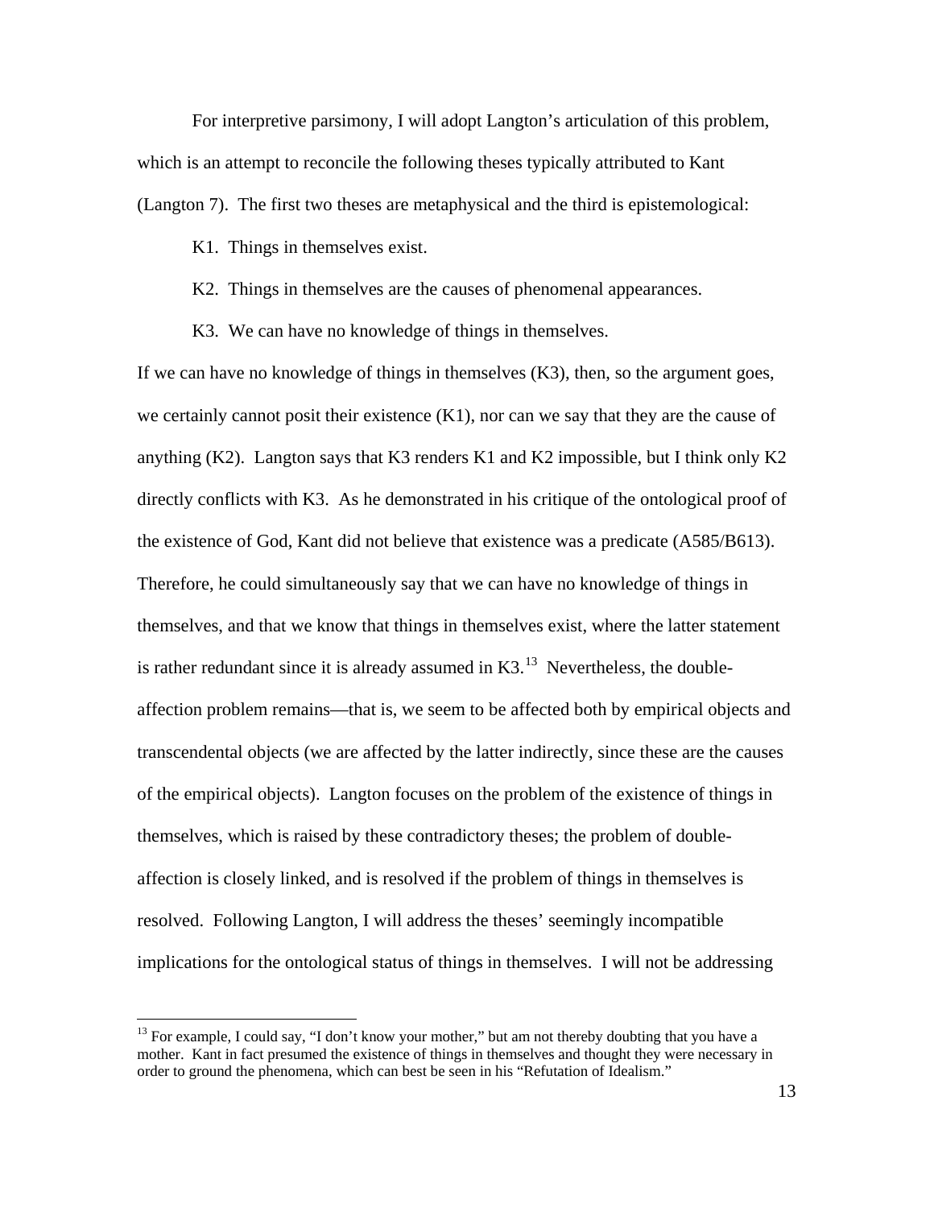For interpretive parsimony, I will adopt Langton's articulation of this problem, which is an attempt to reconcile the following theses typically attributed to Kant (Langton 7). The first two theses are metaphysical and the third is epistemological:

K1. Things in themselves exist.

K2. Things in themselves are the causes of phenomenal appearances.

K3. We can have no knowledge of things in themselves.

If we can have no knowledge of things in themselves (K3), then, so the argument goes, we certainly cannot posit their existence (K1), nor can we say that they are the cause of anything (K2). Langton says that K3 renders K1 and K2 impossible, but I think only K2 directly conflicts with K3. As he demonstrated in his critique of the ontological proof of the existence of God, Kant did not believe that existence was a predicate (A585/B613). Therefore, he could simultaneously say that we can have no knowledge of things in themselves, and that we know that things in themselves exist, where the latter statement is rather redundant since it is already assumed in K3.[13] Nevertheless, the double-affection problem remains—that is, we seem to be affected both by empirical objects and transcendental objects (we are affected by the latter indirectly, since these are the causes of the empirical objects). Langton focuses on the problem of the existence of things in themselves, which is raised by these contradictory theses; the problem of double-affection is closely linked, and is resolved if the problem of things in themselves is resolved. Following Langton, I will address the theses' seemingly incompatible implications for the ontological status of things in themselves. I will not be addressing

---

[13] For example, I could say, "I don't know your mother," but am not thereby doubting that you have a mother. Kant in fact presumed the existence of things in themselves and thought they were necessary in order to ground the phenomena, which can best be seen in his "Refutation of Idealism."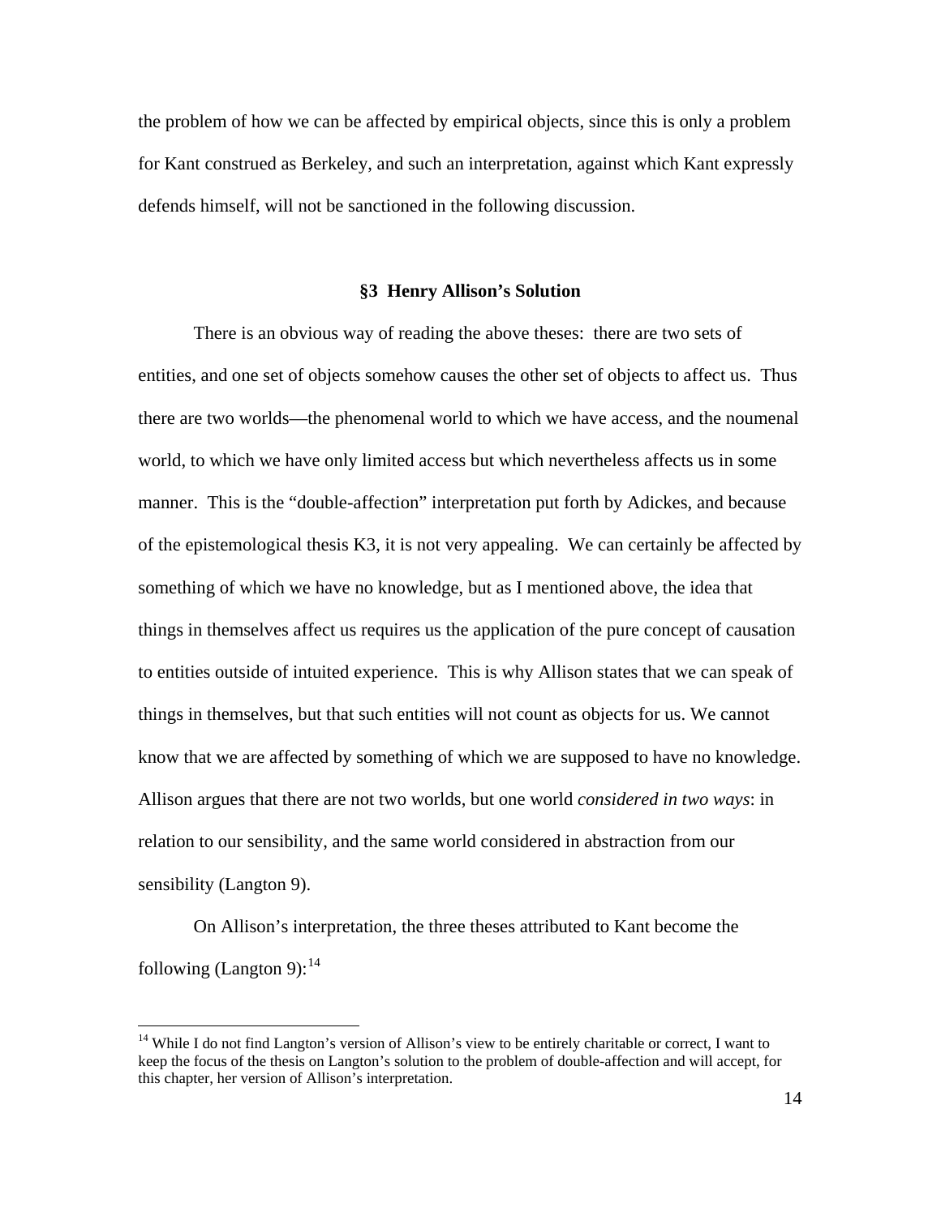the problem of how we can be affected by empirical objects, since this is only a problem for Kant construed as Berkeley, and such an interpretation, against which Kant expressly defends himself, will not be sanctioned in the following discussion.

### §3 Henry Allison's Solution

There is an obvious way of reading the above theses: there are two sets of entities, and one set of objects somehow causes the other set of objects to affect us. Thus there are two worlds—the phenomenal world to which we have access, and the noumenal world, to which we have only limited access but which nevertheless affects us in some manner. This is the "double-affection" interpretation put forth by Adickes, and because of the epistemological thesis K3, it is not very appealing. We can certainly be affected by something of which we have no knowledge, but as I mentioned above, the idea that things in themselves affect us requires us the application of the pure concept of causation to entities outside of intuited experience. This is why Allison states that we can speak of things in themselves, but that such entities will not count as objects for us. We cannot know that we are affected by something of which we are supposed to have no knowledge. Allison argues that there are not two worlds, but one world *considered in two ways*: in relation to our sensibility, and the same world considered in abstraction from our sensibility (Langton 9).

On Allison's interpretation, the three theses attributed to Kant become the following (Langton 9):[14]

---

[14] While I do not find Langton's version of Allison's view to be entirely charitable or correct, I want to keep the focus of the thesis on Langton's solution to the problem of double-affection and will accept, for this chapter, her version of Allison's interpretation.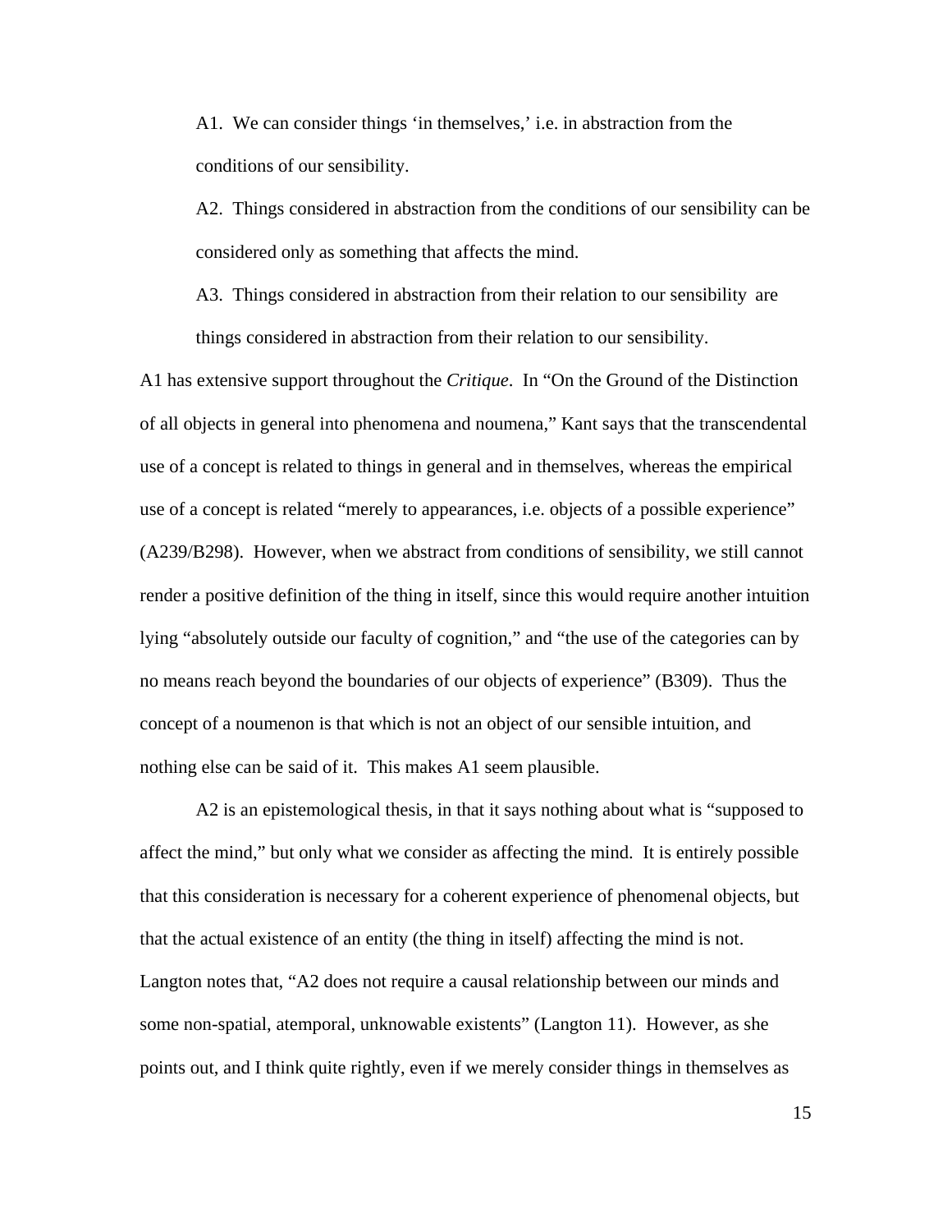A1. We can consider things 'in themselves,' i.e. in abstraction from the conditions of our sensibility.

A2. Things considered in abstraction from the conditions of our sensibility can be considered only as something that affects the mind.

A3. Things considered in abstraction from their relation to our sensibility are things considered in abstraction from their relation to our sensibility.

A1 has extensive support throughout the *Critique*. In "On the Ground of the Distinction of all objects in general into phenomena and noumena," Kant says that the transcendental use of a concept is related to things in general and in themselves, whereas the empirical use of a concept is related "merely to appearances, i.e. objects of a possible experience" (A239/B298). However, when we abstract from conditions of sensibility, we still cannot render a positive definition of the thing in itself, since this would require another intuition lying "absolutely outside our faculty of cognition," and "the use of the categories can by no means reach beyond the boundaries of our objects of experience" (B309). Thus the concept of a noumenon is that which is not an object of our sensible intuition, and nothing else can be said of it. This makes A1 seem plausible.

A2 is an epistemological thesis, in that it says nothing about what is "supposed to affect the mind," but only what we consider as affecting the mind. It is entirely possible that this consideration is necessary for a coherent experience of phenomenal objects, but that the actual existence of an entity (the thing in itself) affecting the mind is not. Langton notes that, "A2 does not require a causal relationship between our minds and some non-spatial, atemporal, unknowable existents" (Langton 11). However, as she points out, and I think quite rightly, even if we merely consider things in themselves as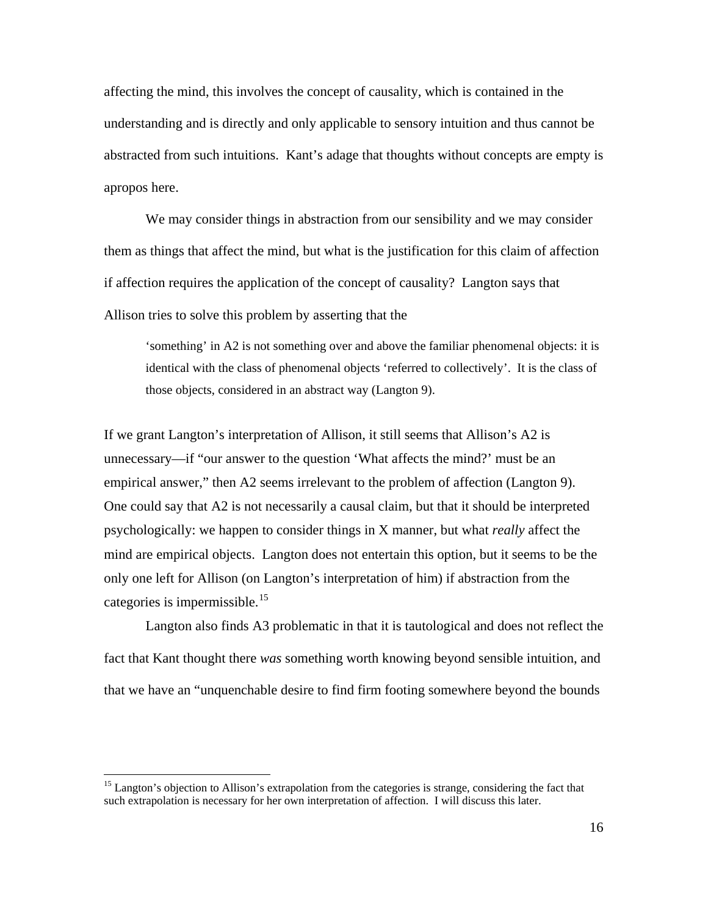affecting the mind, this involves the concept of causality, which is contained in the understanding and is directly and only applicable to sensory intuition and thus cannot be abstracted from such intuitions. Kant's adage that thoughts without concepts are empty is apropos here.

We may consider things in abstraction from our sensibility and we may consider them as things that affect the mind, but what is the justification for this claim of affection if affection requires the application of the concept of causality? Langton says that Allison tries to solve this problem by asserting that the

> 'something' in A2 is not something over and above the familiar phenomenal objects: it is identical with the class of phenomenal objects 'referred to collectively'. It is the class of those objects, considered in an abstract way (Langton 9).

If we grant Langton's interpretation of Allison, it still seems that Allison's A2 is unnecessary—if "our answer to the question 'What affects the mind?' must be an empirical answer," then A2 seems irrelevant to the problem of affection (Langton 9). One could say that A2 is not necessarily a causal claim, but that it should be interpreted psychologically: we happen to consider things in X manner, but what *really* affect the mind are empirical objects. Langton does not entertain this option, but it seems to be the only one left for Allison (on Langton's interpretation of him) if abstraction from the categories is impermissible.[15]

Langton also finds A3 problematic in that it is tautological and does not reflect the fact that Kant thought there *was* something worth knowing beyond sensible intuition, and that we have an "unquenchable desire to find firm footing somewhere beyond the bounds

---

[15] Langton's objection to Allison's extrapolation from the categories is strange, considering the fact that such extrapolation is necessary for her own interpretation of affection. I will discuss this later.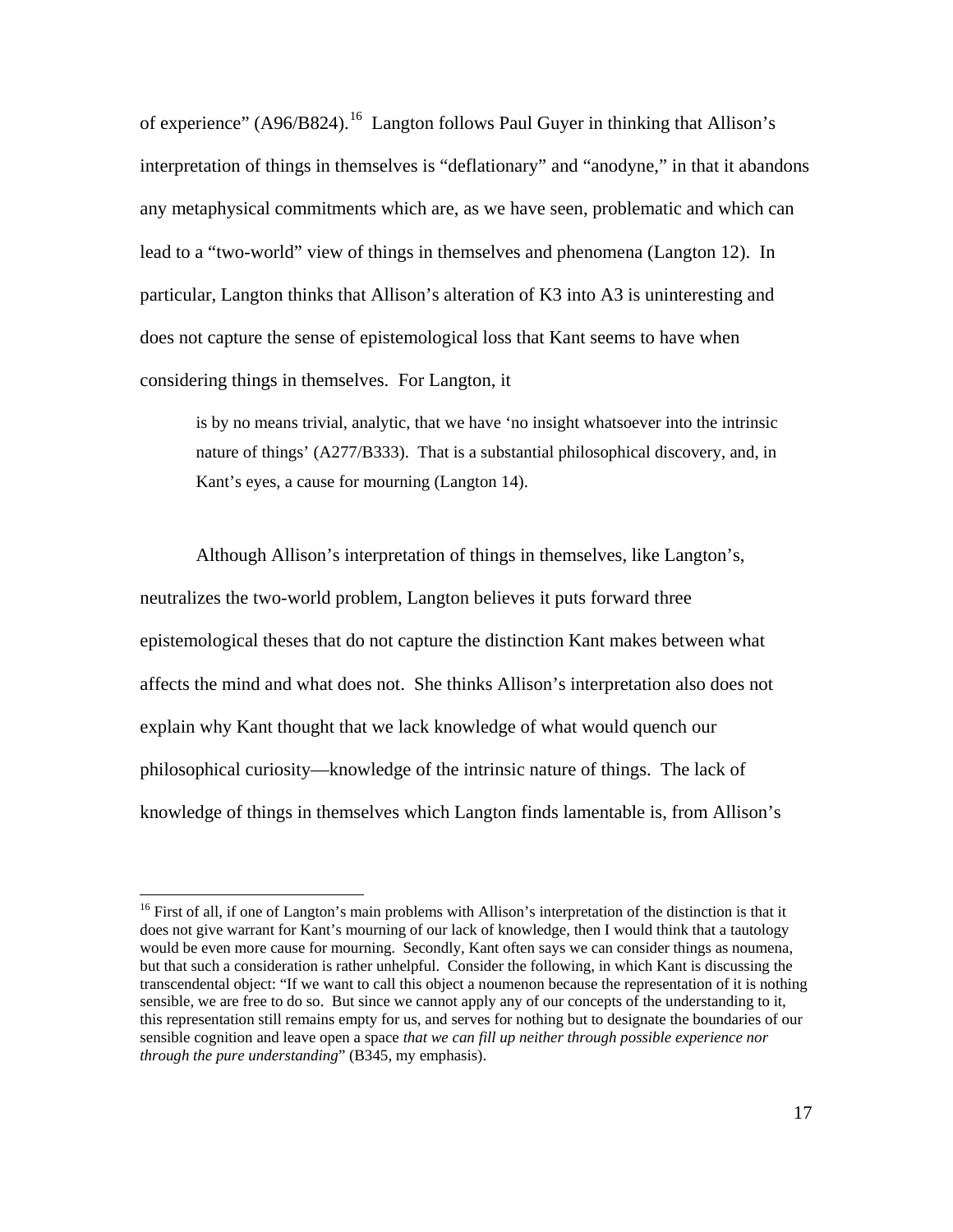of experience" (A96/B824).[16] Langton follows Paul Guyer in thinking that Allison's interpretation of things in themselves is "deflationary" and "anodyne," in that it abandons any metaphysical commitments which are, as we have seen, problematic and which can lead to a "two-world" view of things in themselves and phenomena (Langton 12). In particular, Langton thinks that Allison's alteration of K3 into A3 is uninteresting and does not capture the sense of epistemological loss that Kant seems to have when considering things in themselves. For Langton, it

> is by no means trivial, analytic, that we have 'no insight whatsoever into the intrinsic nature of things' (A277/B333). That is a substantial philosophical discovery, and, in Kant's eyes, a cause for mourning (Langton 14).

Although Allison's interpretation of things in themselves, like Langton's, neutralizes the two-world problem, Langton believes it puts forward three epistemological theses that do not capture the distinction Kant makes between what affects the mind and what does not. She thinks Allison's interpretation also does not explain why Kant thought that we lack knowledge of what would quench our philosophical curiosity—knowledge of the intrinsic nature of things. The lack of knowledge of things in themselves which Langton finds lamentable is, from Allison's

[16] First of all, if one of Langton's main problems with Allison's interpretation of the distinction is that it does not give warrant for Kant's mourning of our lack of knowledge, then I would think that a tautology would be even more cause for mourning. Secondly, Kant often says we can consider things as noumena, but that such a consideration is rather unhelpful. Consider the following, in which Kant is discussing the transcendental object: "If we want to call this object a noumenon because the representation of it is nothing sensible, we are free to do so. But since we cannot apply any of our concepts of the understanding to it, this representation still remains empty for us, and serves for nothing but to designate the boundaries of our sensible cognition and leave open a space *that we can fill up neither through possible experience nor through the pure understanding*" (B345, my emphasis).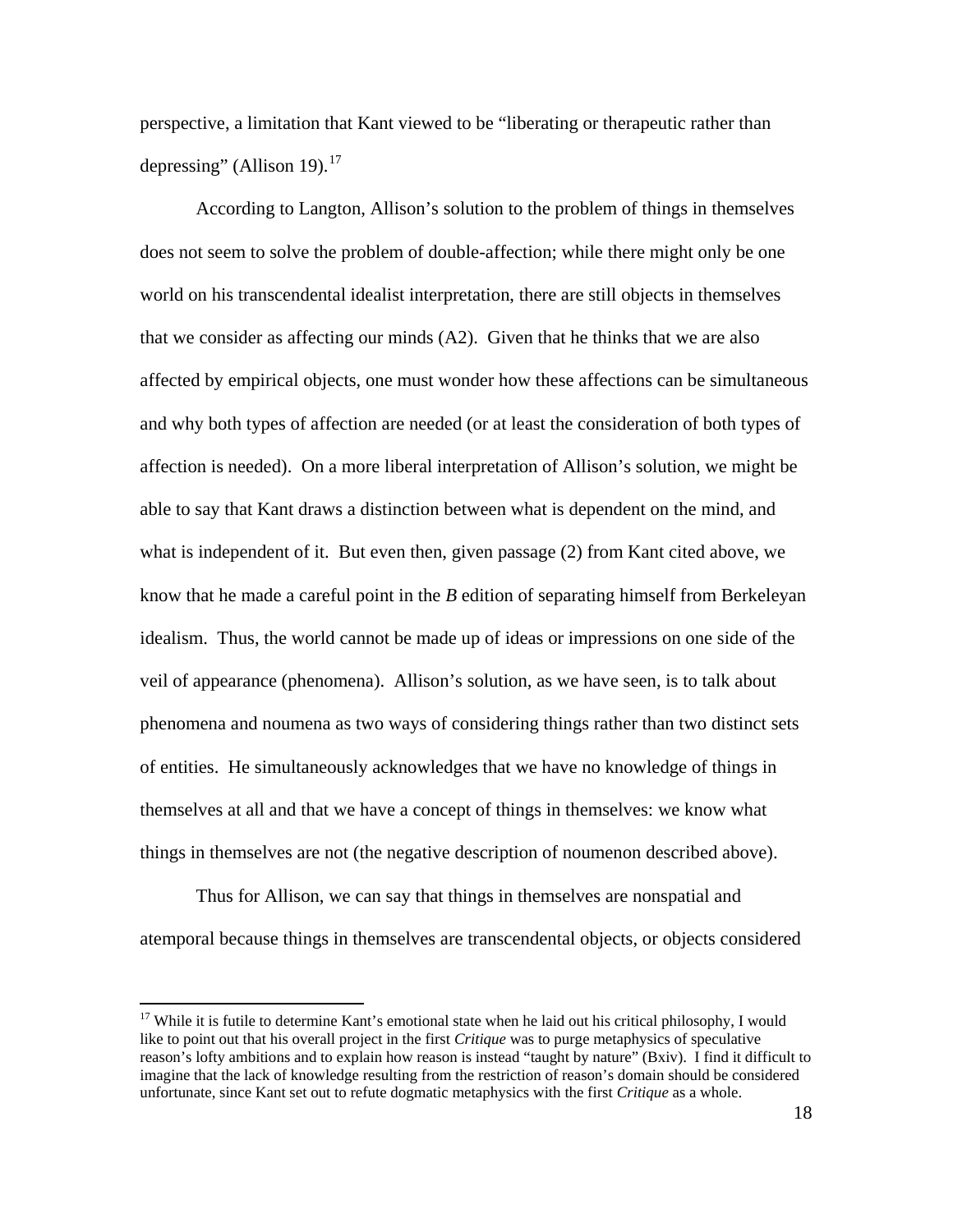perspective, a limitation that Kant viewed to be "liberating or therapeutic rather than depressing" (Allison 19).[17]

According to Langton, Allison's solution to the problem of things in themselves does not seem to solve the problem of double-affection; while there might only be one world on his transcendental idealist interpretation, there are still objects in themselves that we consider as affecting our minds (A2). Given that he thinks that we are also affected by empirical objects, one must wonder how these affections can be simultaneous and why both types of affection are needed (or at least the consideration of both types of affection is needed). On a more liberal interpretation of Allison's solution, we might be able to say that Kant draws a distinction between what is dependent on the mind, and what is independent of it. But even then, given passage (2) from Kant cited above, we know that he made a careful point in the *B* edition of separating himself from Berkeleyan idealism. Thus, the world cannot be made up of ideas or impressions on one side of the veil of appearance (phenomena). Allison's solution, as we have seen, is to talk about phenomena and noumena as two ways of considering things rather than two distinct sets of entities. He simultaneously acknowledges that we have no knowledge of things in themselves at all and that we have a concept of things in themselves: we know what things in themselves are not (the negative description of noumenon described above).

Thus for Allison, we can say that things in themselves are nonspatial and atemporal because things in themselves are transcendental objects, or objects considered

[17] While it is futile to determine Kant's emotional state when he laid out his critical philosophy, I would like to point out that his overall project in the first *Critique* was to purge metaphysics of speculative reason's lofty ambitions and to explain how reason is instead "taught by nature" (Bxiv). I find it difficult to imagine that the lack of knowledge resulting from the restriction of reason's domain should be considered unfortunate, since Kant set out to refute dogmatic metaphysics with the first *Critique* as a whole.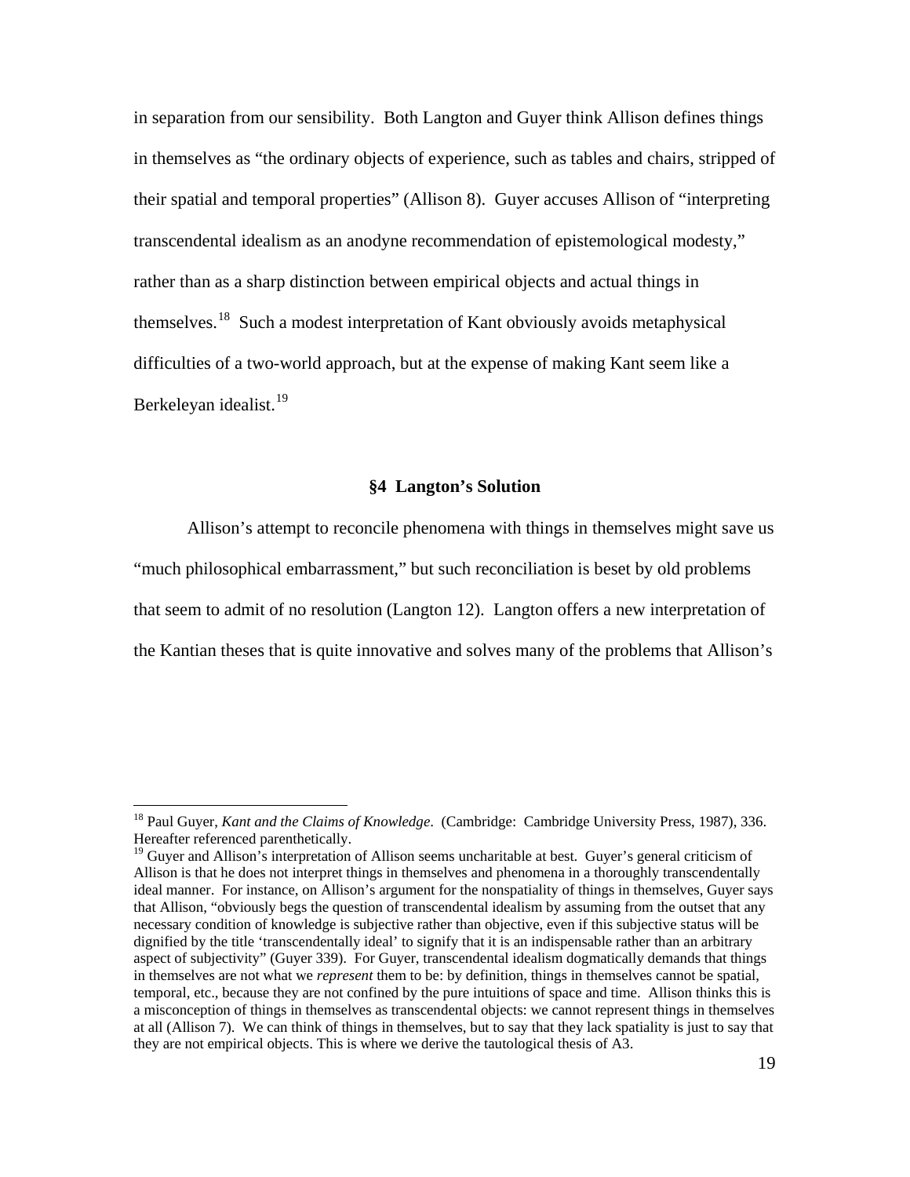in separation from our sensibility. Both Langton and Guyer think Allison defines things in themselves as "the ordinary objects of experience, such as tables and chairs, stripped of their spatial and temporal properties" (Allison 8). Guyer accuses Allison of "interpreting transcendental idealism as an anodyne recommendation of epistemological modesty," rather than as a sharp distinction between empirical objects and actual things in themselves.[18] Such a modest interpretation of Kant obviously avoids metaphysical difficulties of a two-world approach, but at the expense of making Kant seem like a Berkeleyan idealist.[19]

### §4 Langton's Solution

Allison's attempt to reconcile phenomena with things in themselves might save us "much philosophical embarrassment," but such reconciliation is beset by old problems that seem to admit of no resolution (Langton 12). Langton offers a new interpretation of the Kantian theses that is quite innovative and solves many of the problems that Allison's

---

[18] Paul Guyer, *Kant and the Claims of Knowledge*. (Cambridge: Cambridge University Press, 1987), 336. Hereafter referenced parenthetically.

[19] Guyer and Allison's interpretation of Allison seems uncharitable at best. Guyer's general criticism of Allison is that he does not interpret things in themselves and phenomena in a thoroughly transcendentally ideal manner. For instance, on Allison's argument for the nonspatiality of things in themselves, Guyer says that Allison, "obviously begs the question of transcendental idealism by assuming from the outset that any necessary condition of knowledge is subjective rather than objective, even if this subjective status will be dignified by the title 'transcendentally ideal' to signify that it is an indispensable rather than an arbitrary aspect of subjectivity" (Guyer 339). For Guyer, transcendental idealism dogmatically demands that things in themselves are not what we *represent* them to be: by definition, things in themselves cannot be spatial, temporal, etc., because they are not confined by the pure intuitions of space and time. Allison thinks this is a misconception of things in themselves as transcendental objects: we cannot represent things in themselves at all (Allison 7). We can think of things in themselves, but to say that they lack spatiality is just to say that they are not empirical objects. This is where we derive the tautological thesis of A3.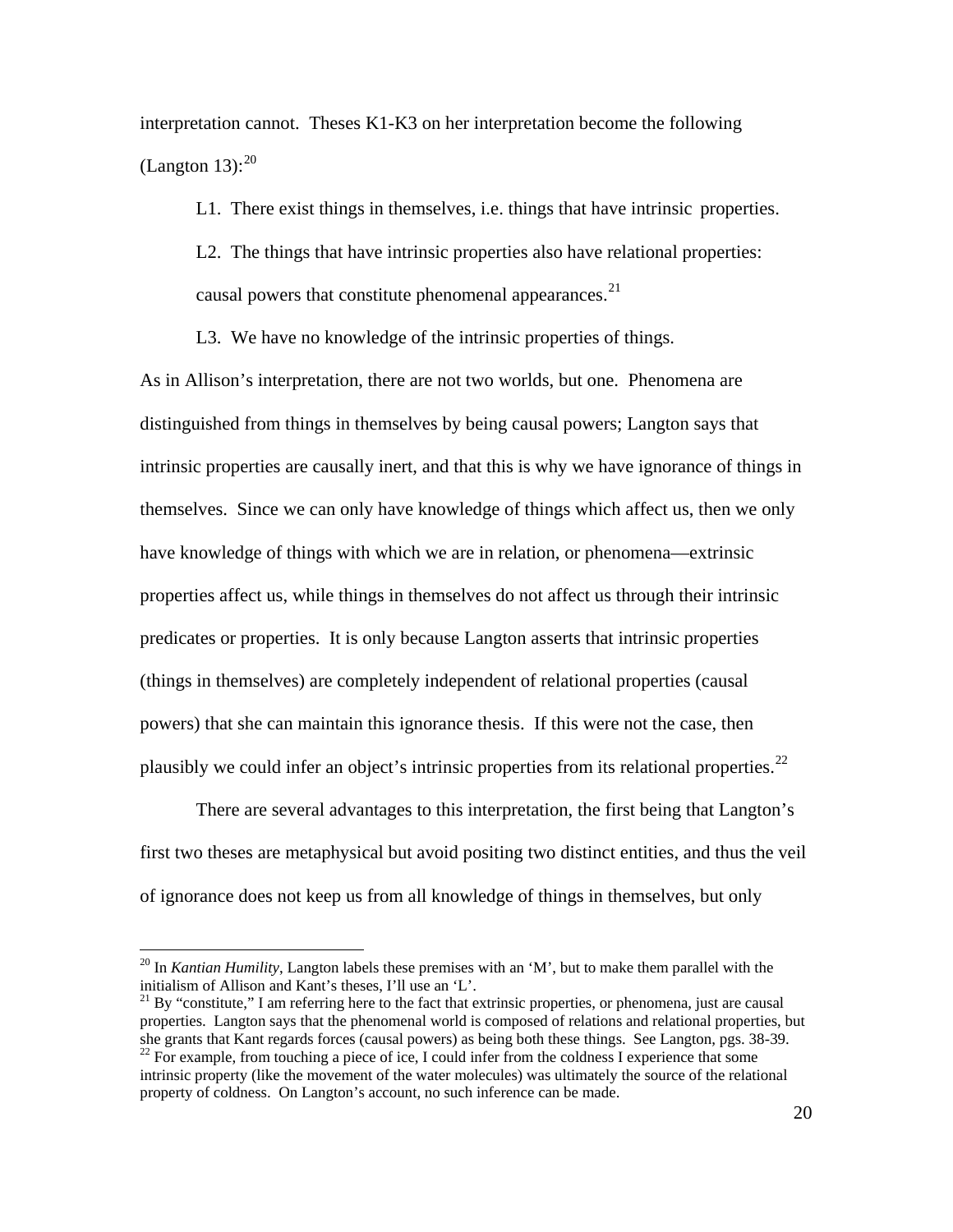interpretation cannot. Theses K1-K3 on her interpretation become the following (Langton 13):[20]

> L1. There exist things in themselves, i.e. things that have intrinsic properties.
>
> L2. The things that have intrinsic properties also have relational properties: causal powers that constitute phenomenal appearances.[21]
>
> L3. We have no knowledge of the intrinsic properties of things.

As in Allison's interpretation, there are not two worlds, but one. Phenomena are distinguished from things in themselves by being causal powers; Langton says that intrinsic properties are causally inert, and that this is why we have ignorance of things in themselves. Since we can only have knowledge of things which affect us, then we only have knowledge of things with which we are in relation, or phenomena—extrinsic properties affect us, while things in themselves do not affect us through their intrinsic predicates or properties. It is only because Langton asserts that intrinsic properties (things in themselves) are completely independent of relational properties (causal powers) that she can maintain this ignorance thesis. If this were not the case, then plausibly we could infer an object's intrinsic properties from its relational properties.[22]

There are several advantages to this interpretation, the first being that Langton's first two theses are metaphysical but avoid positing two distinct entities, and thus the veil of ignorance does not keep us from all knowledge of things in themselves, but only

---

[20] In *Kantian Humility*, Langton labels these premises with an 'M', but to make them parallel with the initialism of Allison and Kant's theses, I'll use an 'L'.

[21] By "constitute," I am referring here to the fact that extrinsic properties, or phenomena, just are causal properties. Langton says that the phenomenal world is composed of relations and relational properties, but she grants that Kant regards forces (causal powers) as being both these things. See Langton, pgs. 38-39.

[22] For example, from touching a piece of ice, I could infer from the coldness I experience that some intrinsic property (like the movement of the water molecules) was ultimately the source of the relational property of coldness. On Langton's account, no such inference can be made.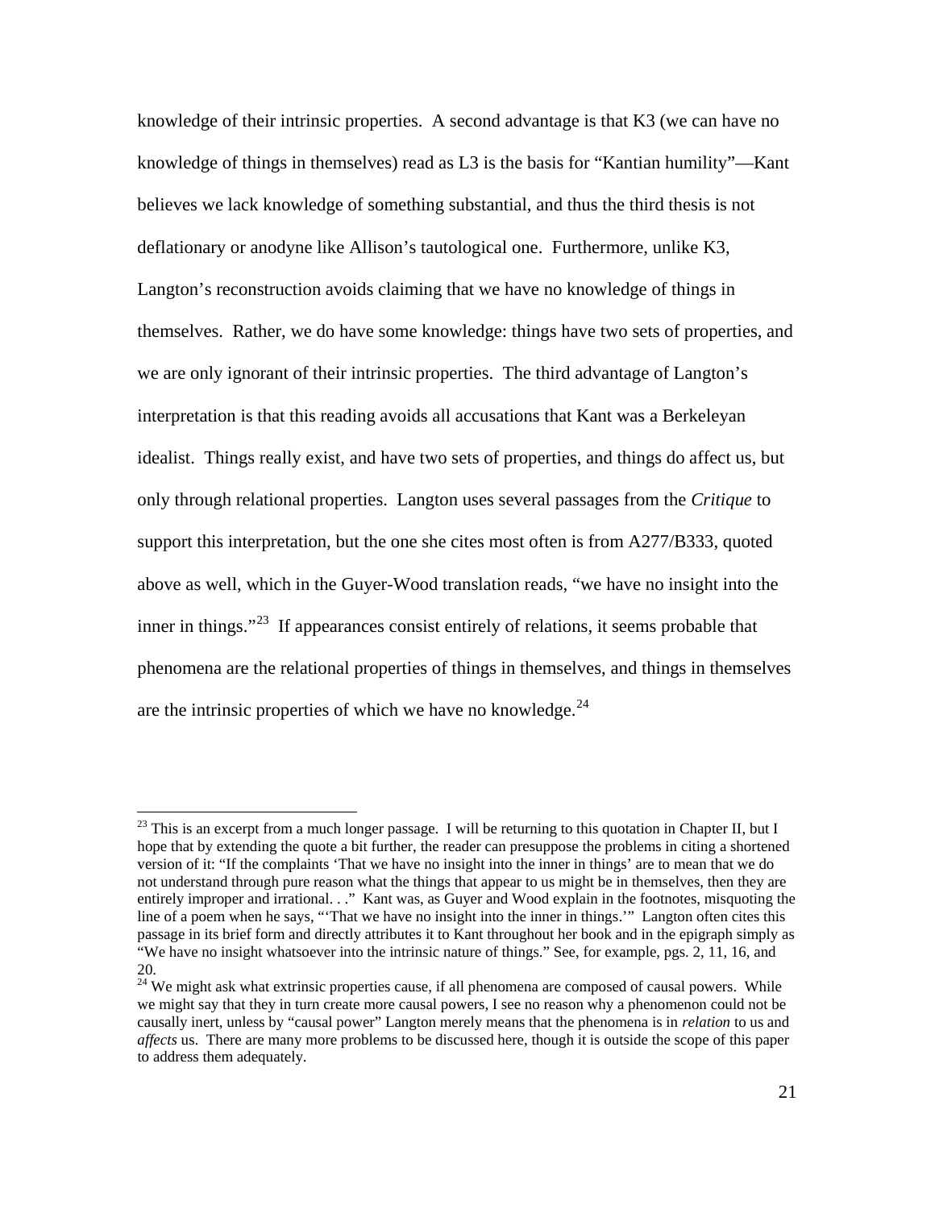knowledge of their intrinsic properties. A second advantage is that K3 (we can have no knowledge of things in themselves) read as L3 is the basis for "Kantian humility"—Kant believes we lack knowledge of something substantial, and thus the third thesis is not deflationary or anodyne like Allison's tautological one. Furthermore, unlike K3, Langton's reconstruction avoids claiming that we have no knowledge of things in themselves. Rather, we do have some knowledge: things have two sets of properties, and we are only ignorant of their intrinsic properties. The third advantage of Langton's interpretation is that this reading avoids all accusations that Kant was a Berkeleyan idealist. Things really exist, and have two sets of properties, and things do affect us, but only through relational properties. Langton uses several passages from the *Critique* to support this interpretation, but the one she cites most often is from A277/B333, quoted above as well, which in the Guyer-Wood translation reads, "we have no insight into the inner in things."[23] If appearances consist entirely of relations, it seems probable that phenomena are the relational properties of things in themselves, and things in themselves are the intrinsic properties of which we have no knowledge.[24]

---

[23] This is an excerpt from a much longer passage. I will be returning to this quotation in Chapter II, but I hope that by extending the quote a bit further, the reader can presuppose the problems in citing a shortened version of it: "If the complaints 'That we have no insight into the inner in things' are to mean that we do not understand through pure reason what the things that appear to us might be in themselves, then they are entirely improper and irrational. . ." Kant was, as Guyer and Wood explain in the footnotes, misquoting the line of a poem when he says, "'That we have no insight into the inner in things.'" Langton often cites this passage in its brief form and directly attributes it to Kant throughout her book and in the epigraph simply as "We have no insight whatsoever into the intrinsic nature of things." See, for example, pgs. 2, 11, 16, and 20.

[24] We might ask what extrinsic properties cause, if all phenomena are composed of causal powers. While we might say that they in turn create more causal powers, I see no reason why a phenomenon could not be causally inert, unless by "causal power" Langton merely means that the phenomena is in *relation* to us and *affects* us. There are many more problems to be discussed here, though it is outside the scope of this paper to address them adequately.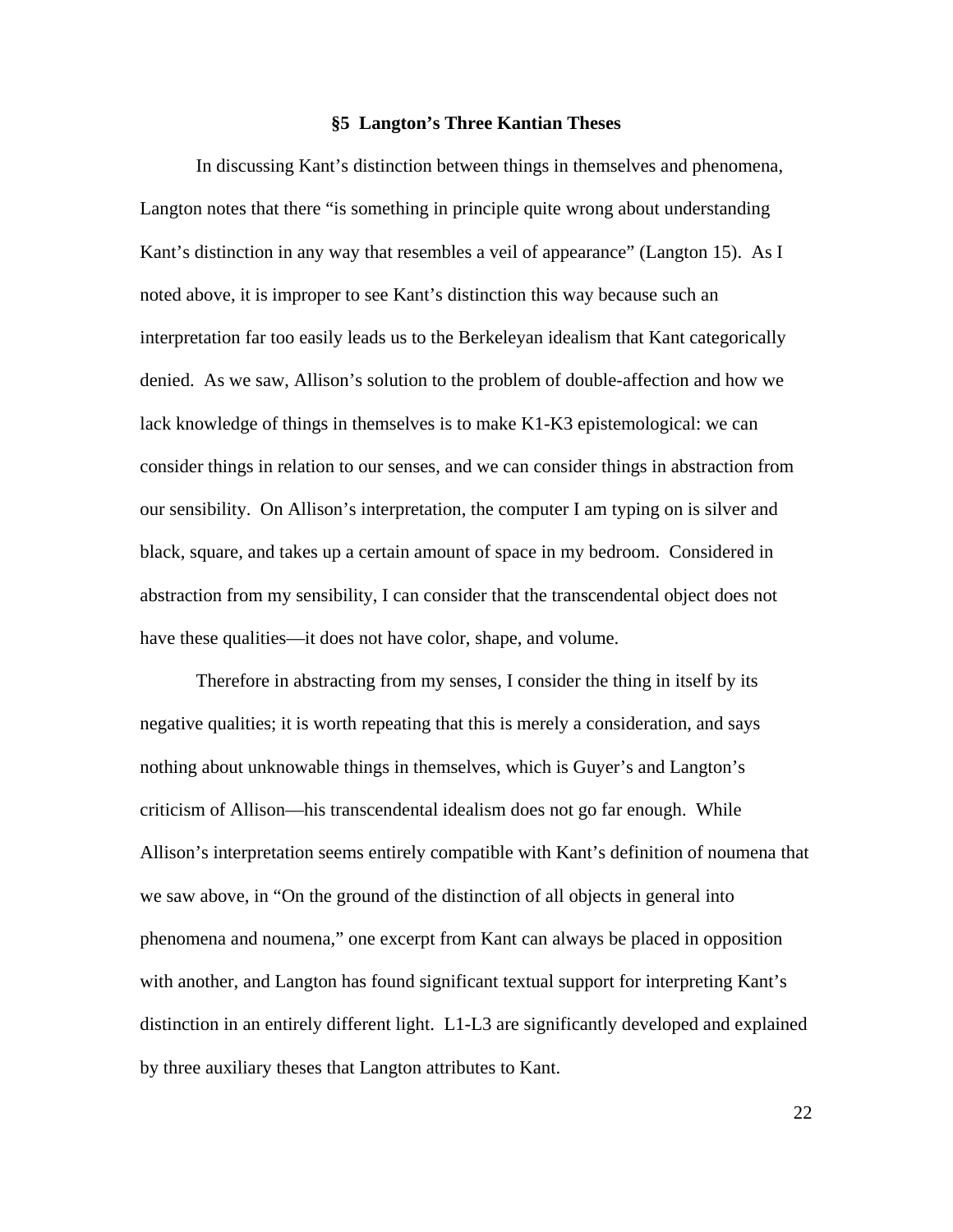## §5 Langton's Three Kantian Theses

In discussing Kant's distinction between things in themselves and phenomena, Langton notes that there "is something in principle quite wrong about understanding Kant's distinction in any way that resembles a veil of appearance" (Langton 15). As I noted above, it is improper to see Kant's distinction this way because such an interpretation far too easily leads us to the Berkeleyan idealism that Kant categorically denied. As we saw, Allison's solution to the problem of double-affection and how we lack knowledge of things in themselves is to make K1-K3 epistemological: we can consider things in relation to our senses, and we can consider things in abstraction from our sensibility. On Allison's interpretation, the computer I am typing on is silver and black, square, and takes up a certain amount of space in my bedroom. Considered in abstraction from my sensibility, I can consider that the transcendental object does not have these qualities—it does not have color, shape, and volume.

Therefore in abstracting from my senses, I consider the thing in itself by its negative qualities; it is worth repeating that this is merely a consideration, and says nothing about unknowable things in themselves, which is Guyer's and Langton's criticism of Allison—his transcendental idealism does not go far enough. While Allison's interpretation seems entirely compatible with Kant's definition of noumena that we saw above, in "On the ground of the distinction of all objects in general into phenomena and noumena," one excerpt from Kant can always be placed in opposition with another, and Langton has found significant textual support for interpreting Kant's distinction in an entirely different light. L1-L3 are significantly developed and explained by three auxiliary theses that Langton attributes to Kant.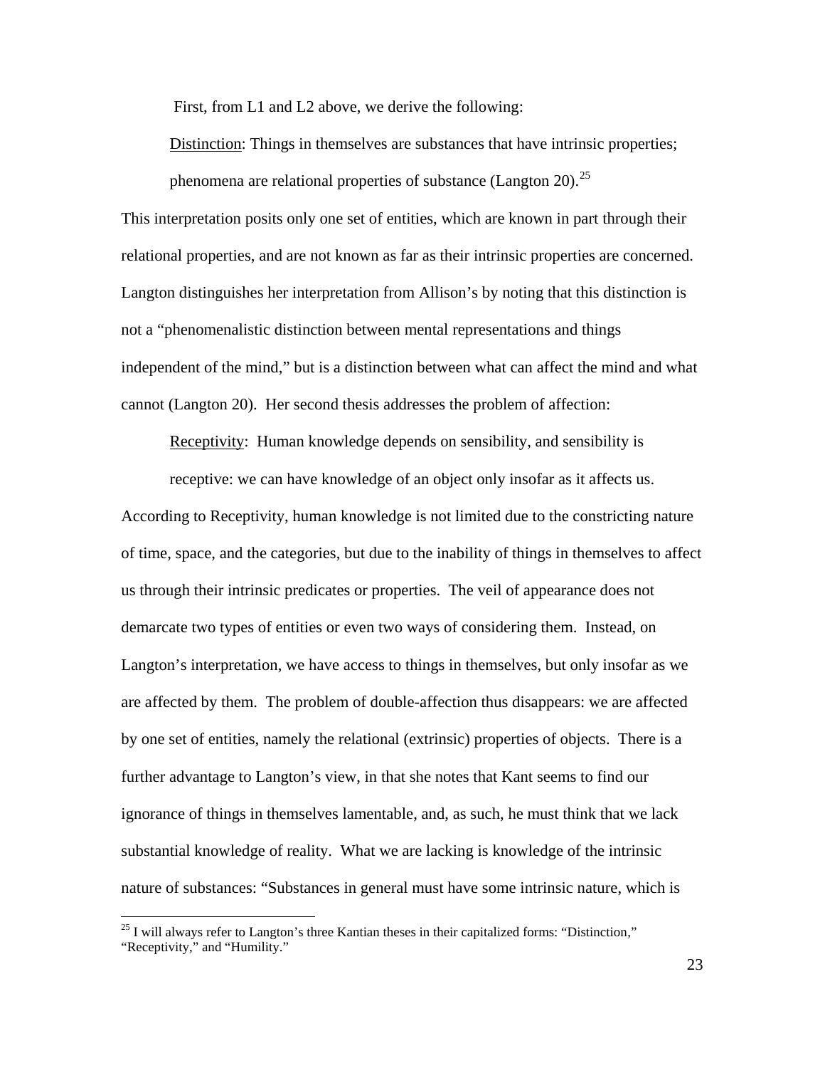First, from L1 and L2 above, we derive the following:

<u>Distinction</u>: Things in themselves are substances that have intrinsic properties; phenomena are relational properties of substance (Langton 20).[25]

This interpretation posits only one set of entities, which are known in part through their relational properties, and are not known as far as their intrinsic properties are concerned. Langton distinguishes her interpretation from Allison's by noting that this distinction is not a "phenomenalistic distinction between mental representations and things independent of the mind," but is a distinction between what can affect the mind and what cannot (Langton 20). Her second thesis addresses the problem of affection:

<u>Receptivity</u>: Human knowledge depends on sensibility, and sensibility is receptive: we can have knowledge of an object only insofar as it affects us.

According to Receptivity, human knowledge is not limited due to the constricting nature of time, space, and the categories, but due to the inability of things in themselves to affect us through their intrinsic predicates or properties. The veil of appearance does not demarcate two types of entities or even two ways of considering them. Instead, on Langton's interpretation, we have access to things in themselves, but only insofar as we are affected by them. The problem of double-affection thus disappears: we are affected by one set of entities, namely the relational (extrinsic) properties of objects. There is a further advantage to Langton's view, in that she notes that Kant seems to find our ignorance of things in themselves lamentable, and, as such, he must think that we lack substantial knowledge of reality. What we are lacking is knowledge of the intrinsic nature of substances: "Substances in general must have some intrinsic nature, which is

[25] I will always refer to Langton's three Kantian theses in their capitalized forms: "Distinction," "Receptivity," and "Humility."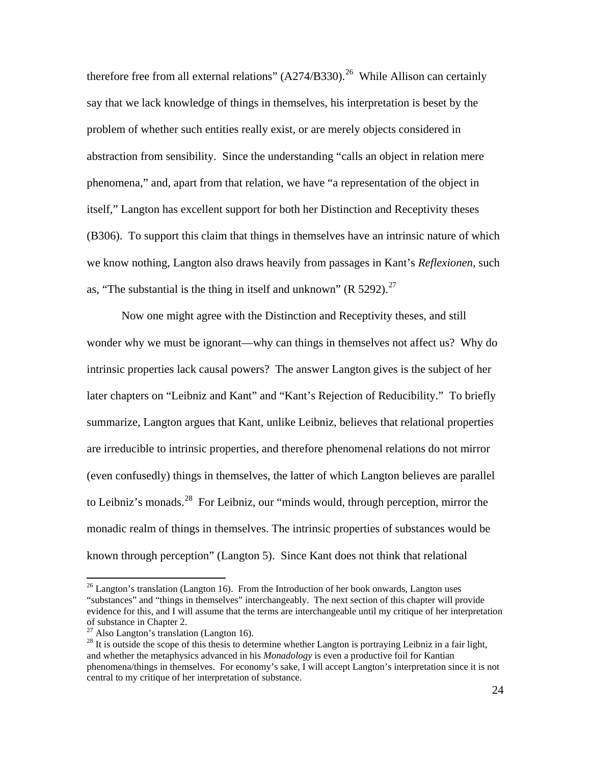therefore free from all external relations" (A274/B330).[26] While Allison can certainly say that we lack knowledge of things in themselves, his interpretation is beset by the problem of whether such entities really exist, or are merely objects considered in abstraction from sensibility. Since the understanding "calls an object in relation mere phenomena," and, apart from that relation, we have "a representation of the object in itself," Langton has excellent support for both her Distinction and Receptivity theses (B306). To support this claim that things in themselves have an intrinsic nature of which we know nothing, Langton also draws heavily from passages in Kant's *Reflexionen*, such as, "The substantial is the thing in itself and unknown" (R 5292).[27]

Now one might agree with the Distinction and Receptivity theses, and still wonder why we must be ignorant—why can things in themselves not affect us? Why do intrinsic properties lack causal powers? The answer Langton gives is the subject of her later chapters on "Leibniz and Kant" and "Kant's Rejection of Reducibility." To briefly summarize, Langton argues that Kant, unlike Leibniz, believes that relational properties are irreducible to intrinsic properties, and therefore phenomenal relations do not mirror (even confusedly) things in themselves, the latter of which Langton believes are parallel to Leibniz's monads.[28] For Leibniz, our "minds would, through perception, mirror the monadic realm of things in themselves. The intrinsic properties of substances would be known through perception" (Langton 5). Since Kant does not think that relational

---

[26] Langton's translation (Langton 16). From the Introduction of her book onwards, Langton uses "substances" and "things in themselves" interchangeably. The next section of this chapter will provide evidence for this, and I will assume that the terms are interchangeable until my critique of her interpretation of substance in Chapter 2.

[27] Also Langton's translation (Langton 16).

[28] It is outside the scope of this thesis to determine whether Langton is portraying Leibniz in a fair light, and whether the metaphysics advanced in his *Monadology* is even a productive foil for Kantian phenomena/things in themselves. For economy's sake, I will accept Langton's interpretation since it is not central to my critique of her interpretation of substance.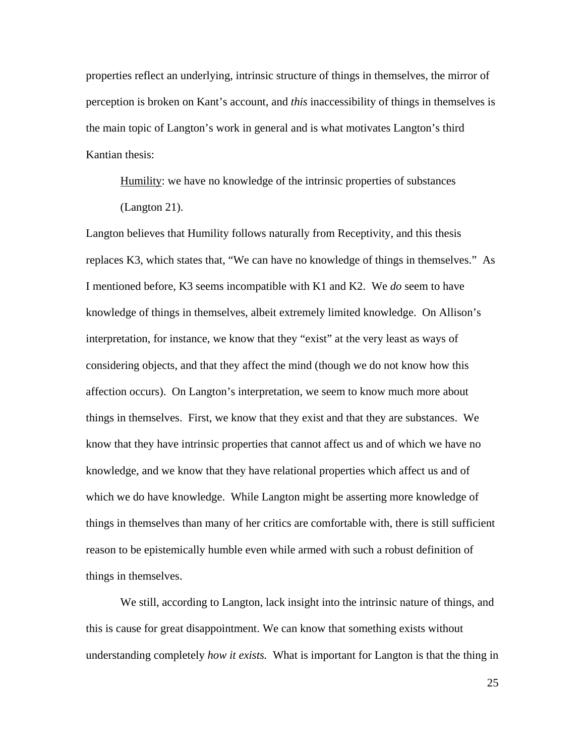properties reflect an underlying, intrinsic structure of things in themselves, the mirror of perception is broken on Kant's account, and *this* inaccessibility of things in themselves is the main topic of Langton's work in general and is what motivates Langton's third Kantian thesis:

> Humility: we have no knowledge of the intrinsic properties of substances (Langton 21).

Langton believes that Humility follows naturally from Receptivity, and this thesis replaces K3, which states that, "We can have no knowledge of things in themselves." As I mentioned before, K3 seems incompatible with K1 and K2. We *do* seem to have knowledge of things in themselves, albeit extremely limited knowledge. On Allison's interpretation, for instance, we know that they "exist" at the very least as ways of considering objects, and that they affect the mind (though we do not know how this affection occurs). On Langton's interpretation, we seem to know much more about things in themselves. First, we know that they exist and that they are substances. We know that they have intrinsic properties that cannot affect us and of which we have no knowledge, and we know that they have relational properties which affect us and of which we do have knowledge. While Langton might be asserting more knowledge of things in themselves than many of her critics are comfortable with, there is still sufficient reason to be epistemically humble even while armed with such a robust definition of things in themselves.

We still, according to Langton, lack insight into the intrinsic nature of things, and this is cause for great disappointment. We can know that something exists without understanding completely *how it exists.* What is important for Langton is that the thing in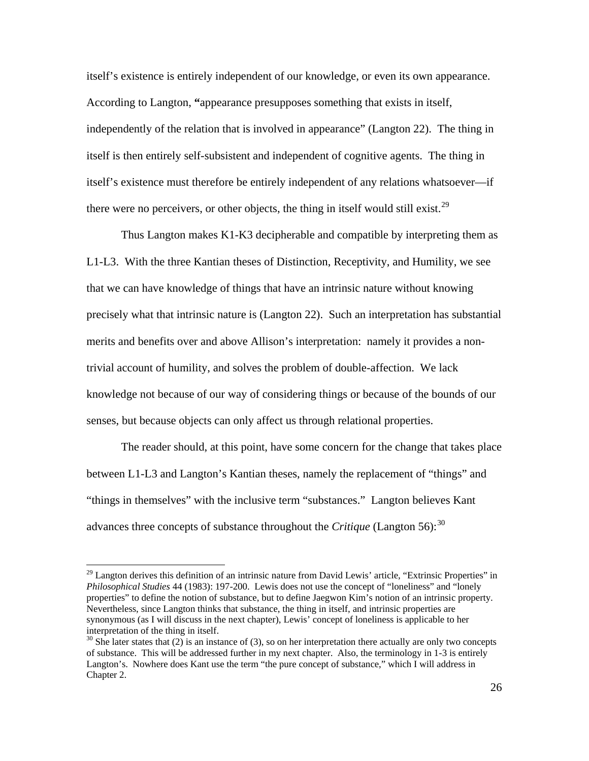itself's existence is entirely independent of our knowledge, or even its own appearance. According to Langton, **"**appearance presupposes something that exists in itself, independently of the relation that is involved in appearance" (Langton 22). The thing in itself is then entirely self-subsistent and independent of cognitive agents. The thing in itself's existence must therefore be entirely independent of any relations whatsoever—if there were no perceivers, or other objects, the thing in itself would still exist.[29]

Thus Langton makes K1-K3 decipherable and compatible by interpreting them as L1-L3. With the three Kantian theses of Distinction, Receptivity, and Humility, we see that we can have knowledge of things that have an intrinsic nature without knowing precisely what that intrinsic nature is (Langton 22). Such an interpretation has substantial merits and benefits over and above Allison's interpretation: namely it provides a non-trivial account of humility, and solves the problem of double-affection. We lack knowledge not because of our way of considering things or because of the bounds of our senses, but because objects can only affect us through relational properties.

The reader should, at this point, have some concern for the change that takes place between L1-L3 and Langton's Kantian theses, namely the replacement of "things" and "things in themselves" with the inclusive term "substances." Langton believes Kant advances three concepts of substance throughout the *Critique* (Langton 56):[30]

---

[29] Langton derives this definition of an intrinsic nature from David Lewis' article, "Extrinsic Properties" in *Philosophical Studies* 44 (1983): 197-200. Lewis does not use the concept of "loneliness" and "lonely properties" to define the notion of substance, but to define Jaegwon Kim's notion of an intrinsic property. Nevertheless, since Langton thinks that substance, the thing in itself, and intrinsic properties are synonymous (as I will discuss in the next chapter), Lewis' concept of loneliness is applicable to her interpretation of the thing in itself.

[30] She later states that (2) is an instance of (3), so on her interpretation there actually are only two concepts of substance. This will be addressed further in my next chapter. Also, the terminology in 1-3 is entirely Langton's. Nowhere does Kant use the term "the pure concept of substance," which I will address in Chapter 2.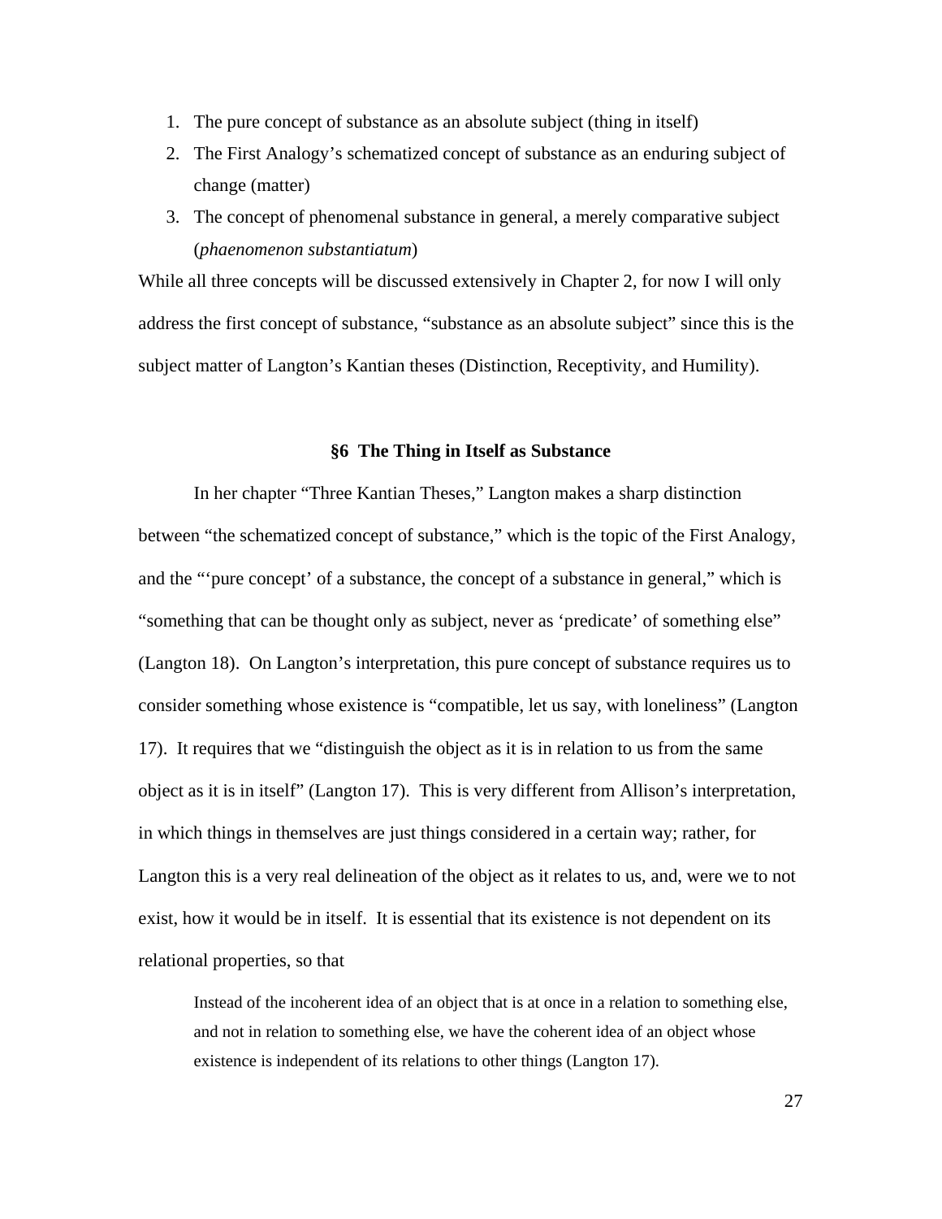1. The pure concept of substance as an absolute subject (thing in itself)
2. The First Analogy's schematized concept of substance as an enduring subject of change (matter)
3. The concept of phenomenal substance in general, a merely comparative subject (*phaenomenon substantiatum*)

While all three concepts will be discussed extensively in Chapter 2, for now I will only address the first concept of substance, "substance as an absolute subject" since this is the subject matter of Langton's Kantian theses (Distinction, Receptivity, and Humility).

### §6 The Thing in Itself as Substance

In her chapter "Three Kantian Theses," Langton makes a sharp distinction between "the schematized concept of substance," which is the topic of the First Analogy, and the "'pure concept' of a substance, the concept of a substance in general," which is "something that can be thought only as subject, never as 'predicate' of something else" (Langton 18). On Langton's interpretation, this pure concept of substance requires us to consider something whose existence is "compatible, let us say, with loneliness" (Langton 17). It requires that we "distinguish the object as it is in relation to us from the same object as it is in itself" (Langton 17). This is very different from Allison's interpretation, in which things in themselves are just things considered in a certain way; rather, for Langton this is a very real delineation of the object as it relates to us, and, were we to not exist, how it would be in itself. It is essential that its existence is not dependent on its relational properties, so that

> Instead of the incoherent idea of an object that is at once in a relation to something else, and not in relation to something else, we have the coherent idea of an object whose existence is independent of its relations to other things (Langton 17).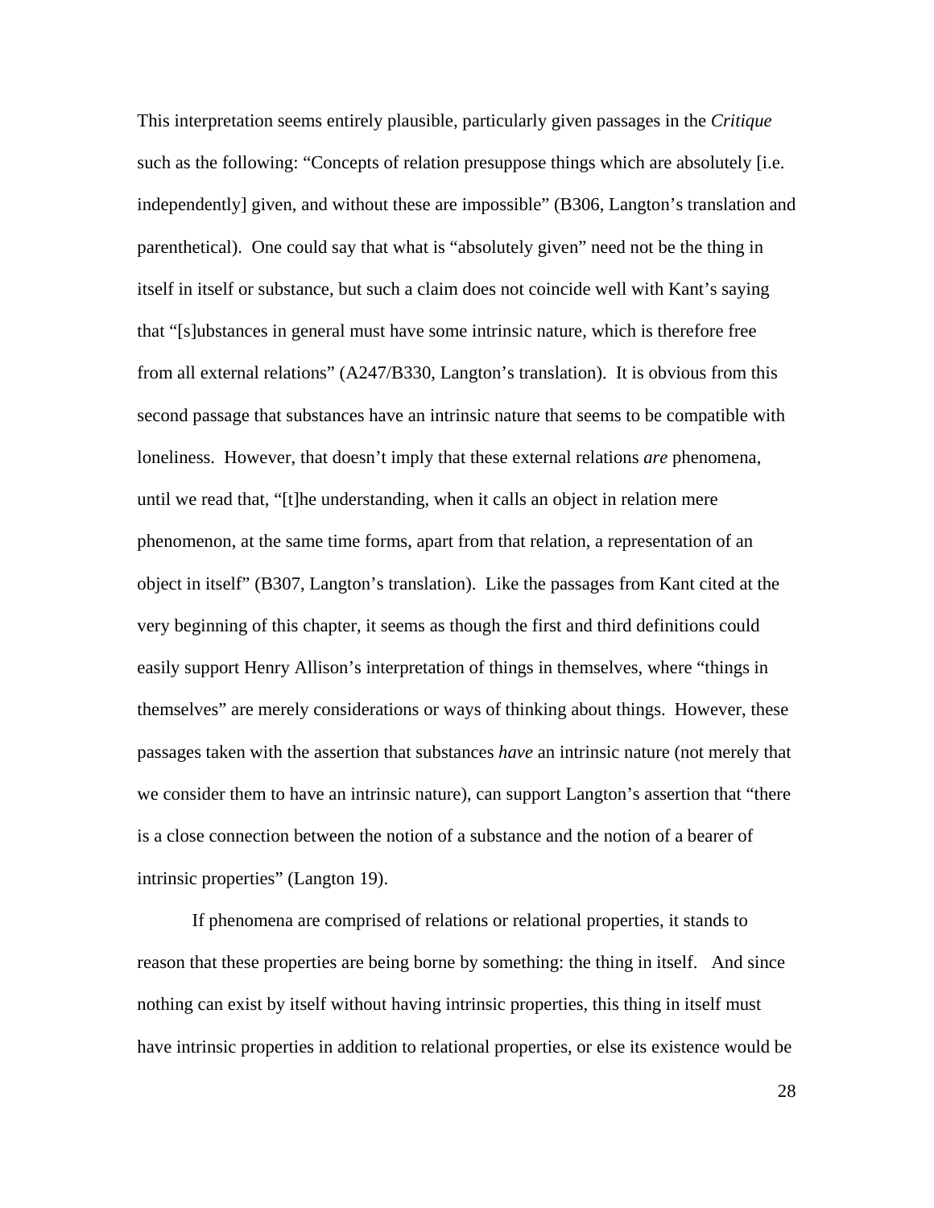This interpretation seems entirely plausible, particularly given passages in the *Critique* such as the following: "Concepts of relation presuppose things which are absolutely [i.e. independently] given, and without these are impossible" (B306, Langton's translation and parenthetical). One could say that what is "absolutely given" need not be the thing in itself in itself or substance, but such a claim does not coincide well with Kant's saying that "[s]ubstances in general must have some intrinsic nature, which is therefore free from all external relations" (A247/B330, Langton's translation). It is obvious from this second passage that substances have an intrinsic nature that seems to be compatible with loneliness. However, that doesn't imply that these external relations *are* phenomena, until we read that, "[t]he understanding, when it calls an object in relation mere phenomenon, at the same time forms, apart from that relation, a representation of an object in itself" (B307, Langton's translation). Like the passages from Kant cited at the very beginning of this chapter, it seems as though the first and third definitions could easily support Henry Allison's interpretation of things in themselves, where "things in themselves" are merely considerations or ways of thinking about things. However, these passages taken with the assertion that substances *have* an intrinsic nature (not merely that we consider them to have an intrinsic nature), can support Langton's assertion that "there is a close connection between the notion of a substance and the notion of a bearer of intrinsic properties" (Langton 19).

If phenomena are comprised of relations or relational properties, it stands to reason that these properties are being borne by something: the thing in itself. And since nothing can exist by itself without having intrinsic properties, this thing in itself must have intrinsic properties in addition to relational properties, or else its existence would be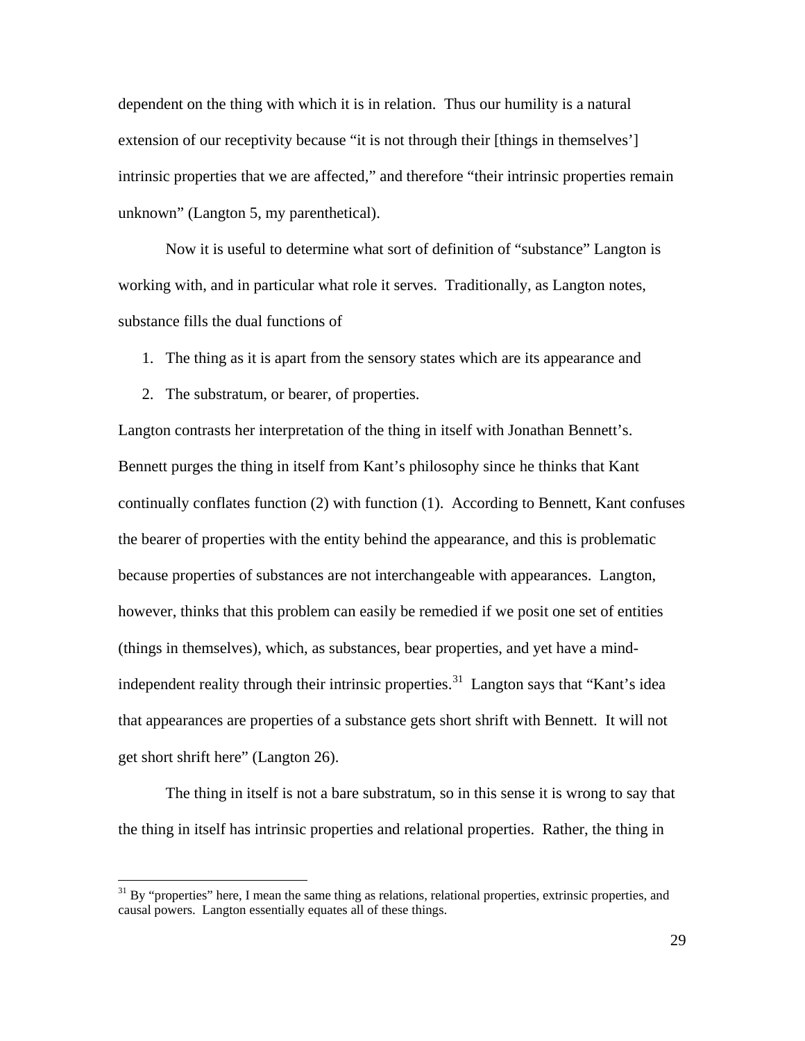dependent on the thing with which it is in relation. Thus our humility is a natural extension of our receptivity because "it is not through their [things in themselves'] intrinsic properties that we are affected," and therefore "their intrinsic properties remain unknown" (Langton 5, my parenthetical).

Now it is useful to determine what sort of definition of "substance" Langton is working with, and in particular what role it serves. Traditionally, as Langton notes, substance fills the dual functions of

1. The thing as it is apart from the sensory states which are its appearance and
2. The substratum, or bearer, of properties.

Langton contrasts her interpretation of the thing in itself with Jonathan Bennett's. Bennett purges the thing in itself from Kant's philosophy since he thinks that Kant continually conflates function (2) with function (1). According to Bennett, Kant confuses the bearer of properties with the entity behind the appearance, and this is problematic because properties of substances are not interchangeable with appearances. Langton, however, thinks that this problem can easily be remedied if we posit one set of entities (things in themselves), which, as substances, bear properties, and yet have a mind-independent reality through their intrinsic properties.[31] Langton says that "Kant's idea that appearances are properties of a substance gets short shrift with Bennett. It will not get short shrift here" (Langton 26).

The thing in itself is not a bare substratum, so in this sense it is wrong to say that the thing in itself has intrinsic properties and relational properties. Rather, the thing in

[31] By "properties" here, I mean the same thing as relations, relational properties, extrinsic properties, and causal powers. Langton essentially equates all of these things.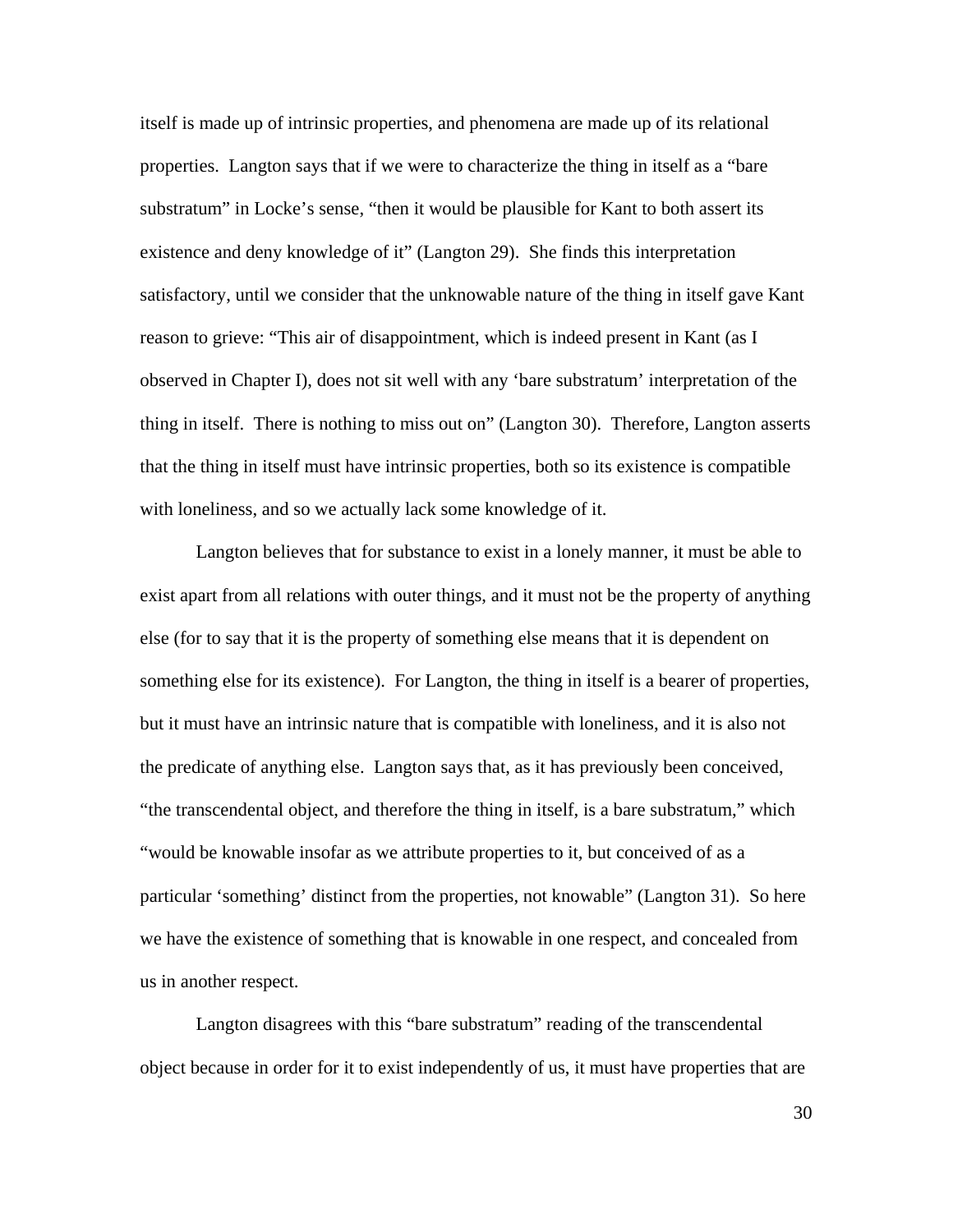itself is made up of intrinsic properties, and phenomena are made up of its relational properties. Langton says that if we were to characterize the thing in itself as a "bare substratum" in Locke's sense, "then it would be plausible for Kant to both assert its existence and deny knowledge of it" (Langton 29). She finds this interpretation satisfactory, until we consider that the unknowable nature of the thing in itself gave Kant reason to grieve: "This air of disappointment, which is indeed present in Kant (as I observed in Chapter I), does not sit well with any 'bare substratum' interpretation of the thing in itself. There is nothing to miss out on" (Langton 30). Therefore, Langton asserts that the thing in itself must have intrinsic properties, both so its existence is compatible with loneliness, and so we actually lack some knowledge of it.

Langton believes that for substance to exist in a lonely manner, it must be able to exist apart from all relations with outer things, and it must not be the property of anything else (for to say that it is the property of something else means that it is dependent on something else for its existence). For Langton, the thing in itself is a bearer of properties, but it must have an intrinsic nature that is compatible with loneliness, and it is also not the predicate of anything else. Langton says that, as it has previously been conceived, "the transcendental object, and therefore the thing in itself, is a bare substratum," which "would be knowable insofar as we attribute properties to it, but conceived of as a particular 'something' distinct from the properties, not knowable" (Langton 31). So here we have the existence of something that is knowable in one respect, and concealed from us in another respect.

Langton disagrees with this "bare substratum" reading of the transcendental object because in order for it to exist independently of us, it must have properties that are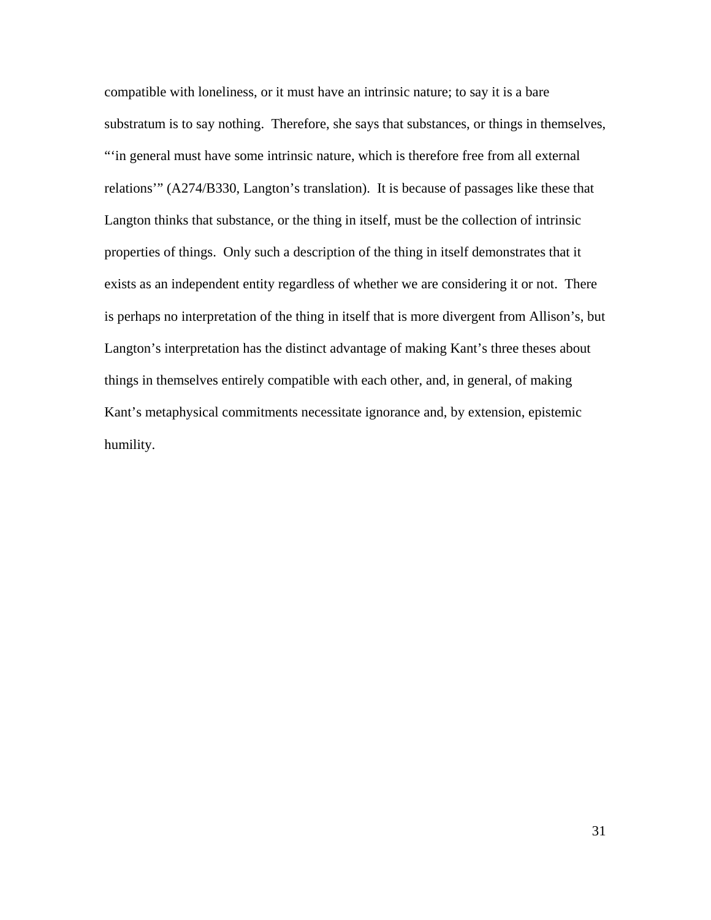compatible with loneliness, or it must have an intrinsic nature; to say it is a bare substratum is to say nothing. Therefore, she says that substances, or things in themselves, "'in general must have some intrinsic nature, which is therefore free from all external relations'" (A274/B330, Langton's translation). It is because of passages like these that Langton thinks that substance, or the thing in itself, must be the collection of intrinsic properties of things. Only such a description of the thing in itself demonstrates that it exists as an independent entity regardless of whether we are considering it or not. There is perhaps no interpretation of the thing in itself that is more divergent from Allison's, but Langton's interpretation has the distinct advantage of making Kant's three theses about things in themselves entirely compatible with each other, and, in general, of making Kant's metaphysical commitments necessitate ignorance and, by extension, epistemic humility.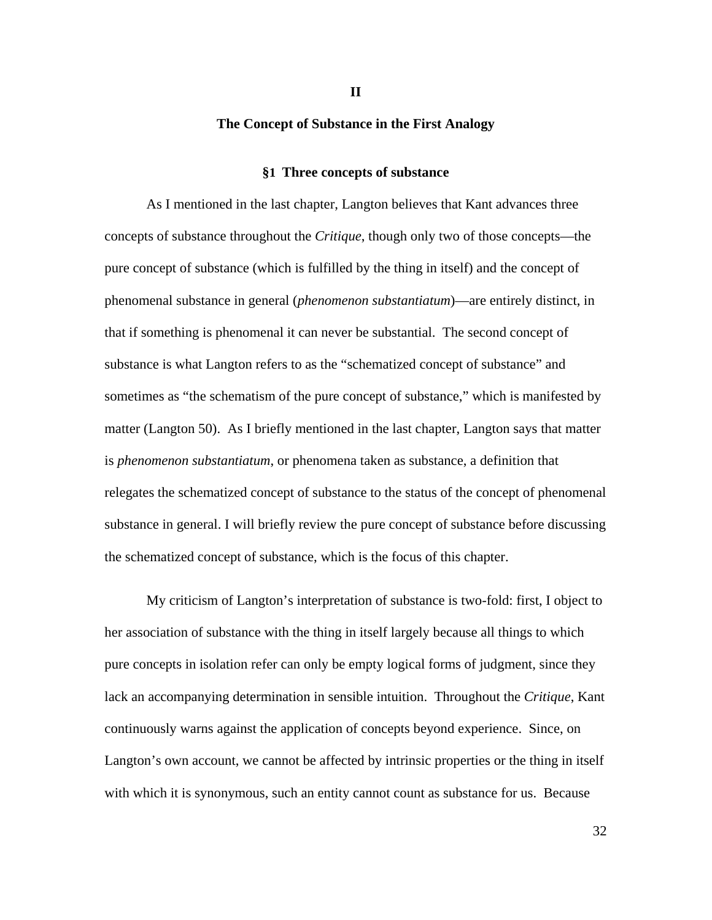# II

## The Concept of Substance in the First Analogy

### §1 Three concepts of substance

As I mentioned in the last chapter, Langton believes that Kant advances three concepts of substance throughout the *Critique*, though only two of those concepts—the pure concept of substance (which is fulfilled by the thing in itself) and the concept of phenomenal substance in general (*phenomenon substantiatum*)—are entirely distinct, in that if something is phenomenal it can never be substantial. The second concept of substance is what Langton refers to as the "schematized concept of substance" and sometimes as "the schematism of the pure concept of substance," which is manifested by matter (Langton 50). As I briefly mentioned in the last chapter, Langton says that matter is *phenomenon substantiatum*, or phenomena taken as substance, a definition that relegates the schematized concept of substance to the status of the concept of phenomenal substance in general. I will briefly review the pure concept of substance before discussing the schematized concept of substance, which is the focus of this chapter.

My criticism of Langton's interpretation of substance is two-fold: first, I object to her association of substance with the thing in itself largely because all things to which pure concepts in isolation refer can only be empty logical forms of judgment, since they lack an accompanying determination in sensible intuition. Throughout the *Critique*, Kant continuously warns against the application of concepts beyond experience. Since, on Langton's own account, we cannot be affected by intrinsic properties or the thing in itself with which it is synonymous, such an entity cannot count as substance for us. Because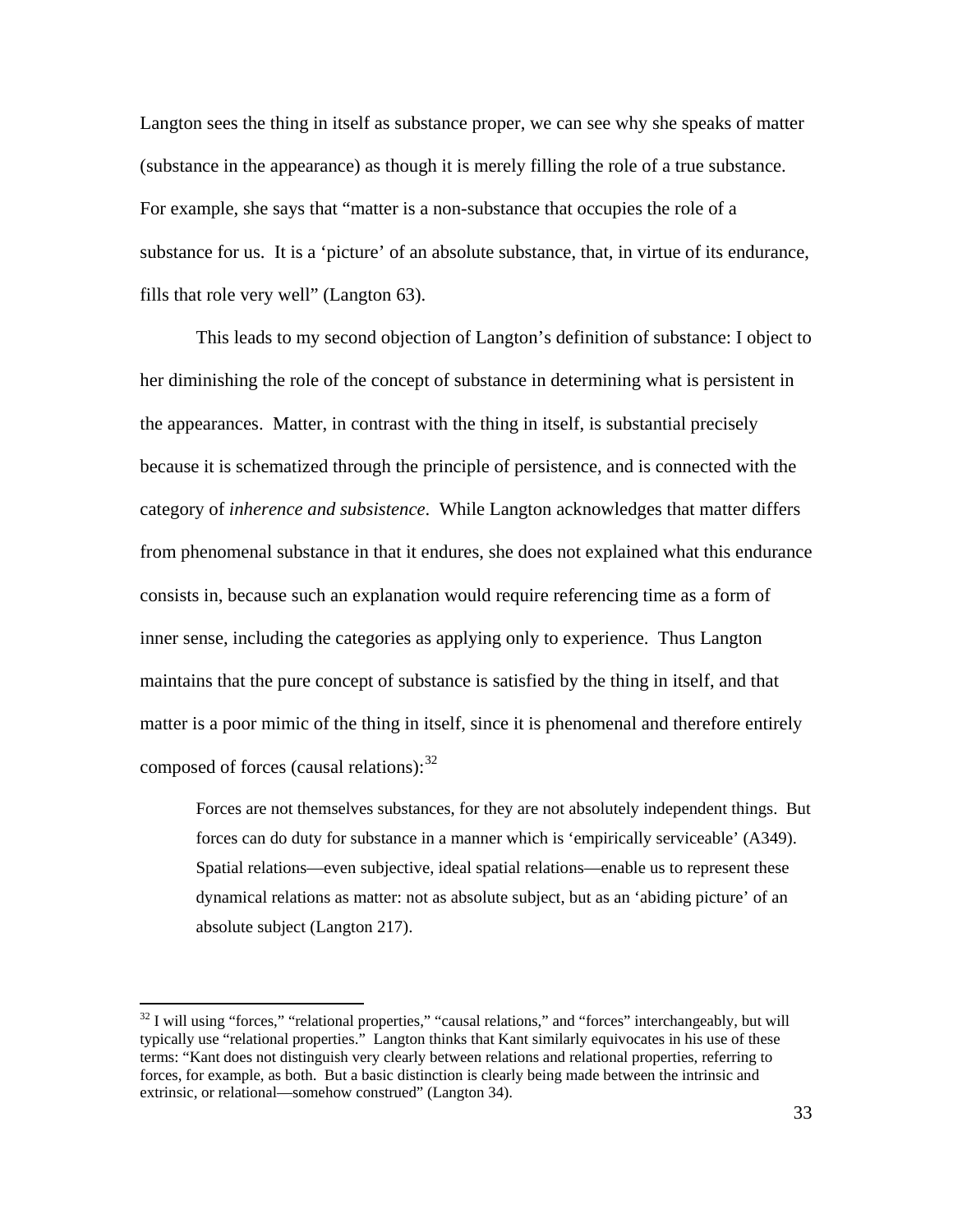Langton sees the thing in itself as substance proper, we can see why she speaks of matter (substance in the appearance) as though it is merely filling the role of a true substance. For example, she says that "matter is a non-substance that occupies the role of a substance for us. It is a 'picture' of an absolute substance, that, in virtue of its endurance, fills that role very well" (Langton 63).

This leads to my second objection of Langton's definition of substance: I object to her diminishing the role of the concept of substance in determining what is persistent in the appearances. Matter, in contrast with the thing in itself, is substantial precisely because it is schematized through the principle of persistence, and is connected with the category of *inherence and subsistence*. While Langton acknowledges that matter differs from phenomenal substance in that it endures, she does not explained what this endurance consists in, because such an explanation would require referencing time as a form of inner sense, including the categories as applying only to experience. Thus Langton maintains that the pure concept of substance is satisfied by the thing in itself, and that matter is a poor mimic of the thing in itself, since it is phenomenal and therefore entirely composed of forces (causal relations):[32]

> Forces are not themselves substances, for they are not absolutely independent things. But forces can do duty for substance in a manner which is 'empirically serviceable' (A349). Spatial relations—even subjective, ideal spatial relations—enable us to represent these dynamical relations as matter: not as absolute subject, but as an 'abiding picture' of an absolute subject (Langton 217).

---

[32] I will using "forces," "relational properties," "causal relations," and "forces" interchangeably, but will typically use "relational properties." Langton thinks that Kant similarly equivocates in his use of these terms: "Kant does not distinguish very clearly between relations and relational properties, referring to forces, for example, as both. But a basic distinction is clearly being made between the intrinsic and extrinsic, or relational—somehow construed" (Langton 34).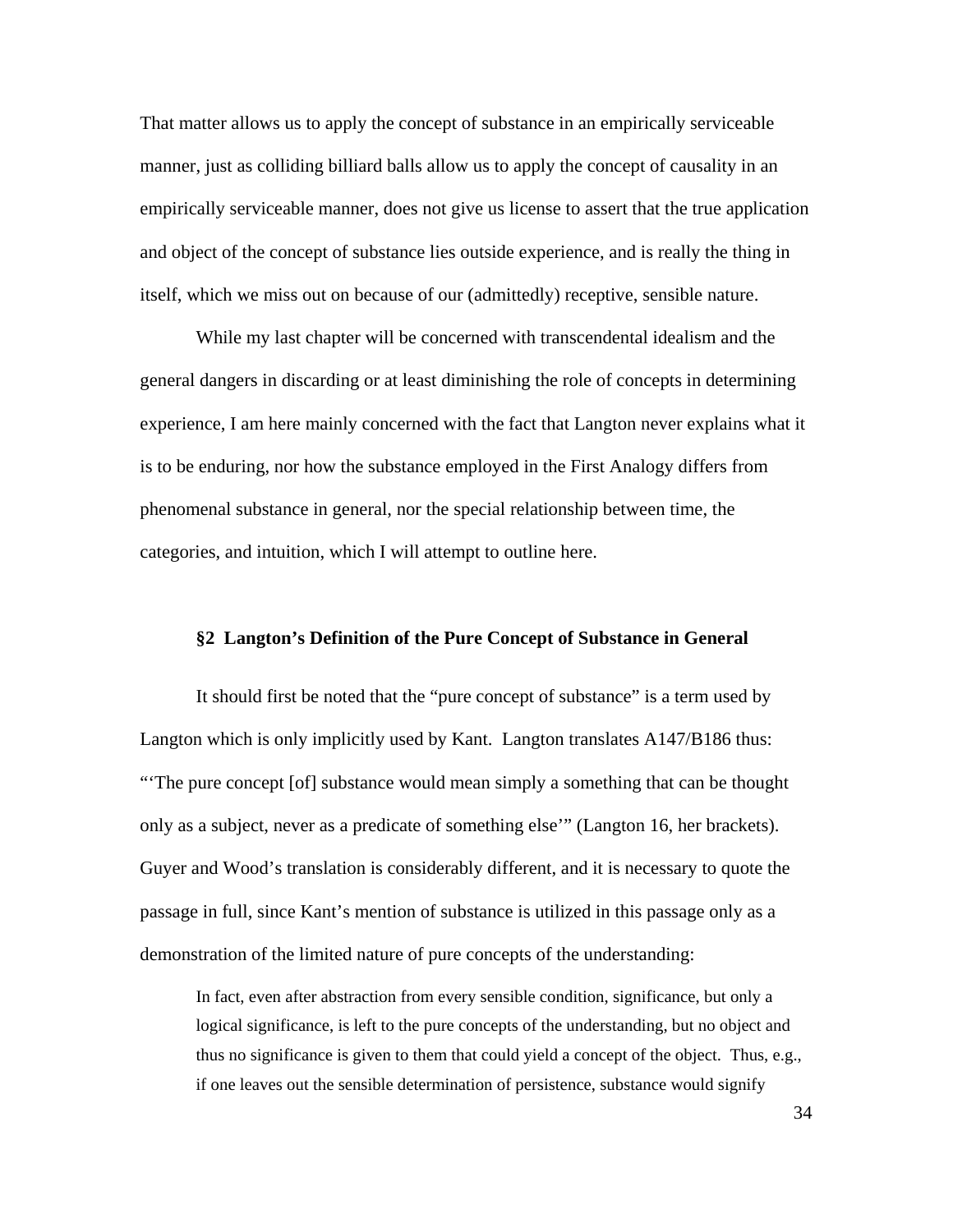That matter allows us to apply the concept of substance in an empirically serviceable manner, just as colliding billiard balls allow us to apply the concept of causality in an empirically serviceable manner, does not give us license to assert that the true application and object of the concept of substance lies outside experience, and is really the thing in itself, which we miss out on because of our (admittedly) receptive, sensible nature.

While my last chapter will be concerned with transcendental idealism and the general dangers in discarding or at least diminishing the role of concepts in determining experience, I am here mainly concerned with the fact that Langton never explains what it is to be enduring, nor how the substance employed in the First Analogy differs from phenomenal substance in general, nor the special relationship between time, the categories, and intuition, which I will attempt to outline here.

### §2 Langton's Definition of the Pure Concept of Substance in General

It should first be noted that the "pure concept of substance" is a term used by Langton which is only implicitly used by Kant. Langton translates A147/B186 thus: "'The pure concept [of] substance would mean simply a something that can be thought only as a subject, never as a predicate of something else'" (Langton 16, her brackets). Guyer and Wood's translation is considerably different, and it is necessary to quote the passage in full, since Kant's mention of substance is utilized in this passage only as a demonstration of the limited nature of pure concepts of the understanding:

> In fact, even after abstraction from every sensible condition, significance, but only a logical significance, is left to the pure concepts of the understanding, but no object and thus no significance is given to them that could yield a concept of the object. Thus, e.g., if one leaves out the sensible determination of persistence, substance would signify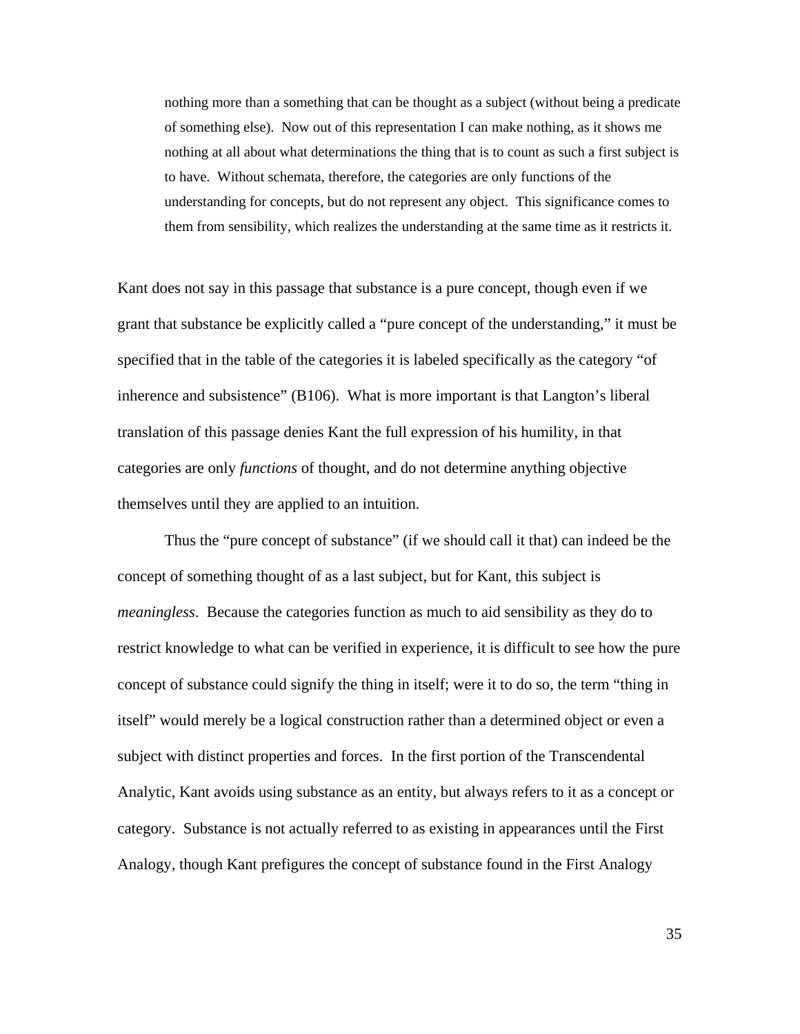> nothing more than a something that can be thought as a subject (without being a predicate of something else). Now out of this representation I can make nothing, as it shows me nothing at all about what determinations the thing that is to count as such a first subject is to have. Without schemata, therefore, the categories are only functions of the understanding for concepts, but do not represent any object. This significance comes to them from sensibility, which realizes the understanding at the same time as it restricts it.

Kant does not say in this passage that substance is a pure concept, though even if we grant that substance be explicitly called a "pure concept of the understanding," it must be specified that in the table of the categories it is labeled specifically as the category "of inherence and subsistence" (B106). What is more important is that Langton's liberal translation of this passage denies Kant the full expression of his humility, in that categories are only *functions* of thought, and do not determine anything objective themselves until they are applied to an intuition.

Thus the "pure concept of substance" (if we should call it that) can indeed be the concept of something thought of as a last subject, but for Kant, this subject is *meaningless*. Because the categories function as much to aid sensibility as they do to restrict knowledge to what can be verified in experience, it is difficult to see how the pure concept of substance could signify the thing in itself; were it to do so, the term "thing in itself" would merely be a logical construction rather than a determined object or even a subject with distinct properties and forces. In the first portion of the Transcendental Analytic, Kant avoids using substance as an entity, but always refers to it as a concept or category. Substance is not actually referred to as existing in appearances until the First Analogy, though Kant prefigures the concept of substance found in the First Analogy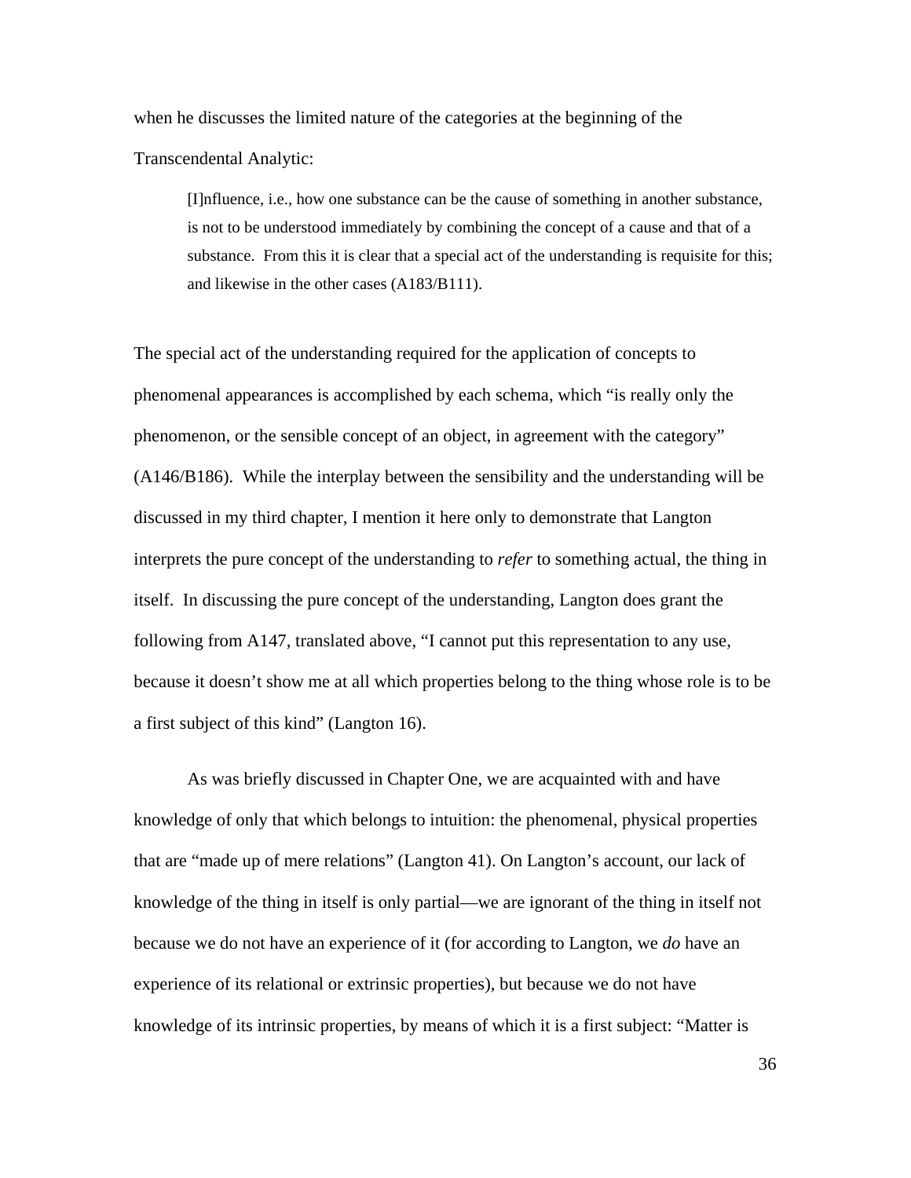when he discusses the limited nature of the categories at the beginning of the Transcendental Analytic:

> [I]nfluence, i.e., how one substance can be the cause of something in another substance, is not to be understood immediately by combining the concept of a cause and that of a substance. From this it is clear that a special act of the understanding is requisite for this; and likewise in the other cases (A183/B111).

The special act of the understanding required for the application of concepts to phenomenal appearances is accomplished by each schema, which "is really only the phenomenon, or the sensible concept of an object, in agreement with the category" (A146/B186). While the interplay between the sensibility and the understanding will be discussed in my third chapter, I mention it here only to demonstrate that Langton interprets the pure concept of the understanding to *refer* to something actual, the thing in itself. In discussing the pure concept of the understanding, Langton does grant the following from A147, translated above, "I cannot put this representation to any use, because it doesn't show me at all which properties belong to the thing whose role is to be a first subject of this kind" (Langton 16).

As was briefly discussed in Chapter One, we are acquainted with and have knowledge of only that which belongs to intuition: the phenomenal, physical properties that are "made up of mere relations" (Langton 41). On Langton's account, our lack of knowledge of the thing in itself is only partial—we are ignorant of the thing in itself not because we do not have an experience of it (for according to Langton, we *do* have an experience of its relational or extrinsic properties), but because we do not have knowledge of its intrinsic properties, by means of which it is a first subject: "Matter is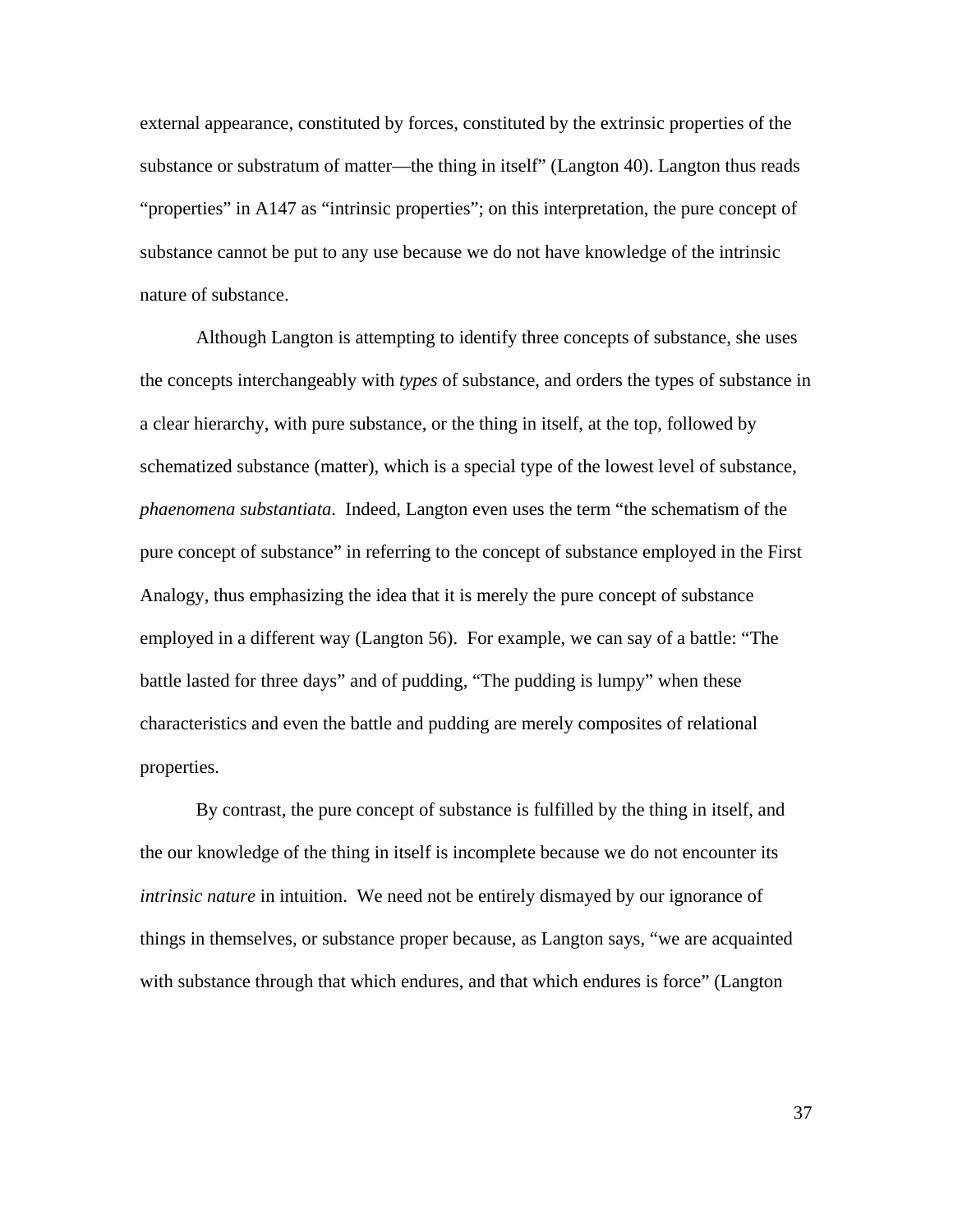external appearance, constituted by forces, constituted by the extrinsic properties of the substance or substratum of matter—the thing in itself" (Langton 40). Langton thus reads "properties" in A147 as "intrinsic properties"; on this interpretation, the pure concept of substance cannot be put to any use because we do not have knowledge of the intrinsic nature of substance.

Although Langton is attempting to identify three concepts of substance, she uses the concepts interchangeably with *types* of substance, and orders the types of substance in a clear hierarchy, with pure substance, or the thing in itself, at the top, followed by schematized substance (matter), which is a special type of the lowest level of substance, *phaenomena substantiata*. Indeed, Langton even uses the term "the schematism of the pure concept of substance" in referring to the concept of substance employed in the First Analogy, thus emphasizing the idea that it is merely the pure concept of substance employed in a different way (Langton 56). For example, we can say of a battle: "The battle lasted for three days" and of pudding, "The pudding is lumpy" when these characteristics and even the battle and pudding are merely composites of relational properties.

By contrast, the pure concept of substance is fulfilled by the thing in itself, and the our knowledge of the thing in itself is incomplete because we do not encounter its *intrinsic nature* in intuition. We need not be entirely dismayed by our ignorance of things in themselves, or substance proper because, as Langton says, "we are acquainted with substance through that which endures, and that which endures is force" (Langton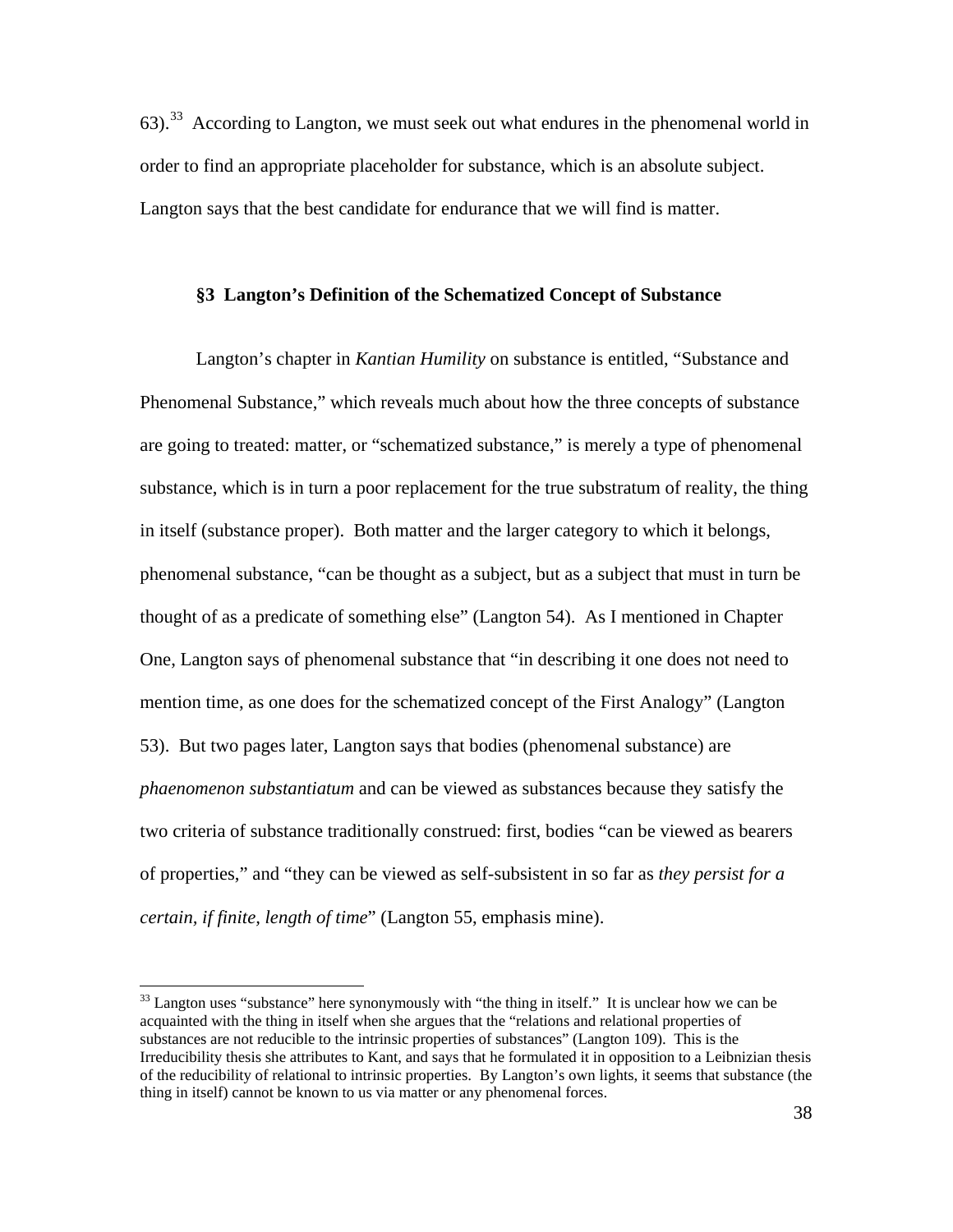63).[33] According to Langton, we must seek out what endures in the phenomenal world in order to find an appropriate placeholder for substance, which is an absolute subject. Langton says that the best candidate for endurance that we will find is matter.

### §3 Langton's Definition of the Schematized Concept of Substance

Langton's chapter in *Kantian Humility* on substance is entitled, "Substance and Phenomenal Substance," which reveals much about how the three concepts of substance are going to treated: matter, or "schematized substance," is merely a type of phenomenal substance, which is in turn a poor replacement for the true substratum of reality, the thing in itself (substance proper). Both matter and the larger category to which it belongs, phenomenal substance, "can be thought as a subject, but as a subject that must in turn be thought of as a predicate of something else" (Langton 54). As I mentioned in Chapter One, Langton says of phenomenal substance that "in describing it one does not need to mention time, as one does for the schematized concept of the First Analogy" (Langton 53). But two pages later, Langton says that bodies (phenomenal substance) are *phaenomenon substantiatum* and can be viewed as substances because they satisfy the two criteria of substance traditionally construed: first, bodies "can be viewed as bearers of properties," and "they can be viewed as self-subsistent in so far as *they persist for a certain, if finite, length of time*" (Langton 55, emphasis mine).

---

[33] Langton uses "substance" here synonymously with "the thing in itself." It is unclear how we can be acquainted with the thing in itself when she argues that the "relations and relational properties of substances are not reducible to the intrinsic properties of substances" (Langton 109). This is the Irreducibility thesis she attributes to Kant, and says that he formulated it in opposition to a Leibnizian thesis of the reducibility of relational to intrinsic properties. By Langton's own lights, it seems that substance (the thing in itself) cannot be known to us via matter or any phenomenal forces.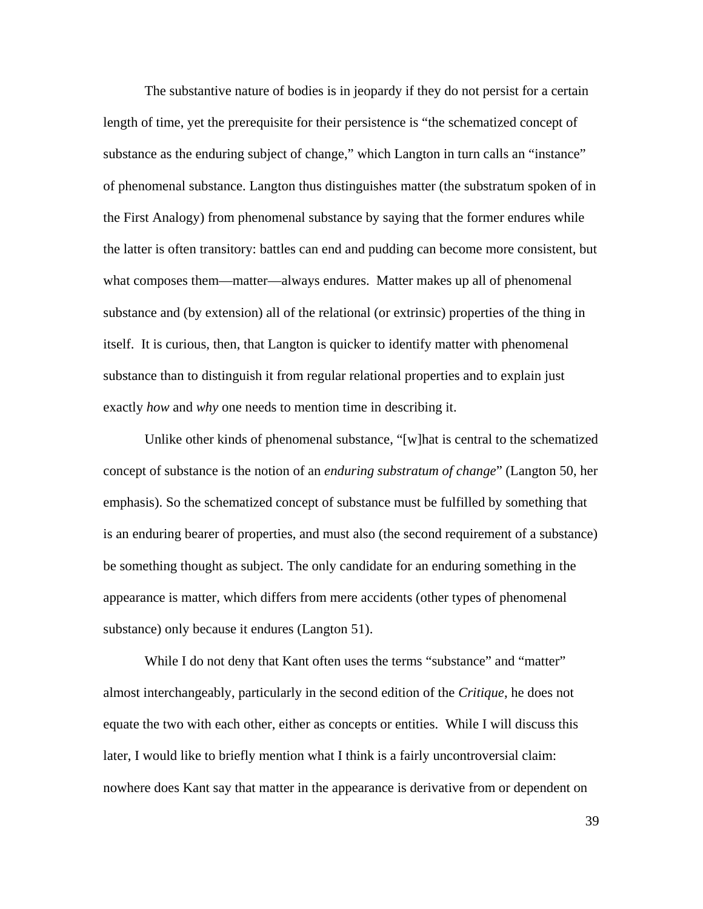The substantive nature of bodies is in jeopardy if they do not persist for a certain length of time, yet the prerequisite for their persistence is "the schematized concept of substance as the enduring subject of change," which Langton in turn calls an "instance" of phenomenal substance. Langton thus distinguishes matter (the substratum spoken of in the First Analogy) from phenomenal substance by saying that the former endures while the latter is often transitory: battles can end and pudding can become more consistent, but what composes them—matter—always endures. Matter makes up all of phenomenal substance and (by extension) all of the relational (or extrinsic) properties of the thing in itself. It is curious, then, that Langton is quicker to identify matter with phenomenal substance than to distinguish it from regular relational properties and to explain just exactly *how* and *why* one needs to mention time in describing it.

Unlike other kinds of phenomenal substance, "[w]hat is central to the schematized concept of substance is the notion of an *enduring substratum of change*" (Langton 50, her emphasis). So the schematized concept of substance must be fulfilled by something that is an enduring bearer of properties, and must also (the second requirement of a substance) be something thought as subject. The only candidate for an enduring something in the appearance is matter, which differs from mere accidents (other types of phenomenal substance) only because it endures (Langton 51).

While I do not deny that Kant often uses the terms "substance" and "matter" almost interchangeably, particularly in the second edition of the *Critique*, he does not equate the two with each other, either as concepts or entities. While I will discuss this later, I would like to briefly mention what I think is a fairly uncontroversial claim: nowhere does Kant say that matter in the appearance is derivative from or dependent on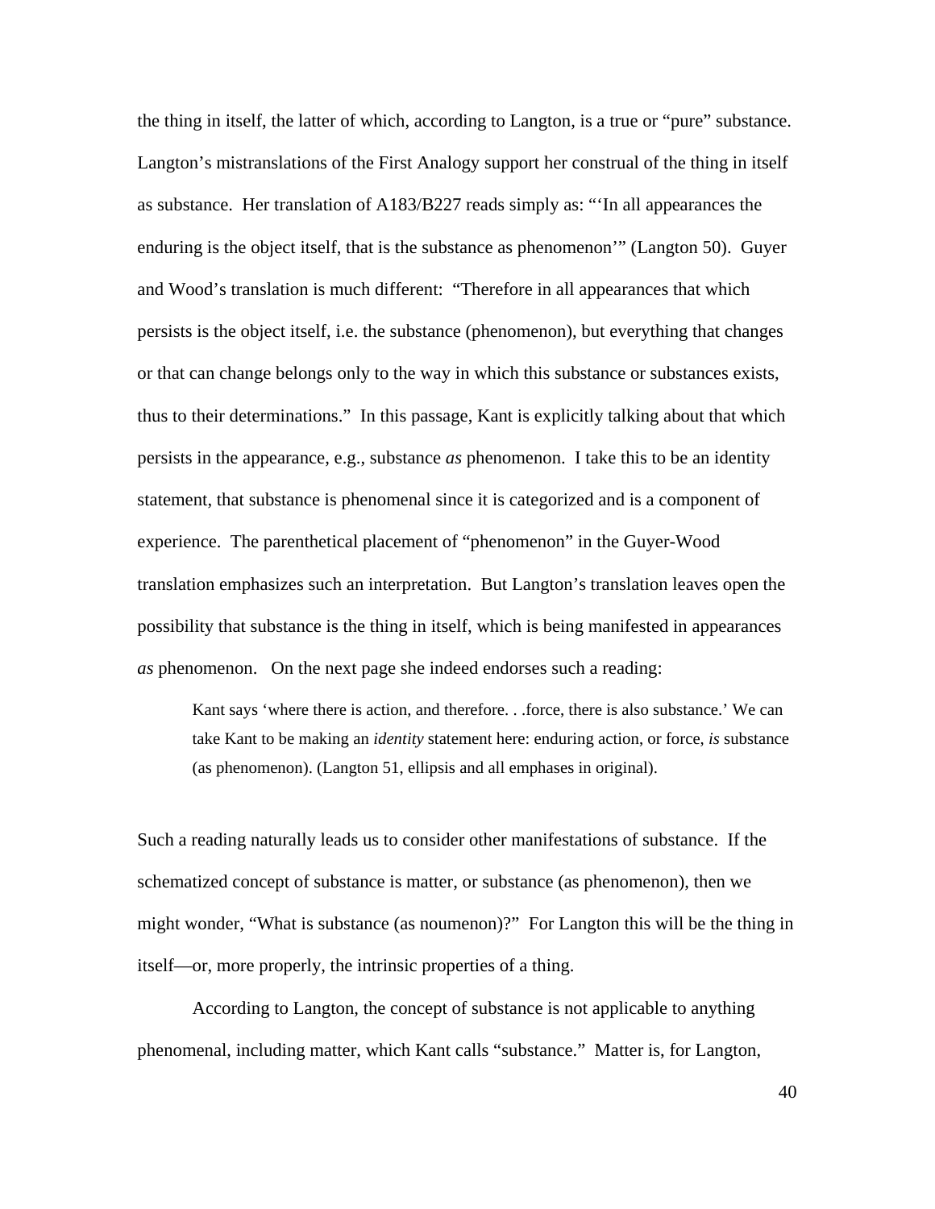the thing in itself, the latter of which, according to Langton, is a true or "pure" substance. Langton's mistranslations of the First Analogy support her construal of the thing in itself as substance. Her translation of A183/B227 reads simply as: "'In all appearances the enduring is the object itself, that is the substance as phenomenon'" (Langton 50). Guyer and Wood's translation is much different: "Therefore in all appearances that which persists is the object itself, i.e. the substance (phenomenon), but everything that changes or that can change belongs only to the way in which this substance or substances exists, thus to their determinations." In this passage, Kant is explicitly talking about that which persists in the appearance, e.g., substance *as* phenomenon. I take this to be an identity statement, that substance is phenomenal since it is categorized and is a component of experience. The parenthetical placement of "phenomenon" in the Guyer-Wood translation emphasizes such an interpretation. But Langton's translation leaves open the possibility that substance is the thing in itself, which is being manifested in appearances *as* phenomenon. On the next page she indeed endorses such a reading:

> Kant says 'where there is action, and therefore. . .force, there is also substance.' We can take Kant to be making an *identity* statement here: enduring action, or force, *is* substance (as phenomenon). (Langton 51, ellipsis and all emphases in original).

Such a reading naturally leads us to consider other manifestations of substance. If the schematized concept of substance is matter, or substance (as phenomenon), then we might wonder, "What is substance (as noumenon)?" For Langton this will be the thing in itself—or, more properly, the intrinsic properties of a thing.

According to Langton, the concept of substance is not applicable to anything phenomenal, including matter, which Kant calls "substance." Matter is, for Langton,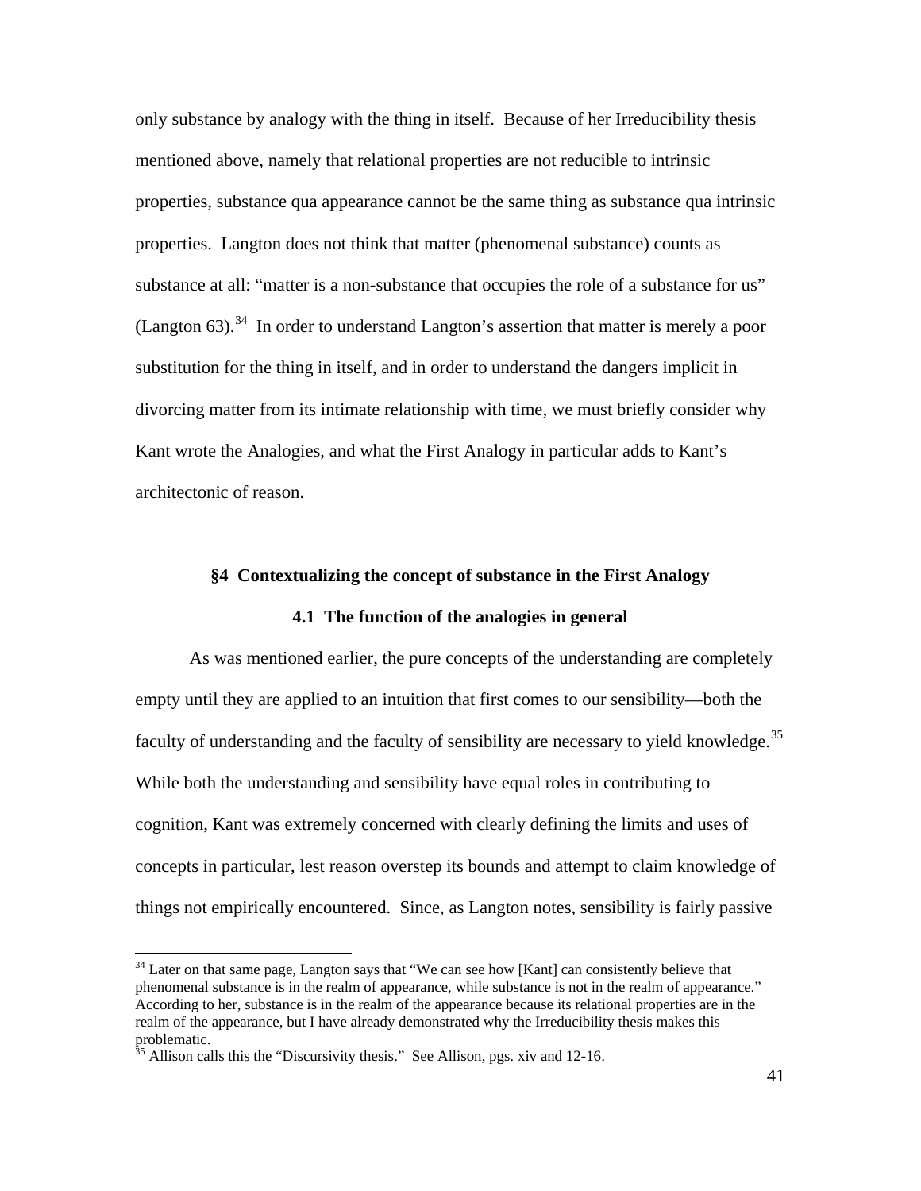only substance by analogy with the thing in itself. Because of her Irreducibility thesis mentioned above, namely that relational properties are not reducible to intrinsic properties, substance qua appearance cannot be the same thing as substance qua intrinsic properties. Langton does not think that matter (phenomenal substance) counts as substance at all: "matter is a non-substance that occupies the role of a substance for us" (Langton 63).[34] In order to understand Langton's assertion that matter is merely a poor substitution for the thing in itself, and in order to understand the dangers implicit in divorcing matter from its intimate relationship with time, we must briefly consider why Kant wrote the Analogies, and what the First Analogy in particular adds to Kant's architectonic of reason.

## §4 Contextualizing the concept of substance in the First Analogy

### 4.1 The function of the analogies in general

As was mentioned earlier, the pure concepts of the understanding are completely empty until they are applied to an intuition that first comes to our sensibility—both the faculty of understanding and the faculty of sensibility are necessary to yield knowledge.[35] While both the understanding and sensibility have equal roles in contributing to cognition, Kant was extremely concerned with clearly defining the limits and uses of concepts in particular, lest reason overstep its bounds and attempt to claim knowledge of things not empirically encountered. Since, as Langton notes, sensibility is fairly passive

---

[34] Later on that same page, Langton says that "We can see how [Kant] can consistently believe that phenomenal substance is in the realm of appearance, while substance is not in the realm of appearance." According to her, substance is in the realm of the appearance because its relational properties are in the realm of the appearance, but I have already demonstrated why the Irreducibility thesis makes this problematic.

[35] Allison calls this the "Discursivity thesis." See Allison, pgs. xiv and 12-16.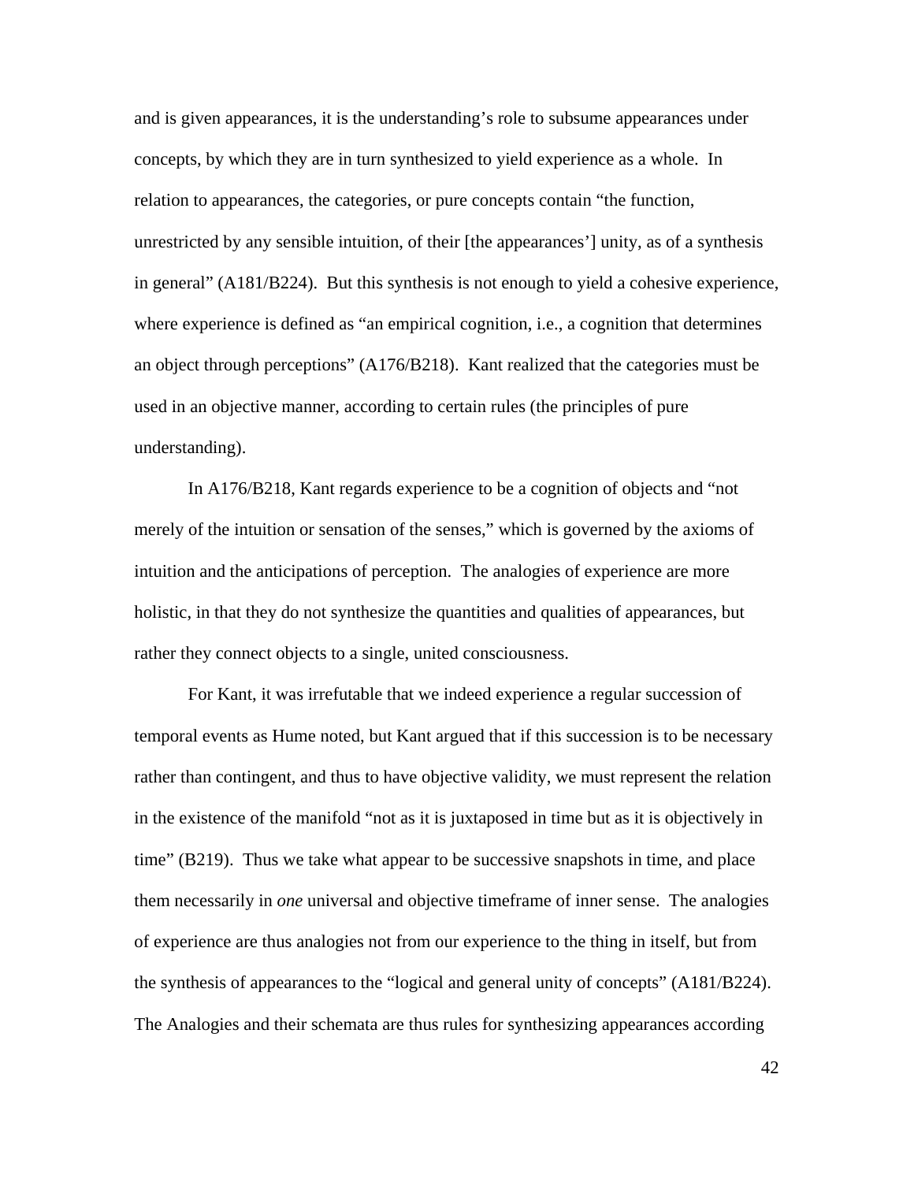and is given appearances, it is the understanding's role to subsume appearances under concepts, by which they are in turn synthesized to yield experience as a whole. In relation to appearances, the categories, or pure concepts contain "the function, unrestricted by any sensible intuition, of their [the appearances'] unity, as of a synthesis in general" (A181/B224). But this synthesis is not enough to yield a cohesive experience, where experience is defined as "an empirical cognition, i.e., a cognition that determines an object through perceptions" (A176/B218). Kant realized that the categories must be used in an objective manner, according to certain rules (the principles of pure understanding).

In A176/B218, Kant regards experience to be a cognition of objects and "not merely of the intuition or sensation of the senses," which is governed by the axioms of intuition and the anticipations of perception. The analogies of experience are more holistic, in that they do not synthesize the quantities and qualities of appearances, but rather they connect objects to a single, united consciousness.

For Kant, it was irrefutable that we indeed experience a regular succession of temporal events as Hume noted, but Kant argued that if this succession is to be necessary rather than contingent, and thus to have objective validity, we must represent the relation in the existence of the manifold "not as it is juxtaposed in time but as it is objectively in time" (B219). Thus we take what appear to be successive snapshots in time, and place them necessarily in *one* universal and objective timeframe of inner sense. The analogies of experience are thus analogies not from our experience to the thing in itself, but from the synthesis of appearances to the "logical and general unity of concepts" (A181/B224). The Analogies and their schemata are thus rules for synthesizing appearances according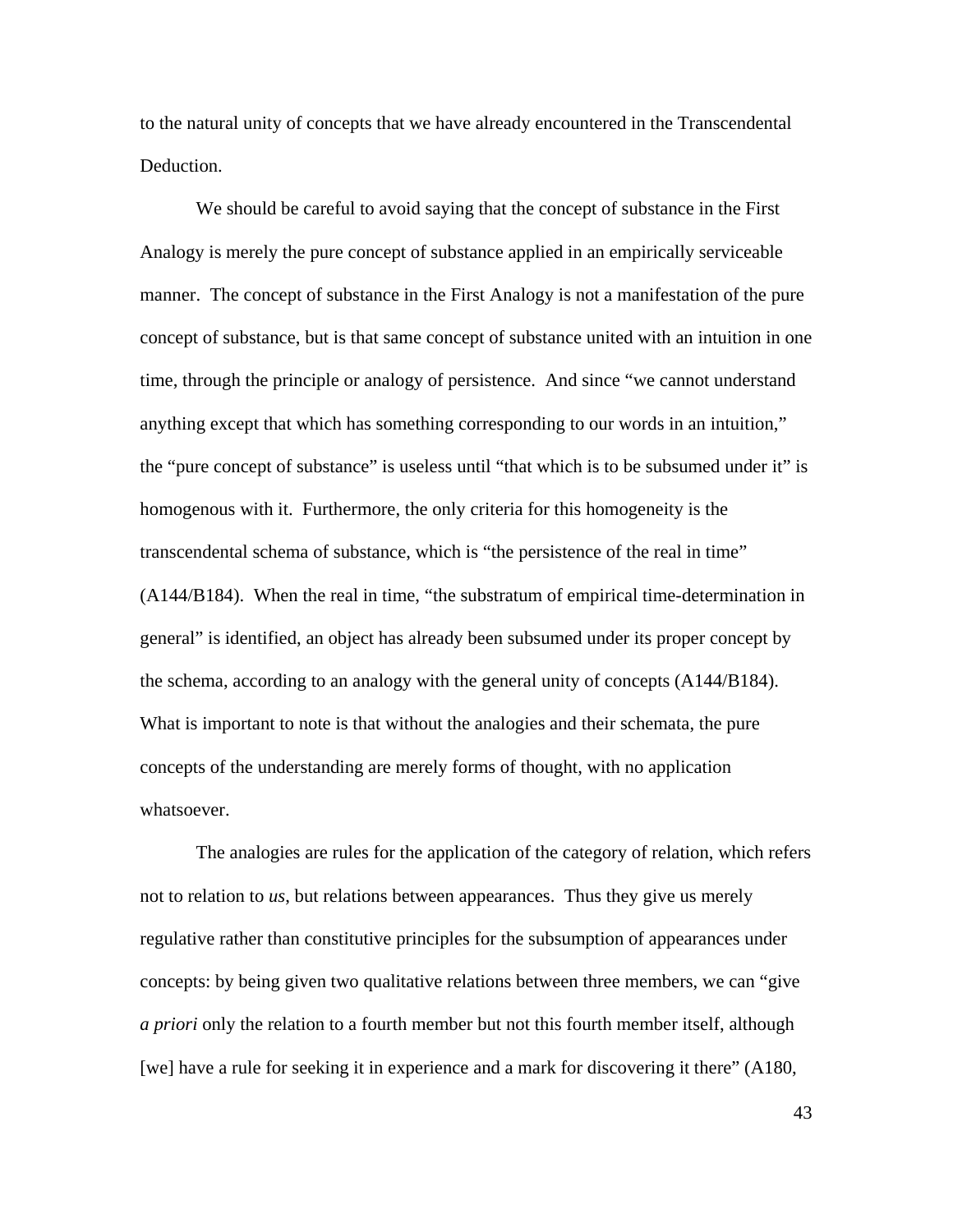to the natural unity of concepts that we have already encountered in the Transcendental Deduction.

We should be careful to avoid saying that the concept of substance in the First Analogy is merely the pure concept of substance applied in an empirically serviceable manner. The concept of substance in the First Analogy is not a manifestation of the pure concept of substance, but is that same concept of substance united with an intuition in one time, through the principle or analogy of persistence. And since "we cannot understand anything except that which has something corresponding to our words in an intuition," the "pure concept of substance" is useless until "that which is to be subsumed under it" is homogenous with it. Furthermore, the only criteria for this homogeneity is the transcendental schema of substance, which is "the persistence of the real in time" (A144/B184). When the real in time, "the substratum of empirical time-determination in general" is identified, an object has already been subsumed under its proper concept by the schema, according to an analogy with the general unity of concepts (A144/B184). What is important to note is that without the analogies and their schemata, the pure concepts of the understanding are merely forms of thought, with no application whatsoever.

The analogies are rules for the application of the category of relation, which refers not to relation to *us*, but relations between appearances. Thus they give us merely regulative rather than constitutive principles for the subsumption of appearances under concepts: by being given two qualitative relations between three members, we can "give *a priori* only the relation to a fourth member but not this fourth member itself, although [we] have a rule for seeking it in experience and a mark for discovering it there" (A180,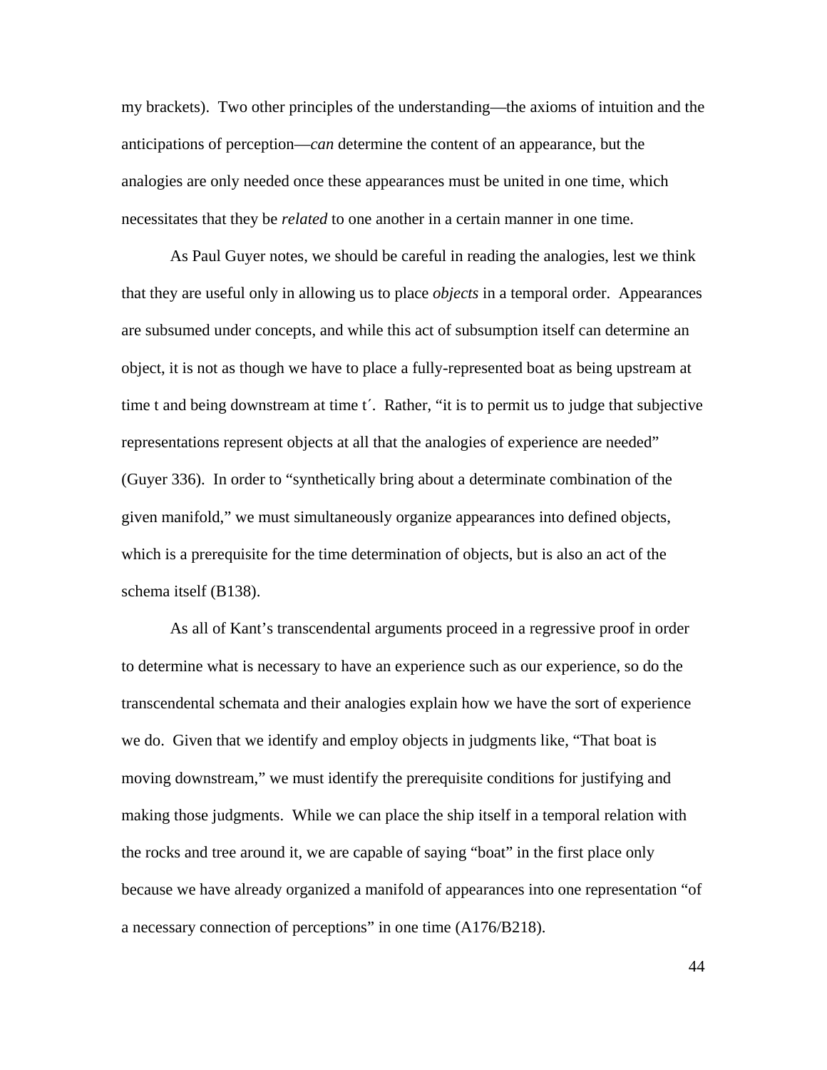my brackets). Two other principles of the understanding—the axioms of intuition and the anticipations of perception—*can* determine the content of an appearance, but the analogies are only needed once these appearances must be united in one time, which necessitates that they be *related* to one another in a certain manner in one time.

As Paul Guyer notes, we should be careful in reading the analogies, lest we think that they are useful only in allowing us to place *objects* in a temporal order. Appearances are subsumed under concepts, and while this act of subsumption itself can determine an object, it is not as though we have to place a fully-represented boat as being upstream at time t and being downstream at time t´. Rather, "it is to permit us to judge that subjective representations represent objects at all that the analogies of experience are needed" (Guyer 336). In order to "synthetically bring about a determinate combination of the given manifold," we must simultaneously organize appearances into defined objects, which is a prerequisite for the time determination of objects, but is also an act of the schema itself (B138).

As all of Kant's transcendental arguments proceed in a regressive proof in order to determine what is necessary to have an experience such as our experience, so do the transcendental schemata and their analogies explain how we have the sort of experience we do. Given that we identify and employ objects in judgments like, "That boat is moving downstream," we must identify the prerequisite conditions for justifying and making those judgments. While we can place the ship itself in a temporal relation with the rocks and tree around it, we are capable of saying "boat" in the first place only because we have already organized a manifold of appearances into one representation "of a necessary connection of perceptions" in one time (A176/B218).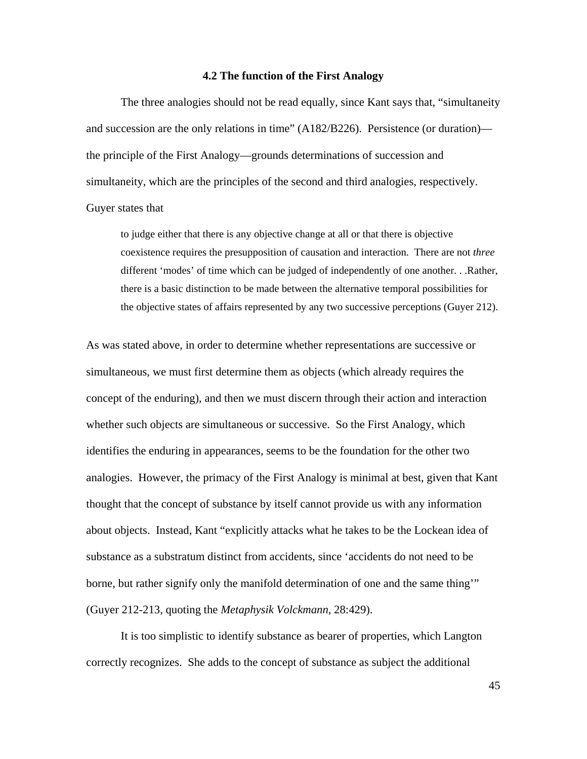### 4.2 The function of the First Analogy

The three analogies should not be read equally, since Kant says that, "simultaneity and succession are the only relations in time" (A182/B226). Persistence (or duration)—the principle of the First Analogy—grounds determinations of succession and simultaneity, which are the principles of the second and third analogies, respectively. Guyer states that

> to judge either that there is any objective change at all or that there is objective coexistence requires the presupposition of causation and interaction. There are not *three* different 'modes' of time which can be judged of independently of one another. . .Rather, there is a basic distinction to be made between the alternative temporal possibilities for the objective states of affairs represented by any two successive perceptions (Guyer 212).

As was stated above, in order to determine whether representations are successive or simultaneous, we must first determine them as objects (which already requires the concept of the enduring), and then we must discern through their action and interaction whether such objects are simultaneous or successive. So the First Analogy, which identifies the enduring in appearances, seems to be the foundation for the other two analogies. However, the primacy of the First Analogy is minimal at best, given that Kant thought that the concept of substance by itself cannot provide us with any information about objects. Instead, Kant "explicitly attacks what he takes to be the Lockean idea of substance as a substratum distinct from accidents, since 'accidents do not need to be borne, but rather signify only the manifold determination of one and the same thing'" (Guyer 212-213, quoting the *Metaphysik Volckmann*, 28:429).

It is too simplistic to identify substance as bearer of properties, which Langton correctly recognizes. She adds to the concept of substance as subject the additional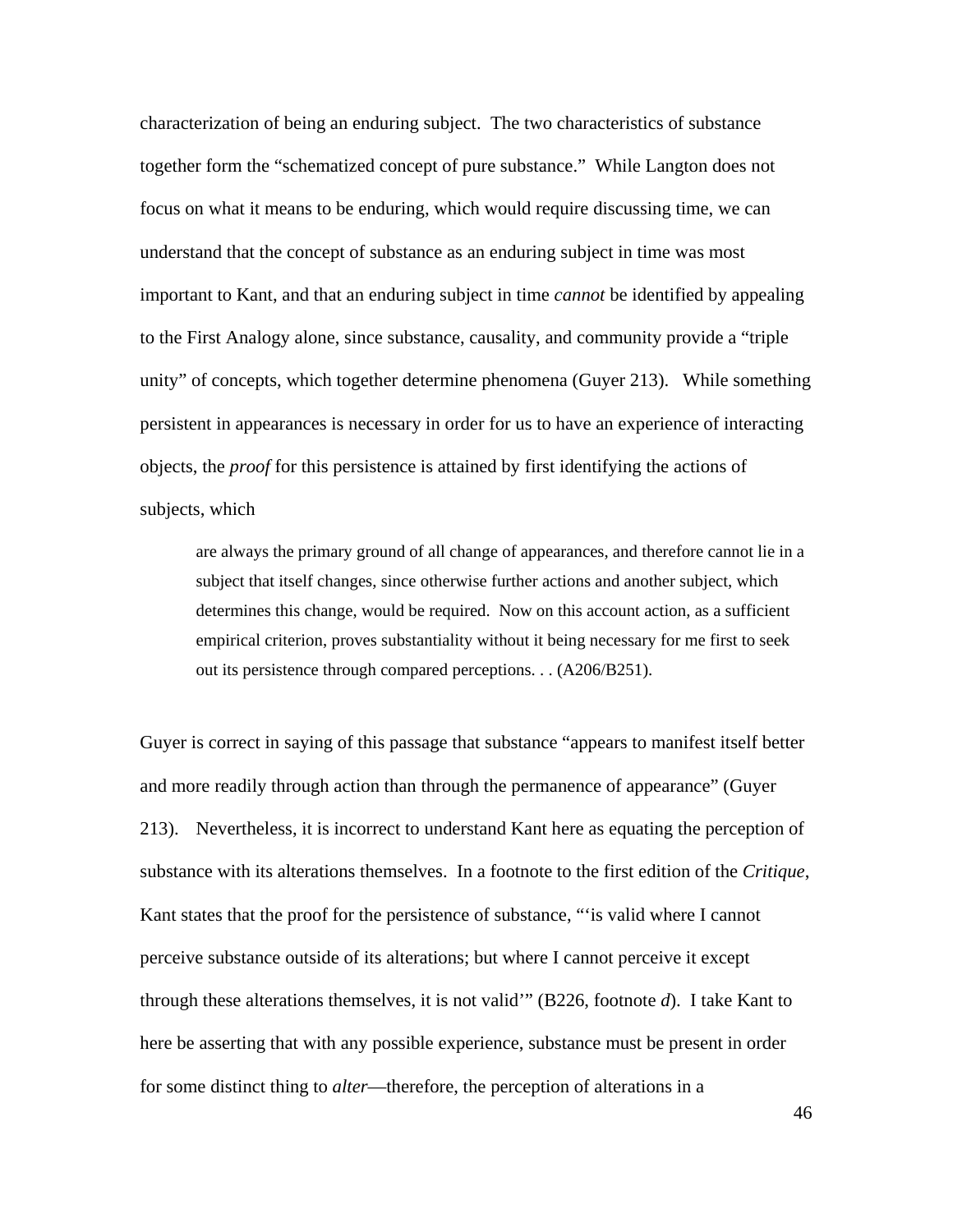characterization of being an enduring subject. The two characteristics of substance together form the "schematized concept of pure substance." While Langton does not focus on what it means to be enduring, which would require discussing time, we can understand that the concept of substance as an enduring subject in time was most important to Kant, and that an enduring subject in time *cannot* be identified by appealing to the First Analogy alone, since substance, causality, and community provide a "triple unity" of concepts, which together determine phenomena (Guyer 213). While something persistent in appearances is necessary in order for us to have an experience of interacting objects, the *proof* for this persistence is attained by first identifying the actions of subjects, which

> are always the primary ground of all change of appearances, and therefore cannot lie in a subject that itself changes, since otherwise further actions and another subject, which determines this change, would be required. Now on this account action, as a sufficient empirical criterion, proves substantiality without it being necessary for me first to seek out its persistence through compared perceptions. . . (A206/B251).

Guyer is correct in saying of this passage that substance "appears to manifest itself better and more readily through action than through the permanence of appearance" (Guyer 213). Nevertheless, it is incorrect to understand Kant here as equating the perception of substance with its alterations themselves. In a footnote to the first edition of the *Critique*, Kant states that the proof for the persistence of substance, "'is valid where I cannot perceive substance outside of its alterations; but where I cannot perceive it except through these alterations themselves, it is not valid'" (B226, footnote *d*). I take Kant to here be asserting that with any possible experience, substance must be present in order for some distinct thing to *alter*—therefore, the perception of alterations in a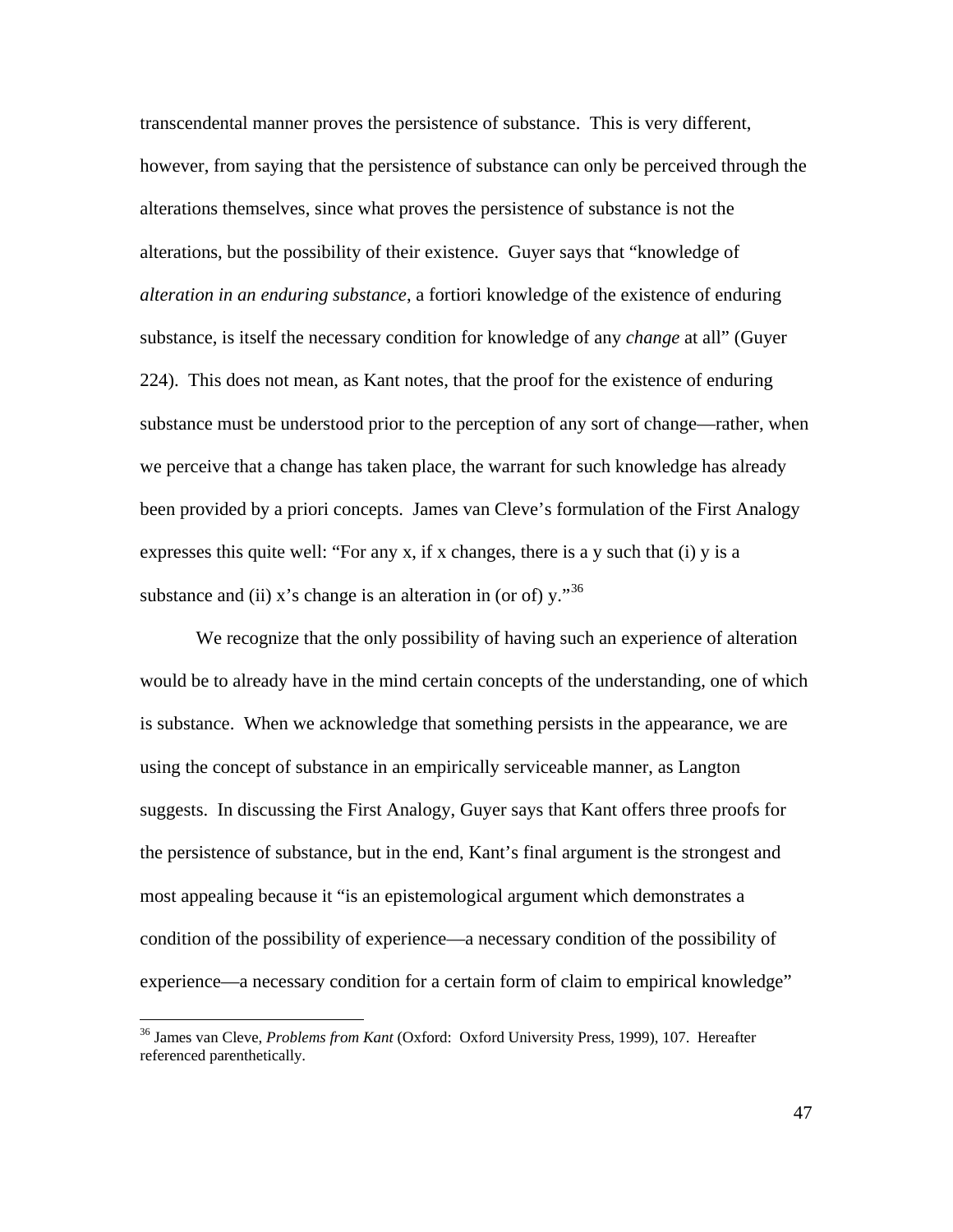transcendental manner proves the persistence of substance. This is very different, however, from saying that the persistence of substance can only be perceived through the alterations themselves, since what proves the persistence of substance is not the alterations, but the possibility of their existence. Guyer says that "knowledge of *alteration in an enduring substance*, a fortiori knowledge of the existence of enduring substance, is itself the necessary condition for knowledge of any *change* at all" (Guyer 224). This does not mean, as Kant notes, that the proof for the existence of enduring substance must be understood prior to the perception of any sort of change—rather, when we perceive that a change has taken place, the warrant for such knowledge has already been provided by a priori concepts. James van Cleve's formulation of the First Analogy expresses this quite well: "For any x, if x changes, there is a y such that (i) y is a substance and (ii) x's change is an alteration in (or of) y."[36]

We recognize that the only possibility of having such an experience of alteration would be to already have in the mind certain concepts of the understanding, one of which is substance. When we acknowledge that something persists in the appearance, we are using the concept of substance in an empirically serviceable manner, as Langton suggests. In discussing the First Analogy, Guyer says that Kant offers three proofs for the persistence of substance, but in the end, Kant's final argument is the strongest and most appealing because it "is an epistemological argument which demonstrates a condition of the possibility of experience—a necessary condition of the possibility of experience—a necessary condition for a certain form of claim to empirical knowledge"

---

[36] James van Cleve, *Problems from Kant* (Oxford: Oxford University Press, 1999), 107. Hereafter referenced parenthetically.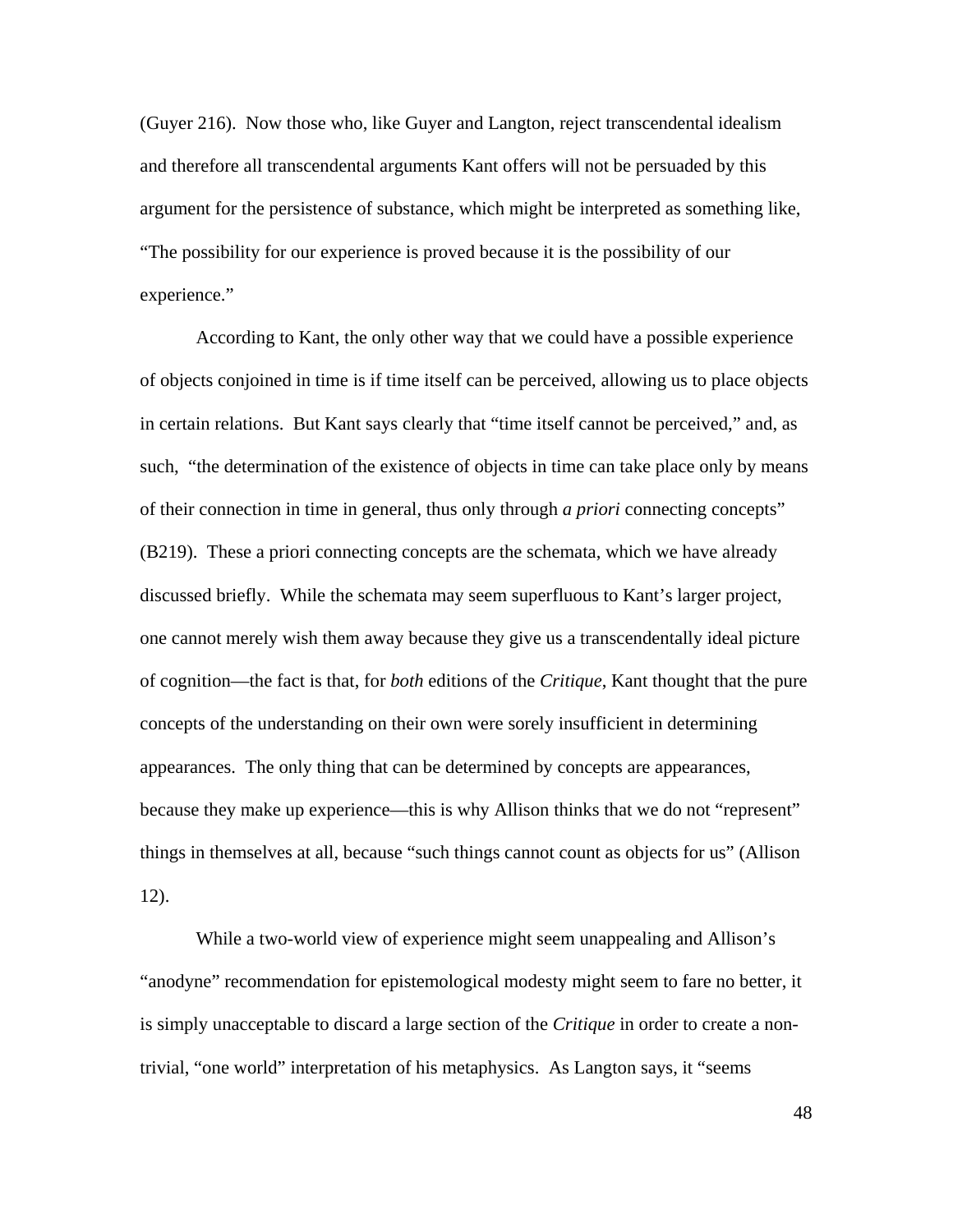(Guyer 216). Now those who, like Guyer and Langton, reject transcendental idealism and therefore all transcendental arguments Kant offers will not be persuaded by this argument for the persistence of substance, which might be interpreted as something like, "The possibility for our experience is proved because it is the possibility of our experience."

According to Kant, the only other way that we could have a possible experience of objects conjoined in time is if time itself can be perceived, allowing us to place objects in certain relations. But Kant says clearly that "time itself cannot be perceived," and, as such, "the determination of the existence of objects in time can take place only by means of their connection in time in general, thus only through *a priori* connecting concepts" (B219). These a priori connecting concepts are the schemata, which we have already discussed briefly. While the schemata may seem superfluous to Kant's larger project, one cannot merely wish them away because they give us a transcendentally ideal picture of cognition—the fact is that, for *both* editions of the *Critique*, Kant thought that the pure concepts of the understanding on their own were sorely insufficient in determining appearances. The only thing that can be determined by concepts are appearances, because they make up experience—this is why Allison thinks that we do not "represent" things in themselves at all, because "such things cannot count as objects for us" (Allison 12).

While a two-world view of experience might seem unappealing and Allison's "anodyne" recommendation for epistemological modesty might seem to fare no better, it is simply unacceptable to discard a large section of the *Critique* in order to create a non-trivial, "one world" interpretation of his metaphysics. As Langton says, it "seems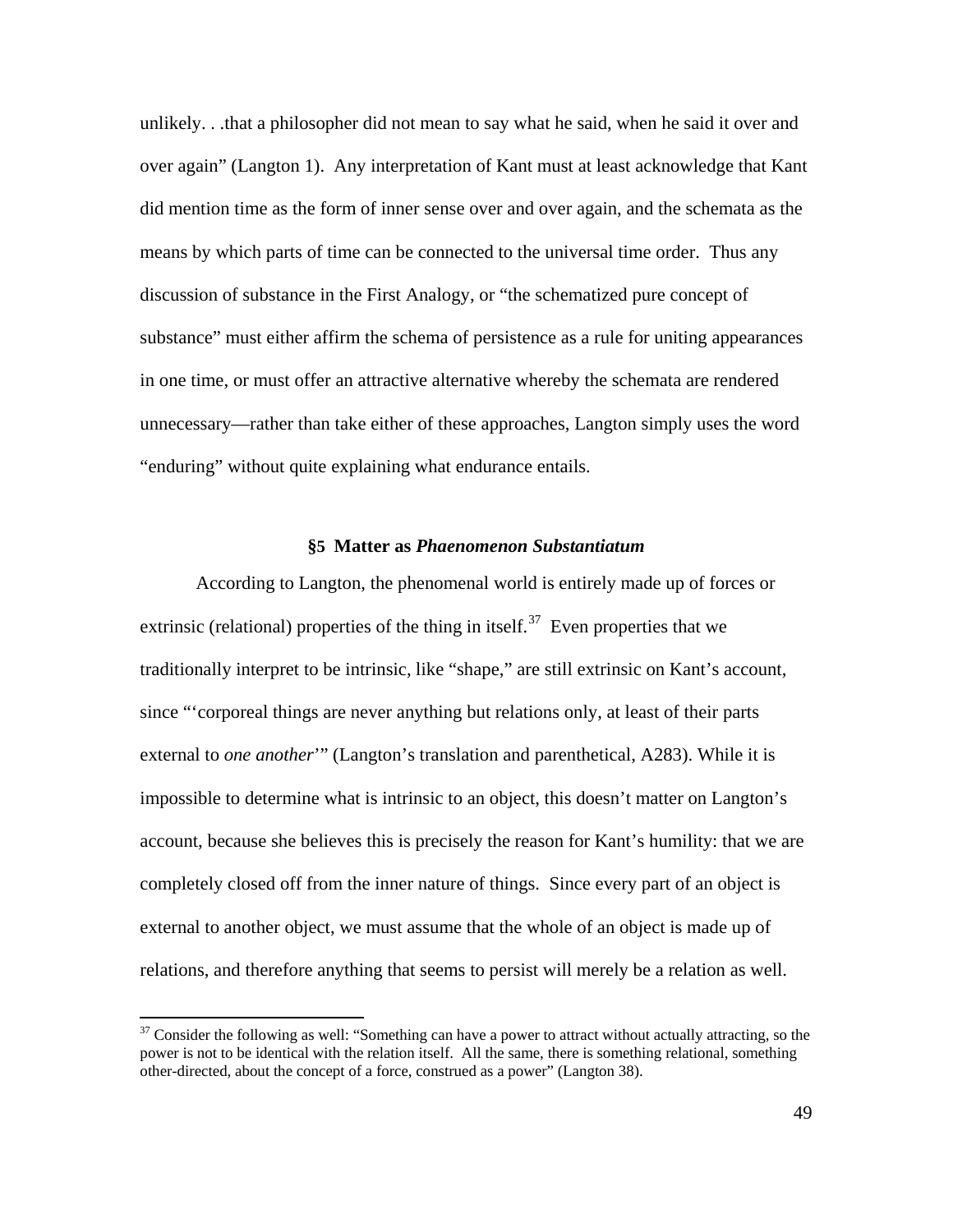unlikely. . .that a philosopher did not mean to say what he said, when he said it over and over again" (Langton 1). Any interpretation of Kant must at least acknowledge that Kant did mention time as the form of inner sense over and over again, and the schemata as the means by which parts of time can be connected to the universal time order. Thus any discussion of substance in the First Analogy, or "the schematized pure concept of substance" must either affirm the schema of persistence as a rule for uniting appearances in one time, or must offer an attractive alternative whereby the schemata are rendered unnecessary—rather than take either of these approaches, Langton simply uses the word "enduring" without quite explaining what endurance entails.

### §5 Matter as *Phaenomenon Substantiatum*

According to Langton, the phenomenal world is entirely made up of forces or extrinsic (relational) properties of the thing in itself.[37] Even properties that we traditionally interpret to be intrinsic, like "shape," are still extrinsic on Kant's account, since "'corporeal things are never anything but relations only, at least of their parts external to *one another*'" (Langton's translation and parenthetical, A283). While it is impossible to determine what is intrinsic to an object, this doesn't matter on Langton's account, because she believes this is precisely the reason for Kant's humility: that we are completely closed off from the inner nature of things. Since every part of an object is external to another object, we must assume that the whole of an object is made up of relations, and therefore anything that seems to persist will merely be a relation as well.

[37] Consider the following as well: "Something can have a power to attract without actually attracting, so the power is not to be identical with the relation itself. All the same, there is something relational, something other-directed, about the concept of a force, construed as a power" (Langton 38).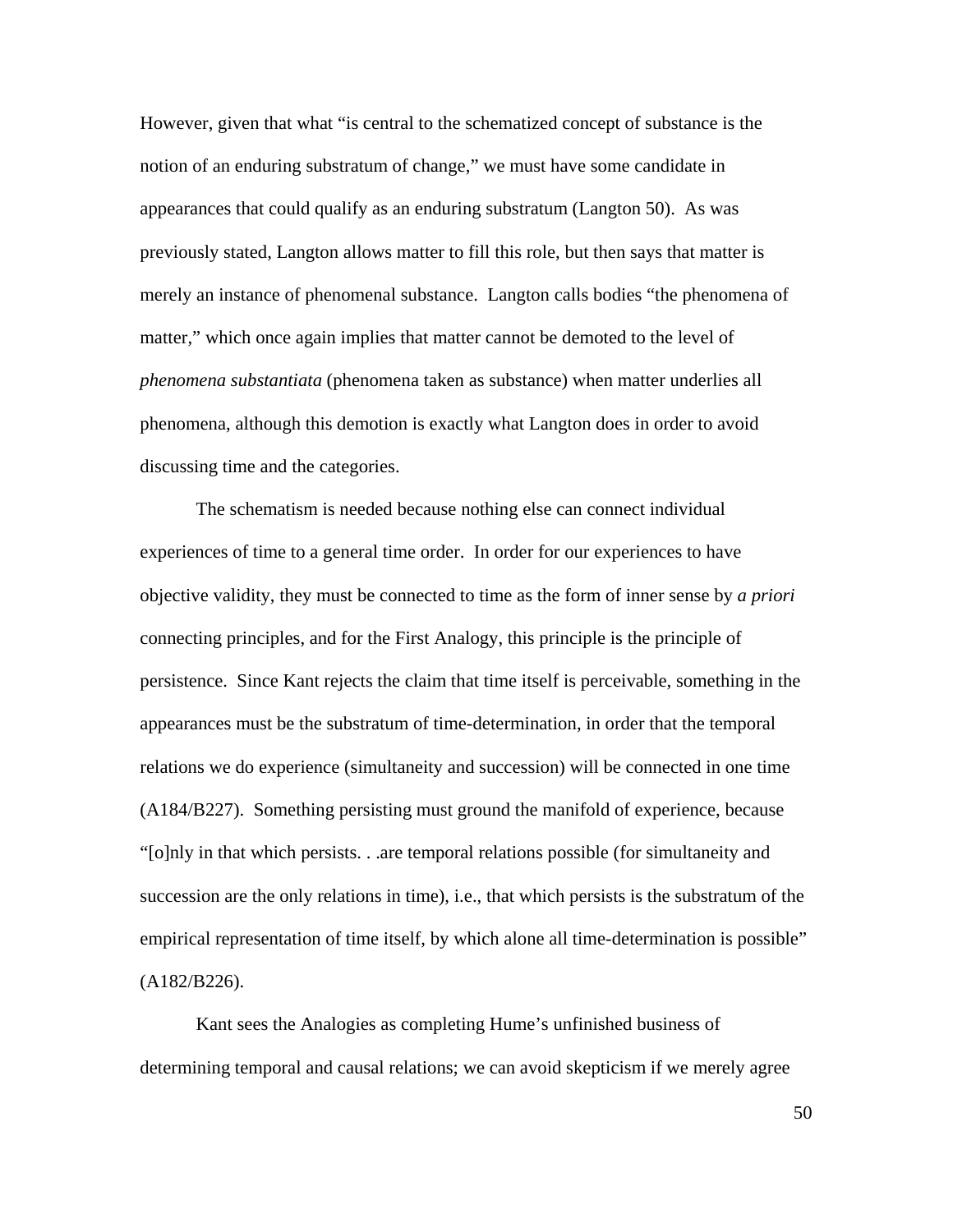However, given that what "is central to the schematized concept of substance is the notion of an enduring substratum of change," we must have some candidate in appearances that could qualify as an enduring substratum (Langton 50). As was previously stated, Langton allows matter to fill this role, but then says that matter is merely an instance of phenomenal substance. Langton calls bodies "the phenomena of matter," which once again implies that matter cannot be demoted to the level of *phenomena substantiata* (phenomena taken as substance) when matter underlies all phenomena, although this demotion is exactly what Langton does in order to avoid discussing time and the categories.

The schematism is needed because nothing else can connect individual experiences of time to a general time order. In order for our experiences to have objective validity, they must be connected to time as the form of inner sense by *a priori* connecting principles, and for the First Analogy, this principle is the principle of persistence. Since Kant rejects the claim that time itself is perceivable, something in the appearances must be the substratum of time-determination, in order that the temporal relations we do experience (simultaneity and succession) will be connected in one time (A184/B227). Something persisting must ground the manifold of experience, because "[o]nly in that which persists. . .are temporal relations possible (for simultaneity and succession are the only relations in time), i.e., that which persists is the substratum of the empirical representation of time itself, by which alone all time-determination is possible" (A182/B226).

Kant sees the Analogies as completing Hume's unfinished business of determining temporal and causal relations; we can avoid skepticism if we merely agree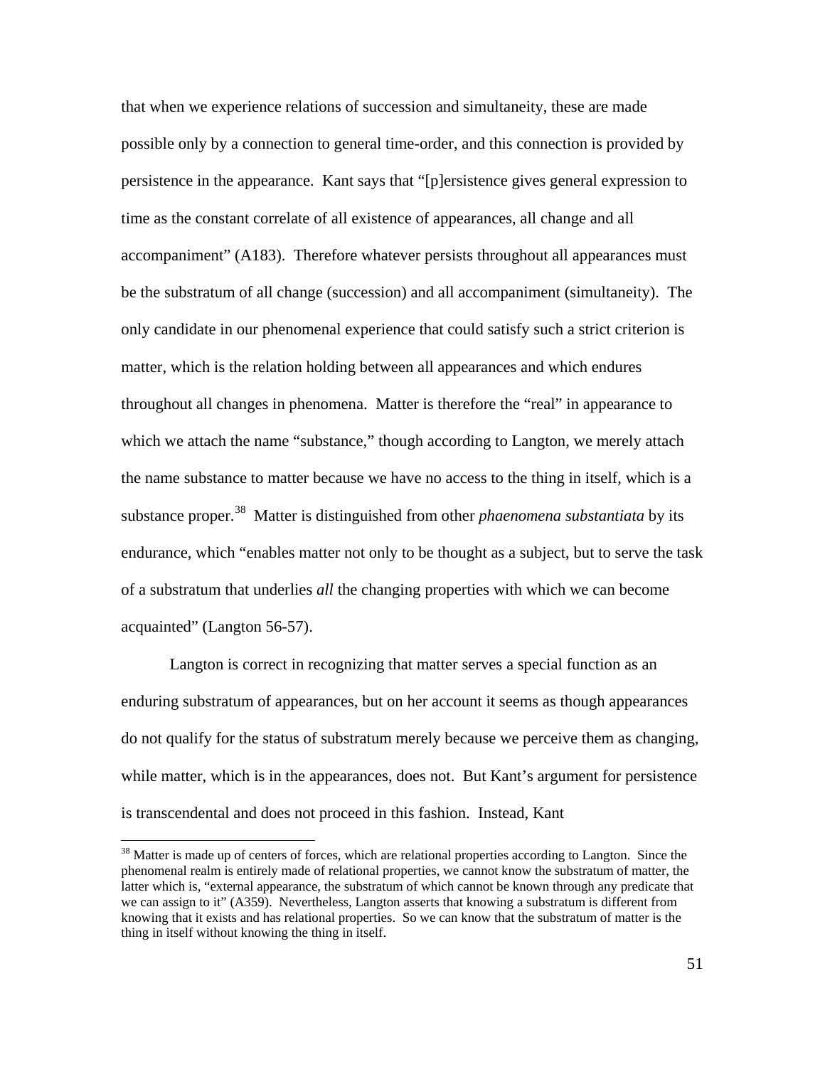that when we experience relations of succession and simultaneity, these are made possible only by a connection to general time-order, and this connection is provided by persistence in the appearance. Kant says that "[p]ersistence gives general expression to time as the constant correlate of all existence of appearances, all change and all accompaniment" (A183). Therefore whatever persists throughout all appearances must be the substratum of all change (succession) and all accompaniment (simultaneity). The only candidate in our phenomenal experience that could satisfy such a strict criterion is matter, which is the relation holding between all appearances and which endures throughout all changes in phenomena. Matter is therefore the "real" in appearance to which we attach the name "substance," though according to Langton, we merely attach the name substance to matter because we have no access to the thing in itself, which is a substance proper.[38] Matter is distinguished from other *phaenomena substantiata* by its endurance, which "enables matter not only to be thought as a subject, but to serve the task of a substratum that underlies *all* the changing properties with which we can become acquainted" (Langton 56-57).

Langton is correct in recognizing that matter serves a special function as an enduring substratum of appearances, but on her account it seems as though appearances do not qualify for the status of substratum merely because we perceive them as changing, while matter, which is in the appearances, does not. But Kant's argument for persistence is transcendental and does not proceed in this fashion. Instead, Kant

---

[38] Matter is made up of centers of forces, which are relational properties according to Langton. Since the phenomenal realm is entirely made of relational properties, we cannot know the substratum of matter, the latter which is, "external appearance, the substratum of which cannot be known through any predicate that we can assign to it" (A359). Nevertheless, Langton asserts that knowing a substratum is different from knowing that it exists and has relational properties. So we can know that the substratum of matter is the thing in itself without knowing the thing in itself.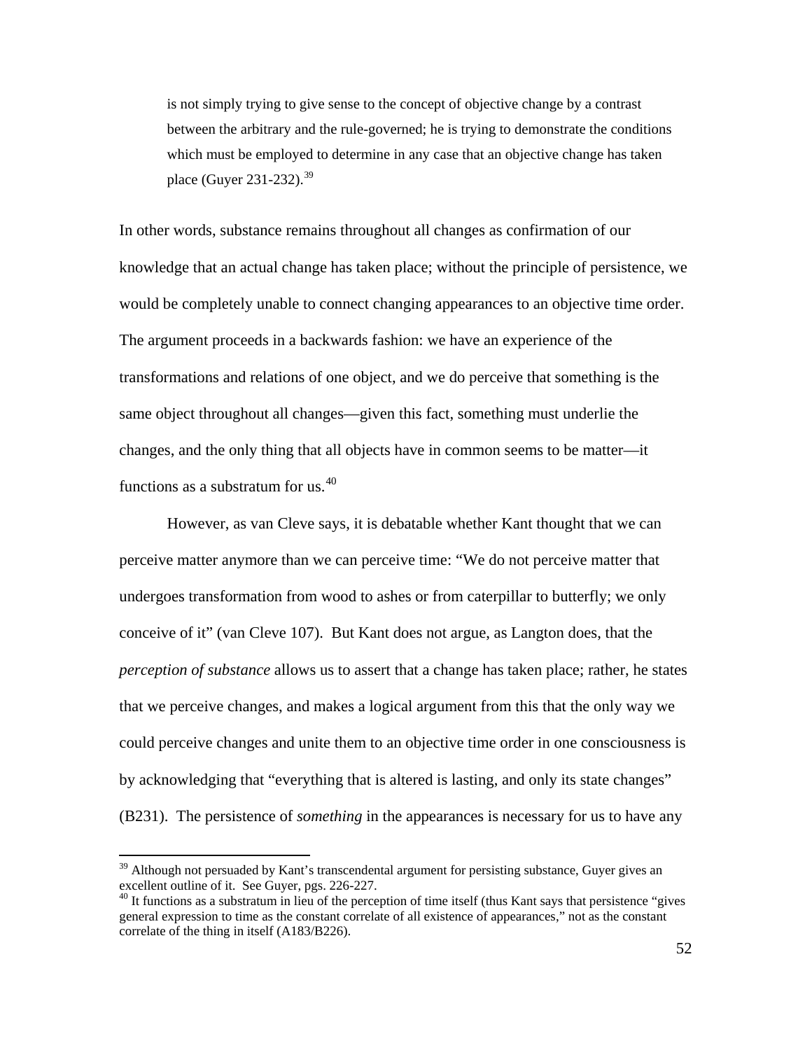> is not simply trying to give sense to the concept of objective change by a contrast between the arbitrary and the rule-governed; he is trying to demonstrate the conditions which must be employed to determine in any case that an objective change has taken place (Guyer 231-232).[39]

In other words, substance remains throughout all changes as confirmation of our knowledge that an actual change has taken place; without the principle of persistence, we would be completely unable to connect changing appearances to an objective time order. The argument proceeds in a backwards fashion: we have an experience of the transformations and relations of one object, and we do perceive that something is the same object throughout all changes—given this fact, something must underlie the changes, and the only thing that all objects have in common seems to be matter—it functions as a substratum for us.[40]

However, as van Cleve says, it is debatable whether Kant thought that we can perceive matter anymore than we can perceive time: "We do not perceive matter that undergoes transformation from wood to ashes or from caterpillar to butterfly; we only conceive of it" (van Cleve 107). But Kant does not argue, as Langton does, that the *perception of substance* allows us to assert that a change has taken place; rather, he states that we perceive changes, and makes a logical argument from this that the only way we could perceive changes and unite them to an objective time order in one consciousness is by acknowledging that "everything that is altered is lasting, and only its state changes" (B231). The persistence of *something* in the appearances is necessary for us to have any

---

[39] Although not persuaded by Kant's transcendental argument for persisting substance, Guyer gives an excellent outline of it. See Guyer, pgs. 226-227.

[40] It functions as a substratum in lieu of the perception of time itself (thus Kant says that persistence "gives general expression to time as the constant correlate of all existence of appearances," not as the constant correlate of the thing in itself (A183/B226).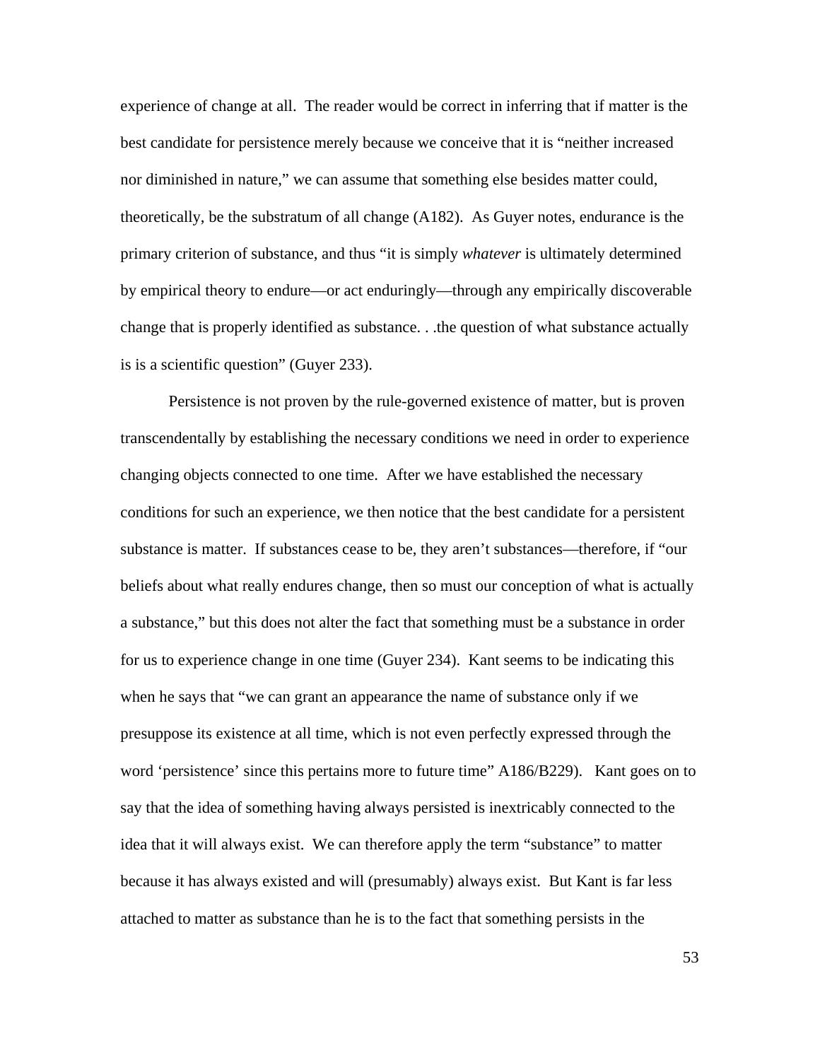experience of change at all. The reader would be correct in inferring that if matter is the best candidate for persistence merely because we conceive that it is "neither increased nor diminished in nature," we can assume that something else besides matter could, theoretically, be the substratum of all change (A182). As Guyer notes, endurance is the primary criterion of substance, and thus "it is simply *whatever* is ultimately determined by empirical theory to endure—or act enduringly—through any empirically discoverable change that is properly identified as substance. . .the question of what substance actually is is a scientific question" (Guyer 233).

Persistence is not proven by the rule-governed existence of matter, but is proven transcendentally by establishing the necessary conditions we need in order to experience changing objects connected to one time. After we have established the necessary conditions for such an experience, we then notice that the best candidate for a persistent substance is matter. If substances cease to be, they aren't substances—therefore, if "our beliefs about what really endures change, then so must our conception of what is actually a substance," but this does not alter the fact that something must be a substance in order for us to experience change in one time (Guyer 234). Kant seems to be indicating this when he says that "we can grant an appearance the name of substance only if we presuppose its existence at all time, which is not even perfectly expressed through the word 'persistence' since this pertains more to future time" A186/B229). Kant goes on to say that the idea of something having always persisted is inextricably connected to the idea that it will always exist. We can therefore apply the term "substance" to matter because it has always existed and will (presumably) always exist. But Kant is far less attached to matter as substance than he is to the fact that something persists in the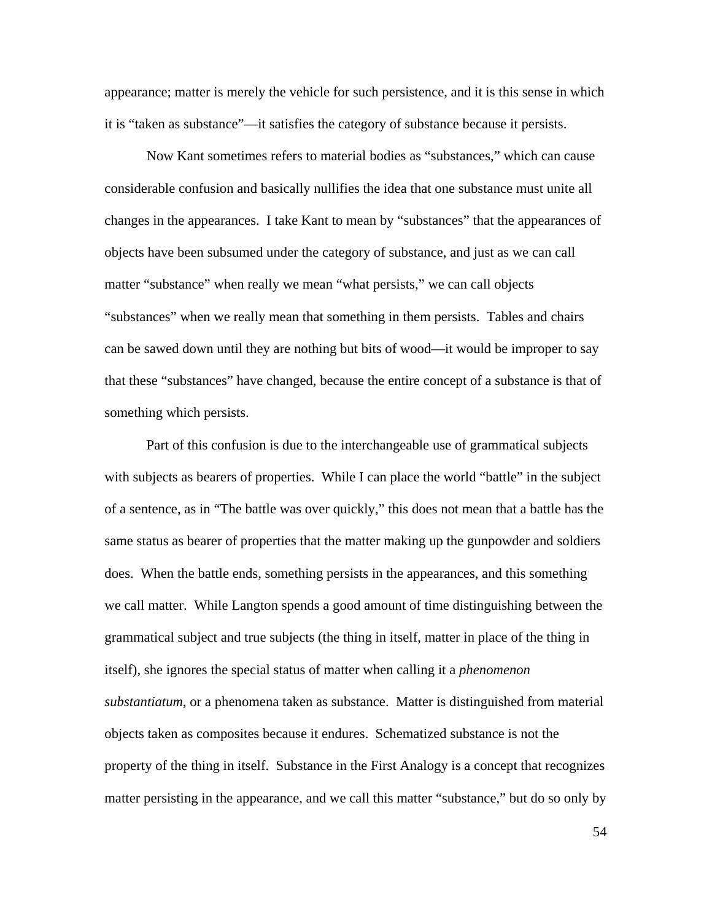appearance; matter is merely the vehicle for such persistence, and it is this sense in which it is "taken as substance"—it satisfies the category of substance because it persists.

Now Kant sometimes refers to material bodies as "substances," which can cause considerable confusion and basically nullifies the idea that one substance must unite all changes in the appearances. I take Kant to mean by "substances" that the appearances of objects have been subsumed under the category of substance, and just as we can call matter "substance" when really we mean "what persists," we can call objects "substances" when we really mean that something in them persists. Tables and chairs can be sawed down until they are nothing but bits of wood—it would be improper to say that these "substances" have changed, because the entire concept of a substance is that of something which persists.

Part of this confusion is due to the interchangeable use of grammatical subjects with subjects as bearers of properties. While I can place the world "battle" in the subject of a sentence, as in "The battle was over quickly," this does not mean that a battle has the same status as bearer of properties that the matter making up the gunpowder and soldiers does. When the battle ends, something persists in the appearances, and this something we call matter. While Langton spends a good amount of time distinguishing between the grammatical subject and true subjects (the thing in itself, matter in place of the thing in itself), she ignores the special status of matter when calling it a *phenomenon substantiatum*, or a phenomena taken as substance. Matter is distinguished from material objects taken as composites because it endures. Schematized substance is not the property of the thing in itself. Substance in the First Analogy is a concept that recognizes matter persisting in the appearance, and we call this matter "substance," but do so only by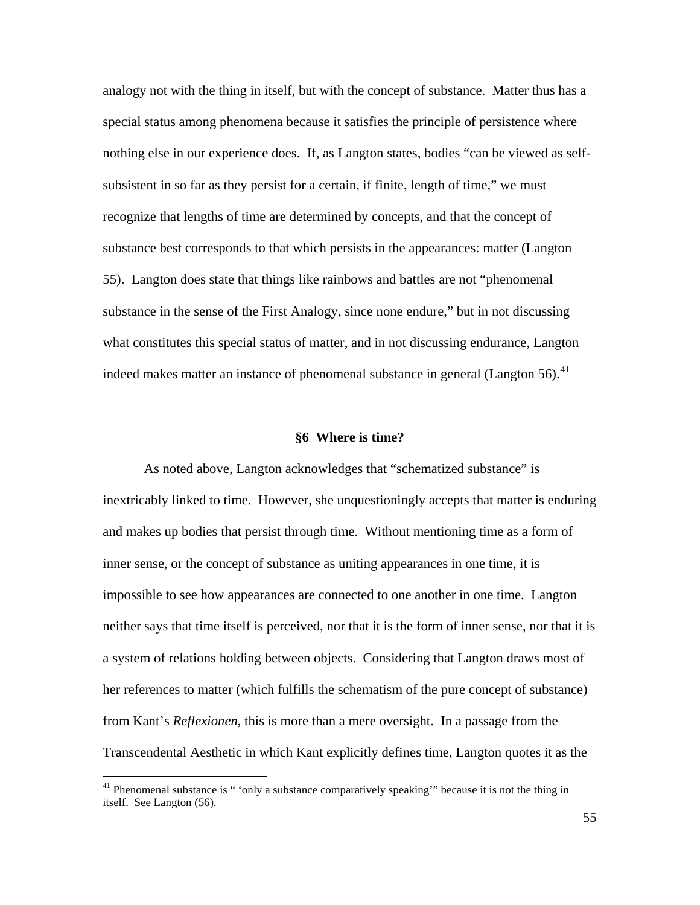analogy not with the thing in itself, but with the concept of substance. Matter thus has a special status among phenomena because it satisfies the principle of persistence where nothing else in our experience does. If, as Langton states, bodies "can be viewed as self-subsistent in so far as they persist for a certain, if finite, length of time," we must recognize that lengths of time are determined by concepts, and that the concept of substance best corresponds to that which persists in the appearances: matter (Langton 55). Langton does state that things like rainbows and battles are not "phenomenal substance in the sense of the First Analogy, since none endure," but in not discussing what constitutes this special status of matter, and in not discussing endurance, Langton indeed makes matter an instance of phenomenal substance in general (Langton 56).[41]

## §6 Where is time?

As noted above, Langton acknowledges that "schematized substance" is inextricably linked to time. However, she unquestioningly accepts that matter is enduring and makes up bodies that persist through time. Without mentioning time as a form of inner sense, or the concept of substance as uniting appearances in one time, it is impossible to see how appearances are connected to one another in one time. Langton neither says that time itself is perceived, nor that it is the form of inner sense, nor that it is a system of relations holding between objects. Considering that Langton draws most of her references to matter (which fulfills the schematism of the pure concept of substance) from Kant's *Reflexionen*, this is more than a mere oversight. In a passage from the Transcendental Aesthetic in which Kant explicitly defines time, Langton quotes it as the

[41] Phenomenal substance is " 'only a substance comparatively speaking'" because it is not the thing in itself. See Langton (56).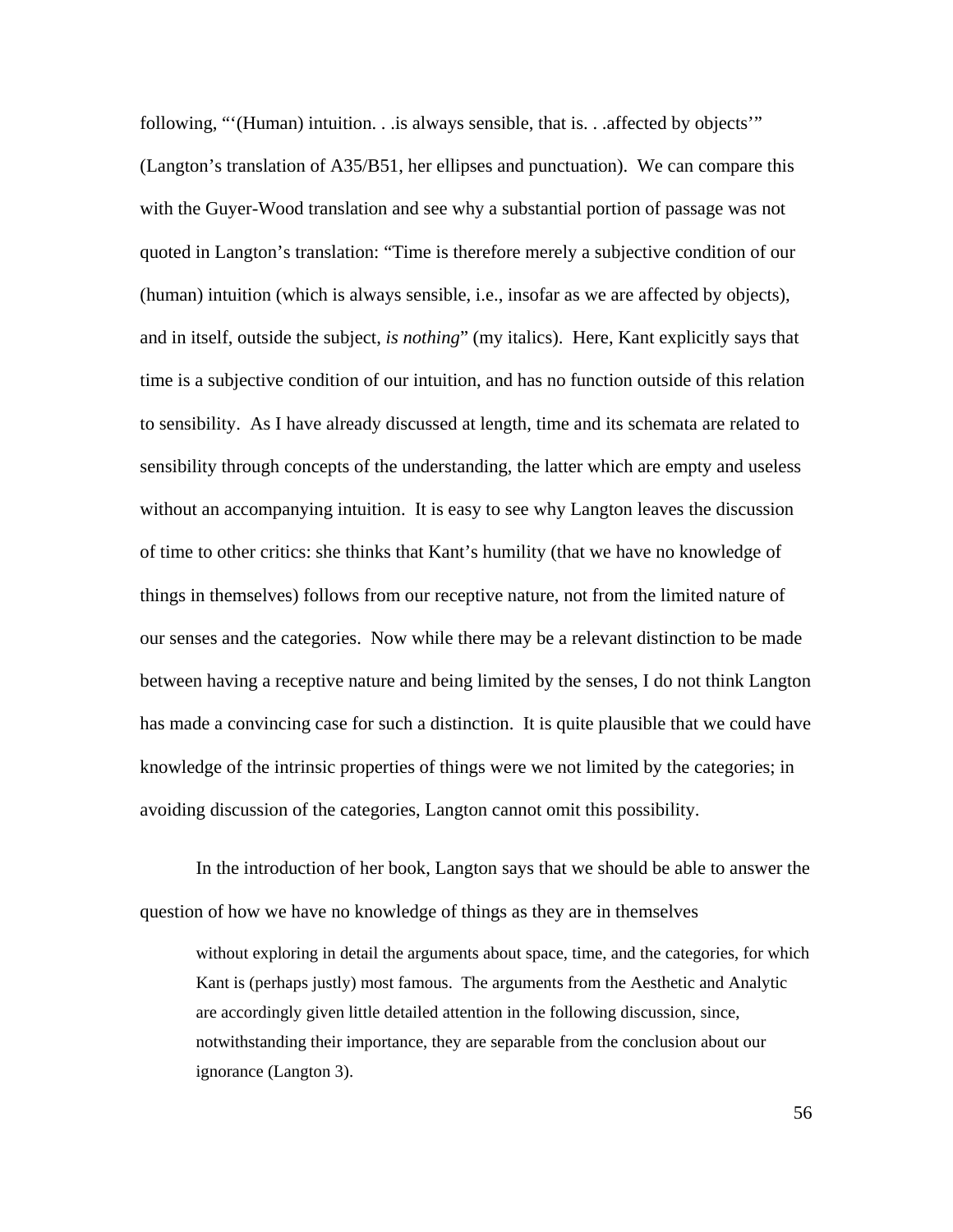following, "'(Human) intuition. . .is always sensible, that is. . .affected by objects'" (Langton's translation of A35/B51, her ellipses and punctuation). We can compare this with the Guyer-Wood translation and see why a substantial portion of passage was not quoted in Langton's translation: "Time is therefore merely a subjective condition of our (human) intuition (which is always sensible, i.e., insofar as we are affected by objects), and in itself, outside the subject, *is nothing*" (my italics). Here, Kant explicitly says that time is a subjective condition of our intuition, and has no function outside of this relation to sensibility. As I have already discussed at length, time and its schemata are related to sensibility through concepts of the understanding, the latter which are empty and useless without an accompanying intuition. It is easy to see why Langton leaves the discussion of time to other critics: she thinks that Kant's humility (that we have no knowledge of things in themselves) follows from our receptive nature, not from the limited nature of our senses and the categories. Now while there may be a relevant distinction to be made between having a receptive nature and being limited by the senses, I do not think Langton has made a convincing case for such a distinction. It is quite plausible that we could have knowledge of the intrinsic properties of things were we not limited by the categories; in avoiding discussion of the categories, Langton cannot omit this possibility.

In the introduction of her book, Langton says that we should be able to answer the question of how we have no knowledge of things as they are in themselves

> without exploring in detail the arguments about space, time, and the categories, for which Kant is (perhaps justly) most famous. The arguments from the Aesthetic and Analytic are accordingly given little detailed attention in the following discussion, since, notwithstanding their importance, they are separable from the conclusion about our ignorance (Langton 3).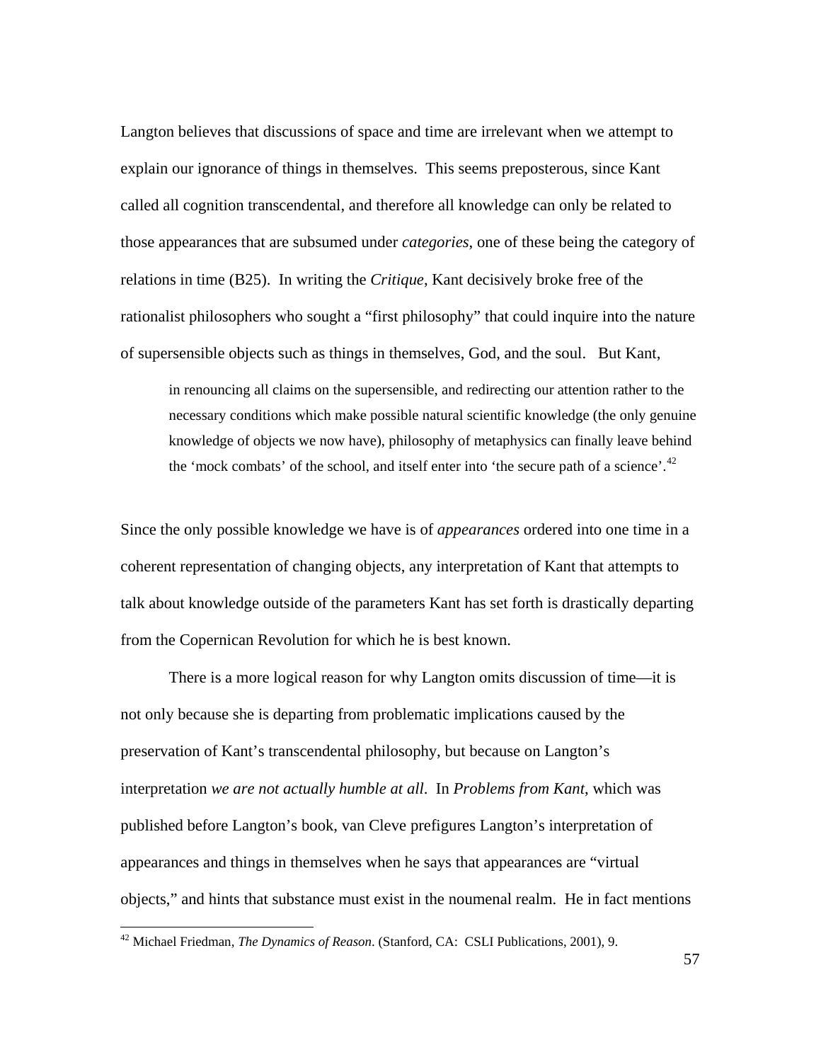Langton believes that discussions of space and time are irrelevant when we attempt to explain our ignorance of things in themselves. This seems preposterous, since Kant called all cognition transcendental, and therefore all knowledge can only be related to those appearances that are subsumed under *categories*, one of these being the category of relations in time (B25). In writing the *Critique*, Kant decisively broke free of the rationalist philosophers who sought a "first philosophy" that could inquire into the nature of supersensible objects such as things in themselves, God, and the soul. But Kant,

> in renouncing all claims on the supersensible, and redirecting our attention rather to the necessary conditions which make possible natural scientific knowledge (the only genuine knowledge of objects we now have), philosophy of metaphysics can finally leave behind the 'mock combats' of the school, and itself enter into 'the secure path of a science'.[42]

Since the only possible knowledge we have is of *appearances* ordered into one time in a coherent representation of changing objects, any interpretation of Kant that attempts to talk about knowledge outside of the parameters Kant has set forth is drastically departing from the Copernican Revolution for which he is best known.

There is a more logical reason for why Langton omits discussion of time—it is not only because she is departing from problematic implications caused by the preservation of Kant's transcendental philosophy, but because on Langton's interpretation *we are not actually humble at all*. In *Problems from Kant*, which was published before Langton's book, van Cleve prefigures Langton's interpretation of appearances and things in themselves when he says that appearances are "virtual objects," and hints that substance must exist in the noumenal realm. He in fact mentions

---

[42] Michael Friedman, *The Dynamics of Reason*. (Stanford, CA: CSLI Publications, 2001), 9.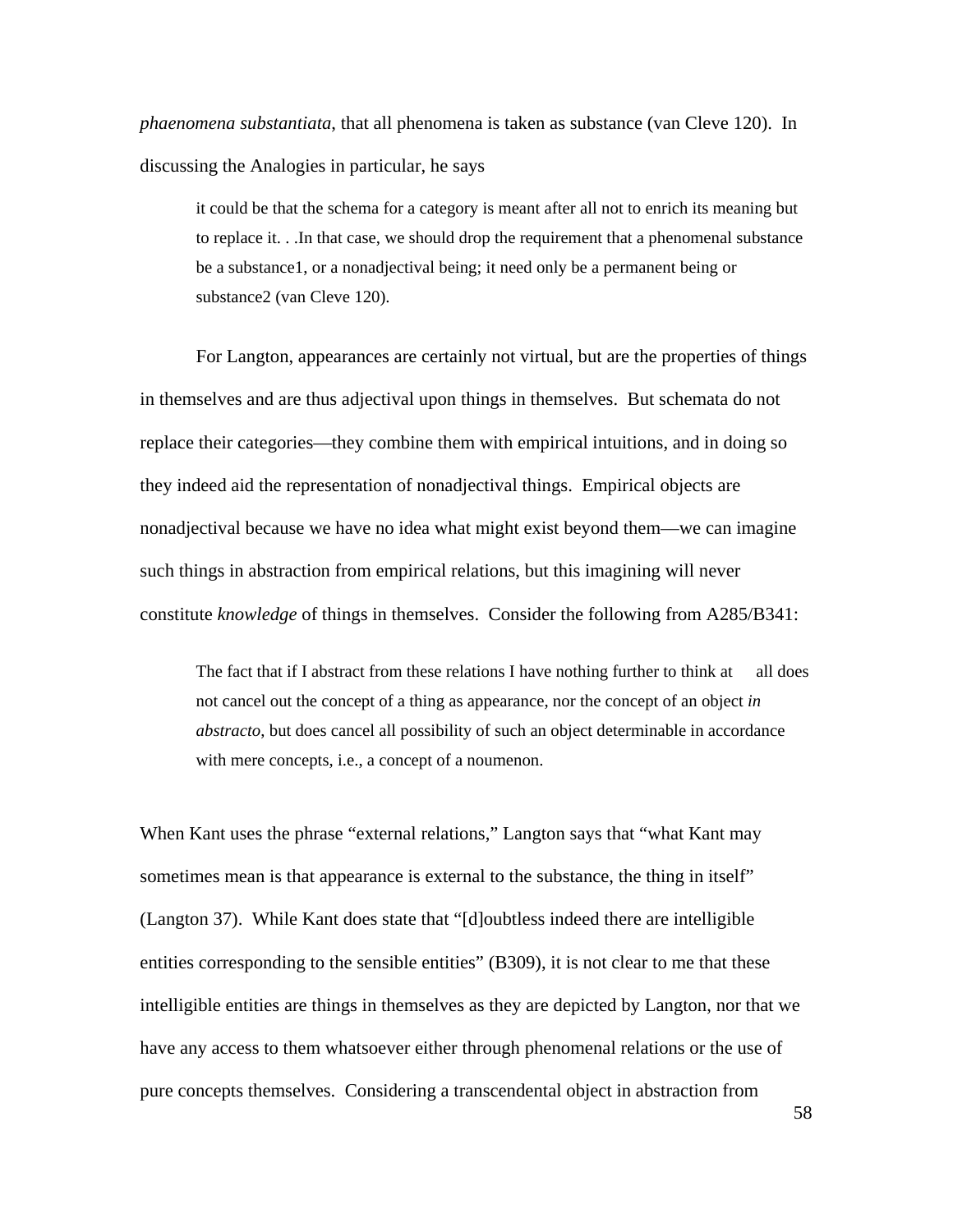*phaenomena substantiata*, that all phenomena is taken as substance (van Cleve 120). In discussing the Analogies in particular, he says

> it could be that the schema for a category is meant after all not to enrich its meaning but to replace it. . .In that case, we should drop the requirement that a phenomenal substance be a substance1, or a nonadjectival being; it need only be a permanent being or substance2 (van Cleve 120).

For Langton, appearances are certainly not virtual, but are the properties of things in themselves and are thus adjectival upon things in themselves. But schemata do not replace their categories—they combine them with empirical intuitions, and in doing so they indeed aid the representation of nonadjectival things. Empirical objects are nonadjectival because we have no idea what might exist beyond them—we can imagine such things in abstraction from empirical relations, but this imagining will never constitute *knowledge* of things in themselves. Consider the following from A285/B341:

> The fact that if I abstract from these relations I have nothing further to think at all does not cancel out the concept of a thing as appearance, nor the concept of an object *in abstracto*, but does cancel all possibility of such an object determinable in accordance with mere concepts, i.e., a concept of a noumenon.

When Kant uses the phrase "external relations," Langton says that "what Kant may sometimes mean is that appearance is external to the substance, the thing in itself" (Langton 37). While Kant does state that "[d]oubtless indeed there are intelligible entities corresponding to the sensible entities" (B309), it is not clear to me that these intelligible entities are things in themselves as they are depicted by Langton, nor that we have any access to them whatsoever either through phenomenal relations or the use of pure concepts themselves. Considering a transcendental object in abstraction from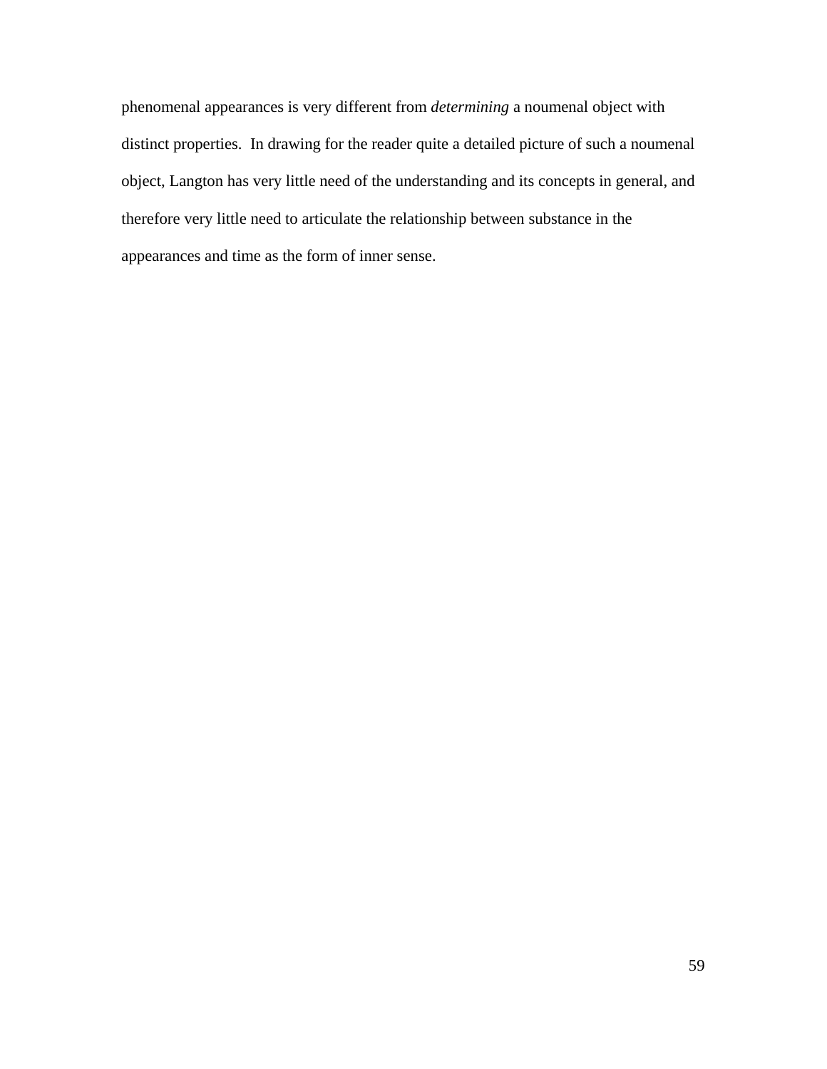phenomenal appearances is very different from *determining* a noumenal object with distinct properties. In drawing for the reader quite a detailed picture of such a noumenal object, Langton has very little need of the understanding and its concepts in general, and therefore very little need to articulate the relationship between substance in the appearances and time as the form of inner sense.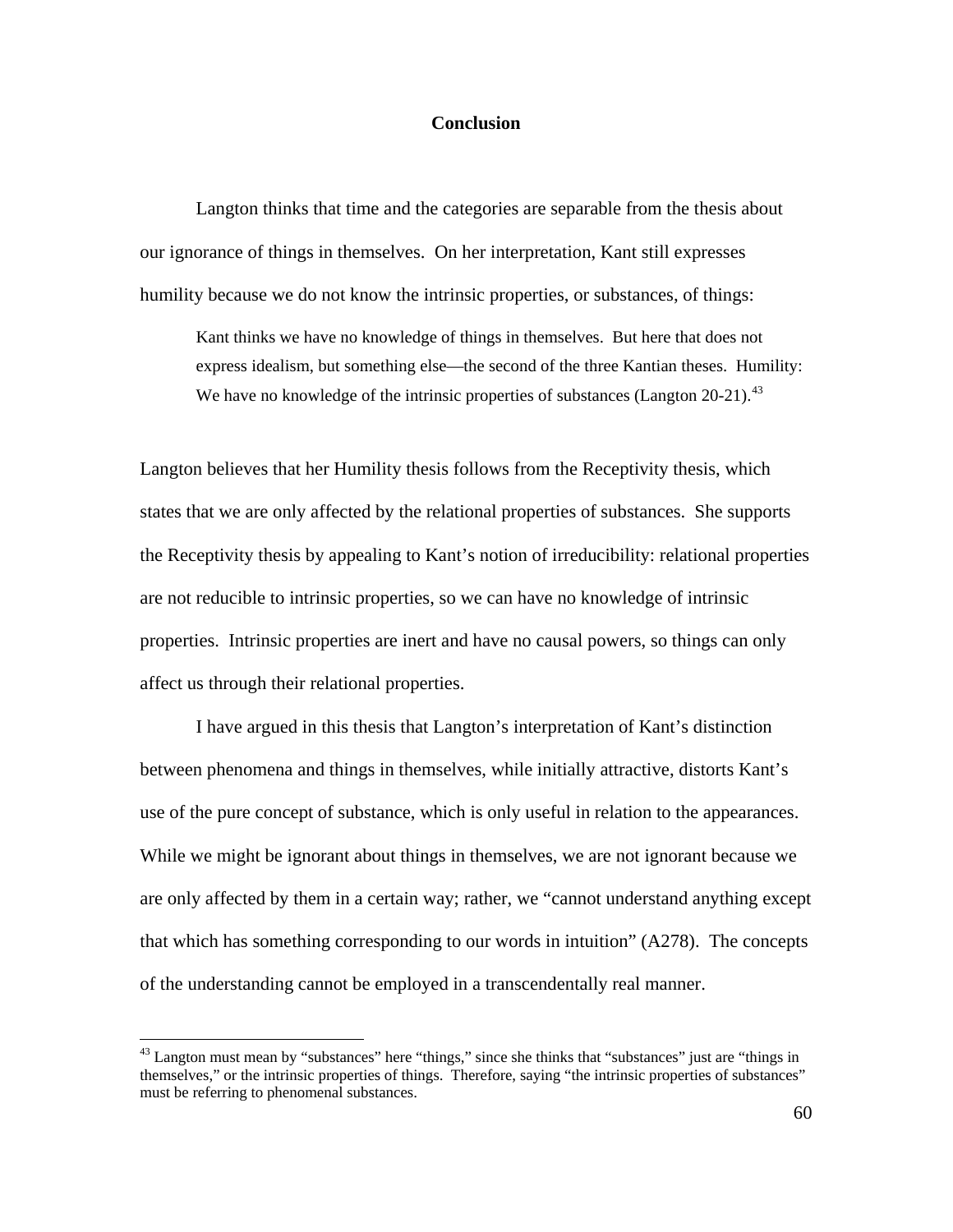# Conclusion

Langton thinks that time and the categories are separable from the thesis about our ignorance of things in themselves. On her interpretation, Kant still expresses humility because we do not know the intrinsic properties, or substances, of things:

> Kant thinks we have no knowledge of things in themselves. But here that does not express idealism, but something else—the second of the three Kantian theses. Humility: We have no knowledge of the intrinsic properties of substances (Langton 20-21).[43]

Langton believes that her Humility thesis follows from the Receptivity thesis, which states that we are only affected by the relational properties of substances. She supports the Receptivity thesis by appealing to Kant's notion of irreducibility: relational properties are not reducible to intrinsic properties, so we can have no knowledge of intrinsic properties. Intrinsic properties are inert and have no causal powers, so things can only affect us through their relational properties.

I have argued in this thesis that Langton's interpretation of Kant's distinction between phenomena and things in themselves, while initially attractive, distorts Kant's use of the pure concept of substance, which is only useful in relation to the appearances. While we might be ignorant about things in themselves, we are not ignorant because we are only affected by them in a certain way; rather, we "cannot understand anything except that which has something corresponding to our words in intuition" (A278). The concepts of the understanding cannot be employed in a transcendentally real manner.

---

[43] Langton must mean by "substances" here "things," since she thinks that "substances" just are "things in themselves," or the intrinsic properties of things. Therefore, saying "the intrinsic properties of substances" must be referring to phenomenal substances.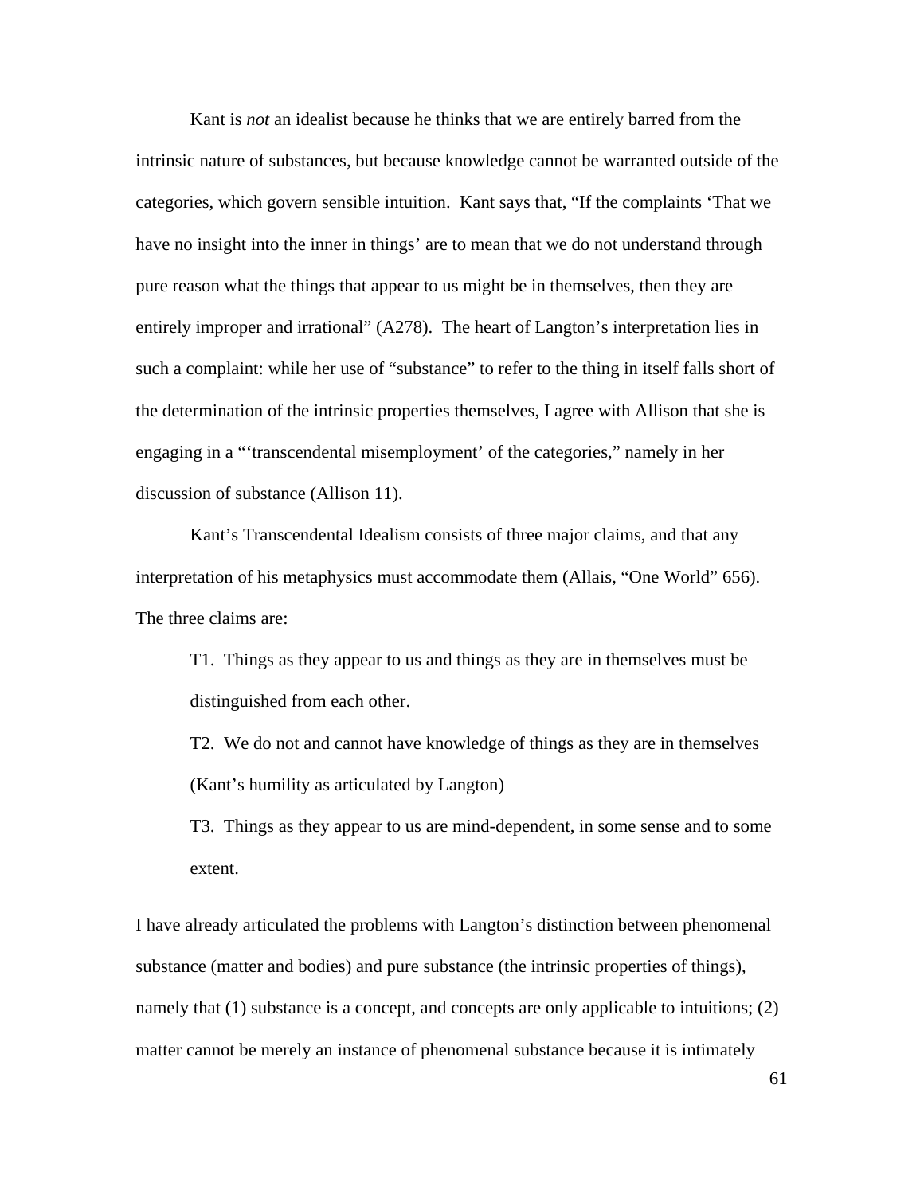Kant is *not* an idealist because he thinks that we are entirely barred from the intrinsic nature of substances, but because knowledge cannot be warranted outside of the categories, which govern sensible intuition. Kant says that, "If the complaints 'That we have no insight into the inner in things' are to mean that we do not understand through pure reason what the things that appear to us might be in themselves, then they are entirely improper and irrational" (A278). The heart of Langton's interpretation lies in such a complaint: while her use of "substance" to refer to the thing in itself falls short of the determination of the intrinsic properties themselves, I agree with Allison that she is engaging in a "'transcendental misemployment' of the categories," namely in her discussion of substance (Allison 11).

Kant's Transcendental Idealism consists of three major claims, and that any interpretation of his metaphysics must accommodate them (Allais, "One World" 656). The three claims are:

> T1. Things as they appear to us and things as they are in themselves must be distinguished from each other.
>
> T2. We do not and cannot have knowledge of things as they are in themselves (Kant's humility as articulated by Langton)
>
> T3. Things as they appear to us are mind-dependent, in some sense and to some extent.

I have already articulated the problems with Langton's distinction between phenomenal substance (matter and bodies) and pure substance (the intrinsic properties of things), namely that (1) substance is a concept, and concepts are only applicable to intuitions; (2) matter cannot be merely an instance of phenomenal substance because it is intimately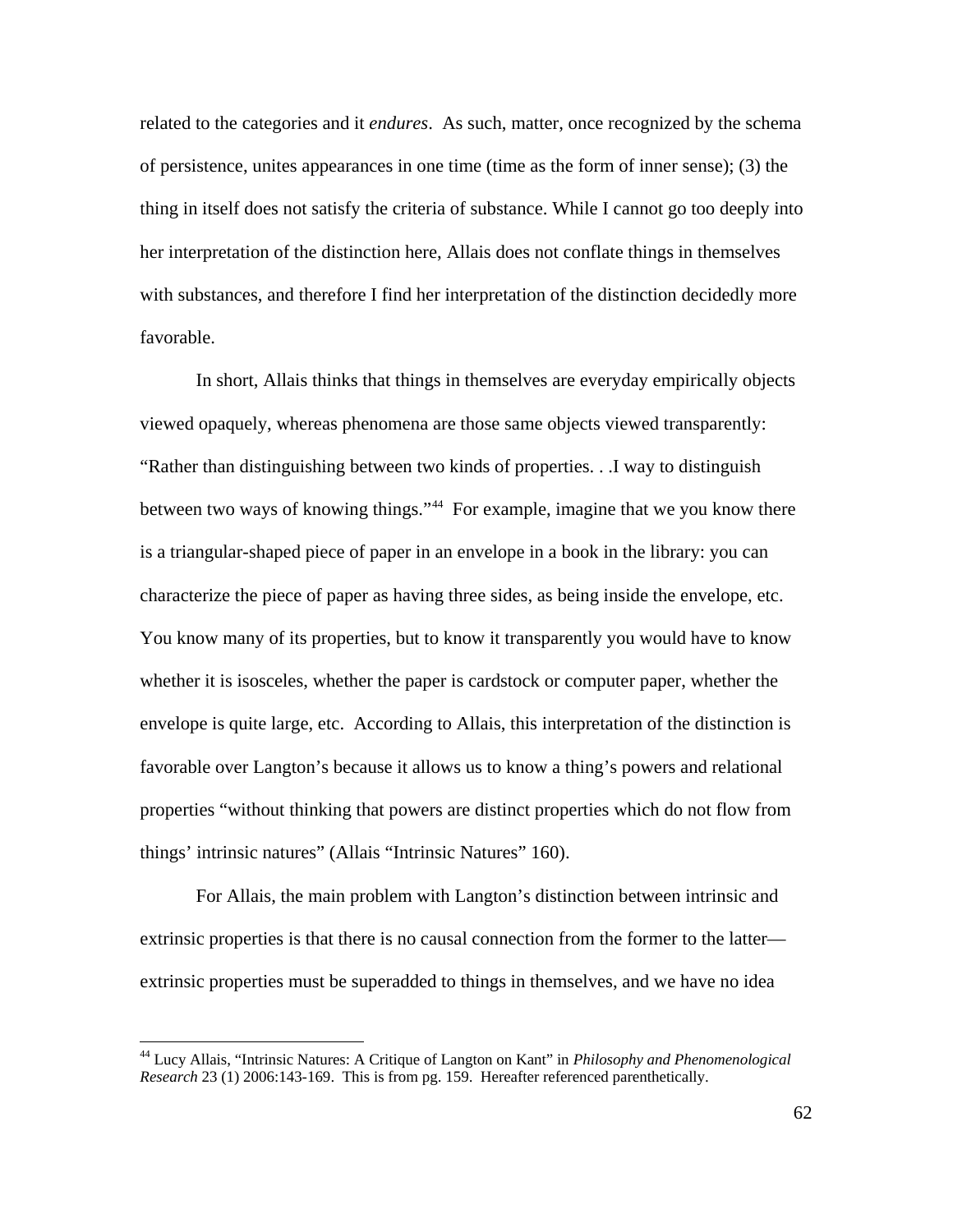related to the categories and it *endures*. As such, matter, once recognized by the schema of persistence, unites appearances in one time (time as the form of inner sense); (3) the thing in itself does not satisfy the criteria of substance. While I cannot go too deeply into her interpretation of the distinction here, Allais does not conflate things in themselves with substances, and therefore I find her interpretation of the distinction decidedly more favorable.

In short, Allais thinks that things in themselves are everyday empirically objects viewed opaquely, whereas phenomena are those same objects viewed transparently: "Rather than distinguishing between two kinds of properties. . .I way to distinguish between two ways of knowing things."[44] For example, imagine that we you know there is a triangular-shaped piece of paper in an envelope in a book in the library: you can characterize the piece of paper as having three sides, as being inside the envelope, etc. You know many of its properties, but to know it transparently you would have to know whether it is isosceles, whether the paper is cardstock or computer paper, whether the envelope is quite large, etc. According to Allais, this interpretation of the distinction is favorable over Langton's because it allows us to know a thing's powers and relational properties "without thinking that powers are distinct properties which do not flow from things' intrinsic natures" (Allais "Intrinsic Natures" 160).

For Allais, the main problem with Langton's distinction between intrinsic and extrinsic properties is that there is no causal connection from the former to the latter—extrinsic properties must be superadded to things in themselves, and we have no idea

---

[44] Lucy Allais, "Intrinsic Natures: A Critique of Langton on Kant" in *Philosophy and Phenomenological Research* 23 (1) 2006:143-169. This is from pg. 159. Hereafter referenced parenthetically.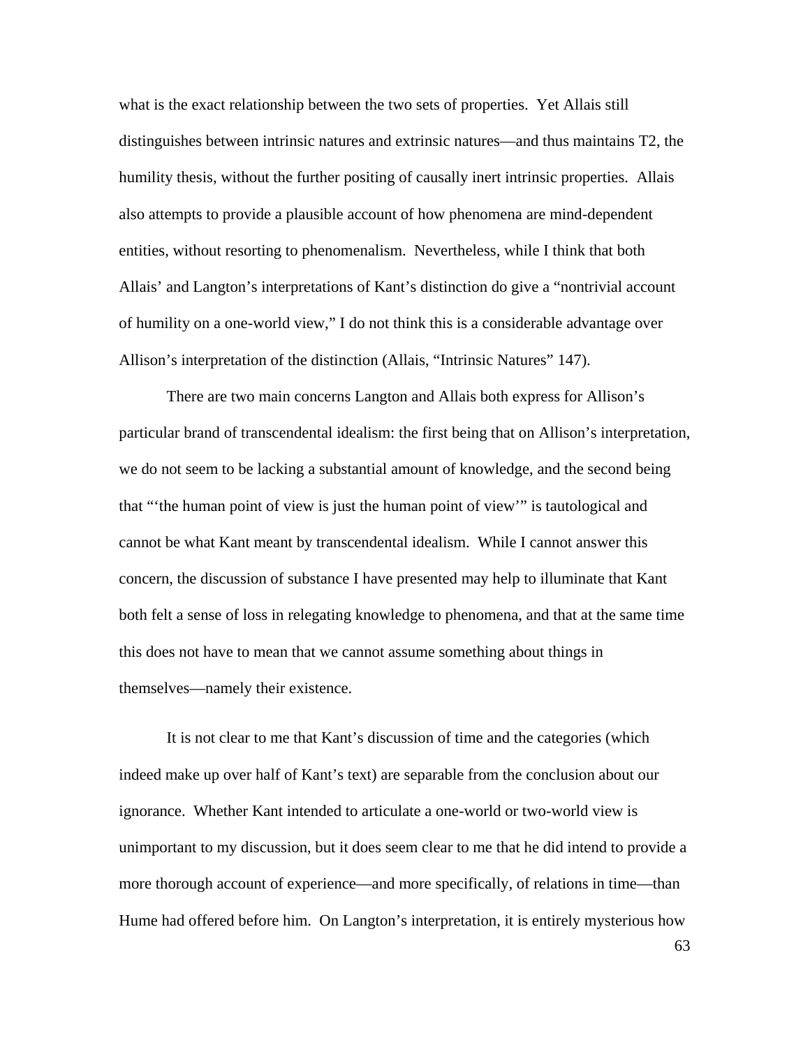what is the exact relationship between the two sets of properties. Yet Allais still distinguishes between intrinsic natures and extrinsic natures—and thus maintains T2, the humility thesis, without the further positing of causally inert intrinsic properties. Allais also attempts to provide a plausible account of how phenomena are mind-dependent entities, without resorting to phenomenalism. Nevertheless, while I think that both Allais' and Langton's interpretations of Kant's distinction do give a "nontrivial account of humility on a one-world view," I do not think this is a considerable advantage over Allison's interpretation of the distinction (Allais, "Intrinsic Natures" 147).

There are two main concerns Langton and Allais both express for Allison's particular brand of transcendental idealism: the first being that on Allison's interpretation, we do not seem to be lacking a substantial amount of knowledge, and the second being that "'the human point of view is just the human point of view'" is tautological and cannot be what Kant meant by transcendental idealism. While I cannot answer this concern, the discussion of substance I have presented may help to illuminate that Kant both felt a sense of loss in relegating knowledge to phenomena, and that at the same time this does not have to mean that we cannot assume something about things in themselves—namely their existence.

It is not clear to me that Kant's discussion of time and the categories (which indeed make up over half of Kant's text) are separable from the conclusion about our ignorance. Whether Kant intended to articulate a one-world or two-world view is unimportant to my discussion, but it does seem clear to me that he did intend to provide a more thorough account of experience—and more specifically, of relations in time—than Hume had offered before him. On Langton's interpretation, it is entirely mysterious how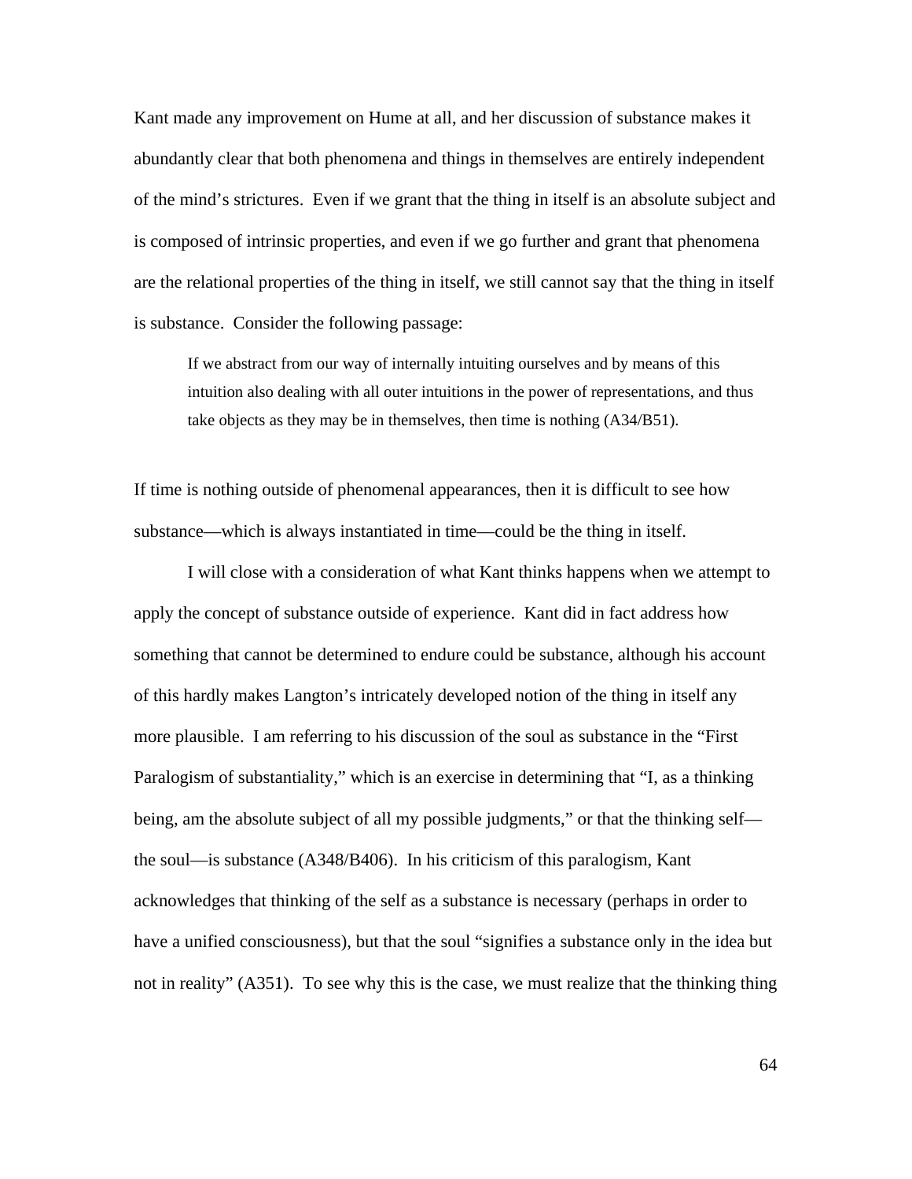Kant made any improvement on Hume at all, and her discussion of substance makes it abundantly clear that both phenomena and things in themselves are entirely independent of the mind's strictures. Even if we grant that the thing in itself is an absolute subject and is composed of intrinsic properties, and even if we go further and grant that phenomena are the relational properties of the thing in itself, we still cannot say that the thing in itself is substance. Consider the following passage:

> If we abstract from our way of internally intuiting ourselves and by means of this intuition also dealing with all outer intuitions in the power of representations, and thus take objects as they may be in themselves, then time is nothing (A34/B51).

If time is nothing outside of phenomenal appearances, then it is difficult to see how substance—which is always instantiated in time—could be the thing in itself.

I will close with a consideration of what Kant thinks happens when we attempt to apply the concept of substance outside of experience. Kant did in fact address how something that cannot be determined to endure could be substance, although his account of this hardly makes Langton's intricately developed notion of the thing in itself any more plausible. I am referring to his discussion of the soul as substance in the "First Paralogism of substantiality," which is an exercise in determining that "I, as a thinking being, am the absolute subject of all my possible judgments," or that the thinking self—the soul—is substance (A348/B406). In his criticism of this paralogism, Kant acknowledges that thinking of the self as a substance is necessary (perhaps in order to have a unified consciousness), but that the soul "signifies a substance only in the idea but not in reality" (A351). To see why this is the case, we must realize that the thinking thing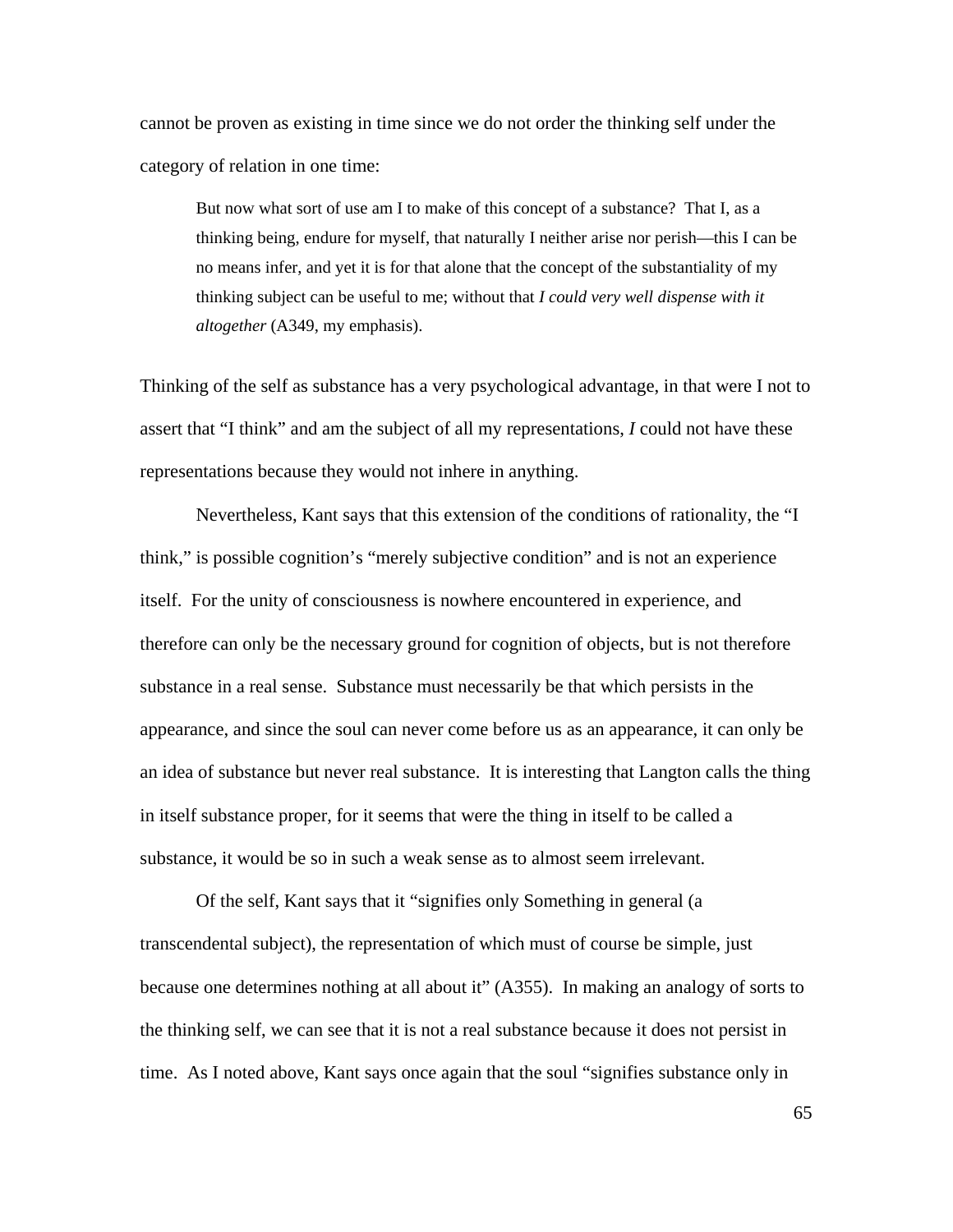cannot be proven as existing in time since we do not order the thinking self under the category of relation in one time:

> But now what sort of use am I to make of this concept of a substance? That I, as a thinking being, endure for myself, that naturally I neither arise nor perish—this I can be no means infer, and yet it is for that alone that the concept of the substantiality of my thinking subject can be useful to me; without that *I could very well dispense with it altogether* (A349, my emphasis).

Thinking of the self as substance has a very psychological advantage, in that were I not to assert that "I think" and am the subject of all my representations, *I* could not have these representations because they would not inhere in anything.

Nevertheless, Kant says that this extension of the conditions of rationality, the "I think," is possible cognition's "merely subjective condition" and is not an experience itself. For the unity of consciousness is nowhere encountered in experience, and therefore can only be the necessary ground for cognition of objects, but is not therefore substance in a real sense. Substance must necessarily be that which persists in the appearance, and since the soul can never come before us as an appearance, it can only be an idea of substance but never real substance. It is interesting that Langton calls the thing in itself substance proper, for it seems that were the thing in itself to be called a substance, it would be so in such a weak sense as to almost seem irrelevant.

Of the self, Kant says that it "signifies only Something in general (a transcendental subject), the representation of which must of course be simple, just because one determines nothing at all about it" (A355). In making an analogy of sorts to the thinking self, we can see that it is not a real substance because it does not persist in time. As I noted above, Kant says once again that the soul "signifies substance only in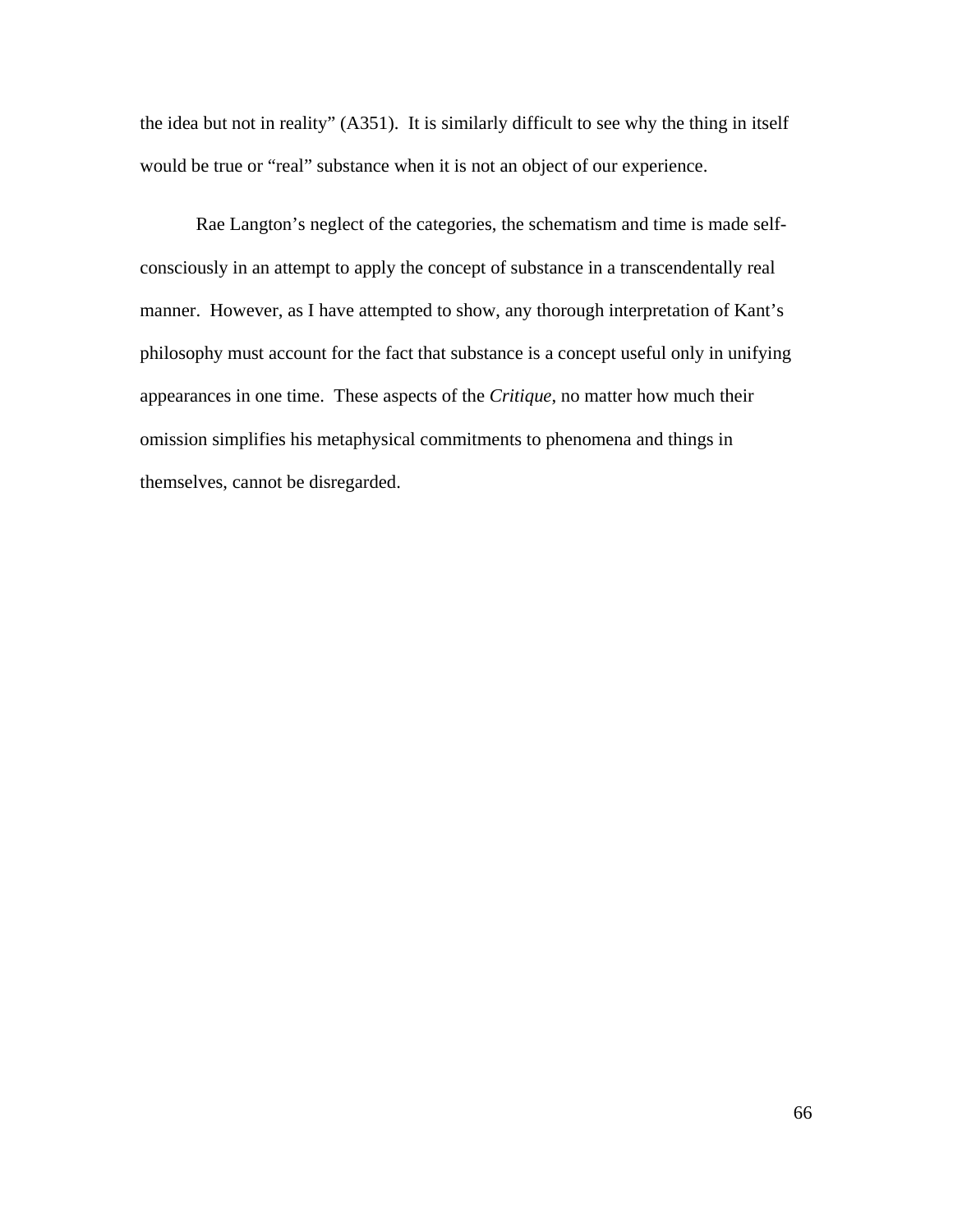the idea but not in reality" (A351). It is similarly difficult to see why the thing in itself would be true or "real" substance when it is not an object of our experience.

Rae Langton's neglect of the categories, the schematism and time is made self-consciously in an attempt to apply the concept of substance in a transcendentally real manner. However, as I have attempted to show, any thorough interpretation of Kant's philosophy must account for the fact that substance is a concept useful only in unifying appearances in one time. These aspects of the *Critique*, no matter how much their omission simplifies his metaphysical commitments to phenomena and things in themselves, cannot be disregarded.